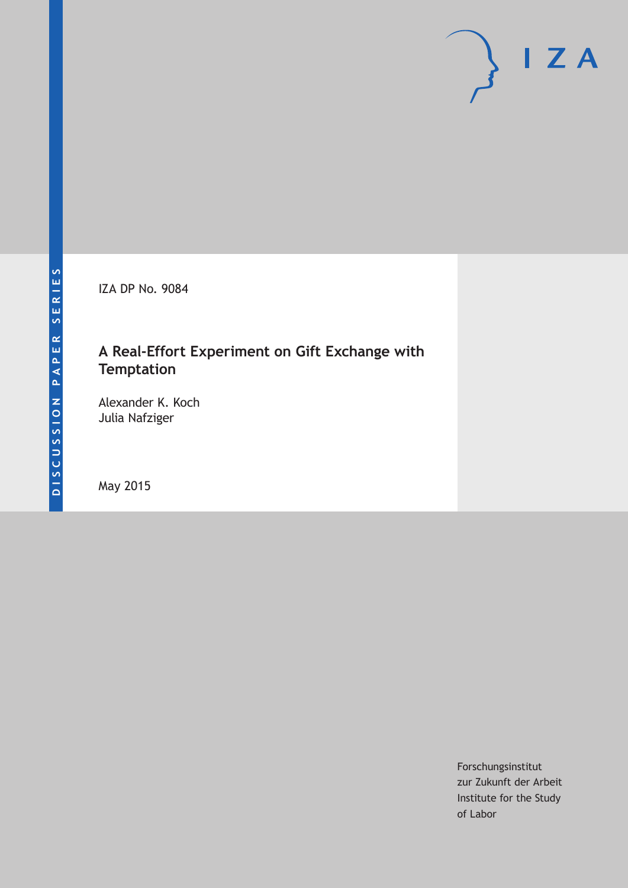DISCUSSION PAPER SERIES

IZA

IZA DP No. 9084

# A Real-Effort Experiment on Gift Exchange with Temptation

Alexander K. Koch
Julia Nafziger

May 2015

Forschungsinstitut
zur Zukunft der Arbeit
Institute for the Study
of Labor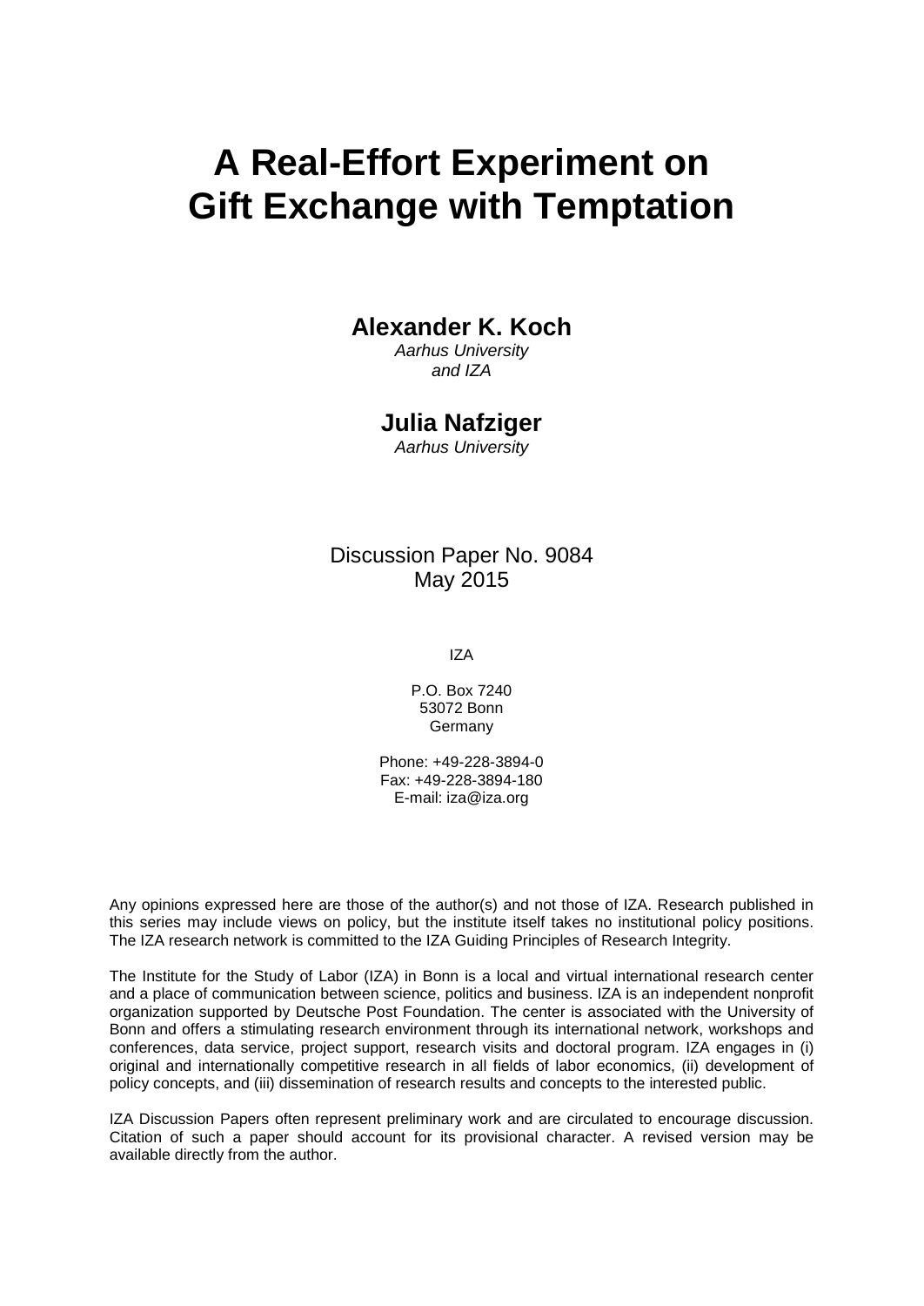# A Real-Effort Experiment on Gift Exchange with Temptation

**Alexander K. Koch**

*Aarhus University and IZA*

**Julia Nafziger**

*Aarhus University*

Discussion Paper No. 9084
May 2015

IZA

P.O. Box 7240
53072 Bonn
Germany

Phone: +49-228-3894-0
Fax: +49-228-3894-180
E-mail: iza@iza.org

Any opinions expressed here are those of the author(s) and not those of IZA. Research published in this series may include views on policy, but the institute itself takes no institutional policy positions. The IZA research network is committed to the IZA Guiding Principles of Research Integrity.

The Institute for the Study of Labor (IZA) in Bonn is a local and virtual international research center and a place of communication between science, politics and business. IZA is an independent nonprofit organization supported by Deutsche Post Foundation. The center is associated with the University of Bonn and offers a stimulating research environment through its international network, workshops and conferences, data service, project support, research visits and doctoral program. IZA engages in (i) original and internationally competitive research in all fields of labor economics, (ii) development of policy concepts, and (iii) dissemination of research results and concepts to the interested public.

IZA Discussion Papers often represent preliminary work and are circulated to encourage discussion. Citation of such a paper should account for its provisional character. A revised version may be available directly from the author.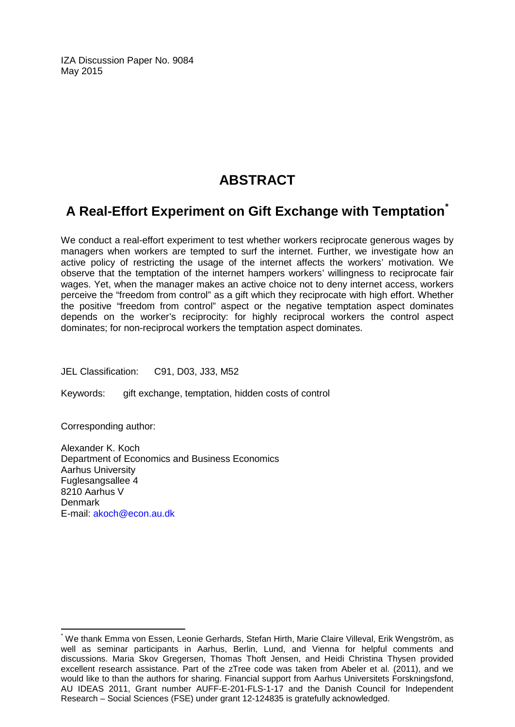IZA Discussion Paper No. 9084
May 2015

# ABSTRACT

## A Real-Effort Experiment on Gift Exchange with Temptation[*]

We conduct a real-effort experiment to test whether workers reciprocate generous wages by managers when workers are tempted to surf the internet. Further, we investigate how an active policy of restricting the usage of the internet affects the workers' motivation. We observe that the temptation of the internet hampers workers' willingness to reciprocate fair wages. Yet, when the manager makes an active choice not to deny internet access, workers perceive the "freedom from control" as a gift which they reciprocate with high effort. Whether the positive "freedom from control" aspect or the negative temptation aspect dominates depends on the worker's reciprocity: for highly reciprocal workers the control aspect dominates; for non-reciprocal workers the temptation aspect dominates.

JEL Classification: C91, D03, J33, M52

Keywords: gift exchange, temptation, hidden costs of control

Corresponding author:

Alexander K. Koch
Department of Economics and Business Economics
Aarhus University
Fuglesangsallee 4
8210 Aarhus V
Denmark
E-mail: akoch@econ.au.dk

---

[*] We thank Emma von Essen, Leonie Gerhards, Stefan Hirth, Marie Claire Villeval, Erik Wengström, as well as seminar participants in Aarhus, Berlin, Lund, and Vienna for helpful comments and discussions. Maria Skov Gregersen, Thomas Thoft Jensen, and Heidi Christina Thysen provided excellent research assistance. Part of the zTree code was taken from Abeler et al. (2011), and we would like to than the authors for sharing. Financial support from Aarhus Universitets Forskningsfond, AU IDEAS 2011, Grant number AUFF-E-201-FLS-1-17 and the Danish Council for Independent Research – Social Sciences (FSE) under grant 12-124835 is gratefully acknowledged.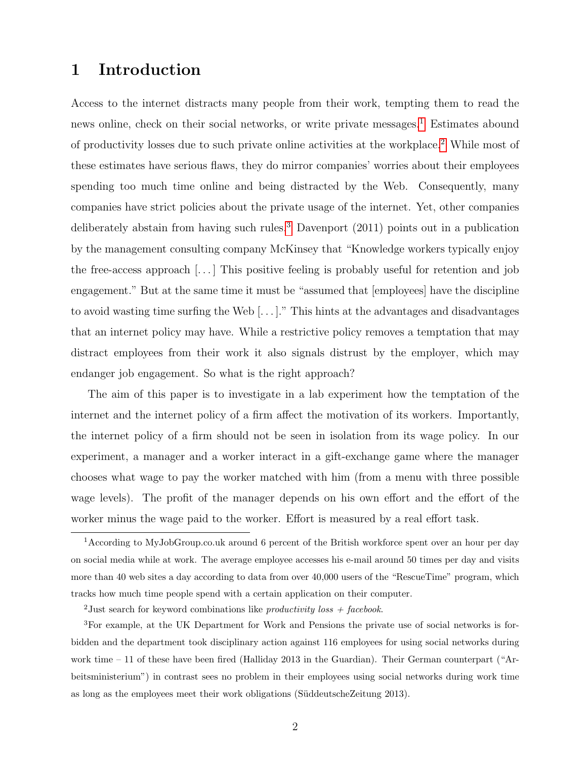# 1 Introduction

Access to the internet distracts many people from their work, tempting them to read the news online, check on their social networks, or write private messages.[1] Estimates abound of productivity losses due to such private online activities at the workplace.[2] While most of these estimates have serious flaws, they do mirror companies' worries about their employees spending too much time online and being distracted by the Web. Consequently, many companies have strict policies about the private usage of the internet. Yet, other companies deliberately abstain from having such rules.[3] Davenport (2011) points out in a publication by the management consulting company McKinsey that "Knowledge workers typically enjoy the free-access approach [...] This positive feeling is probably useful for retention and job engagement." But at the same time it must be "assumed that [employees] have the discipline to avoid wasting time surfing the Web [...]." This hints at the advantages and disadvantages that an internet policy may have. While a restrictive policy removes a temptation that may distract employees from their work it also signals distrust by the employer, which may endanger job engagement. So what is the right approach?

The aim of this paper is to investigate in a lab experiment how the temptation of the internet and the internet policy of a firm affect the motivation of its workers. Importantly, the internet policy of a firm should not be seen in isolation from its wage policy. In our experiment, a manager and a worker interact in a gift-exchange game where the manager chooses what wage to pay the worker matched with him (from a menu with three possible wage levels). The profit of the manager depends on his own effort and the effort of the worker minus the wage paid to the worker. Effort is measured by a real effort task.

[1] According to MyJobGroup.co.uk around 6 percent of the British workforce spent over an hour per day on social media while at work. The average employee accesses his e-mail around 50 times per day and visits more than 40 web sites a day according to data from over 40,000 users of the "RescueTime" program, which tracks how much time people spend with a certain application on their computer.

[2] Just search for keyword combinations like *productivity loss + facebook*.

[3] For example, at the UK Department for Work and Pensions the private use of social networks is forbidden and the department took disciplinary action against 116 employees for using social networks during work time – 11 of these have been fired (Halliday 2013 in the Guardian). Their German counterpart ("Arbeitsministerium") in contrast sees no problem in their employees using social networks during work time as long as the employees meet their work obligations (SüddeutscheZeitung 2013).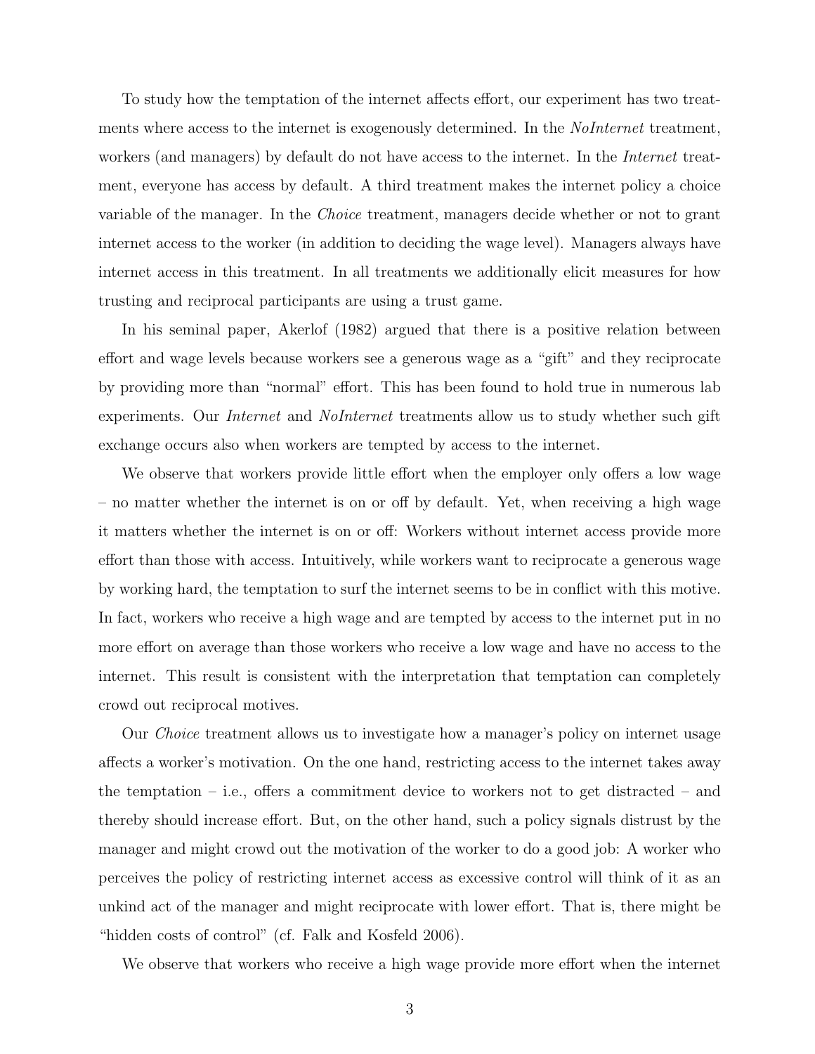To study how the temptation of the internet affects effort, our experiment has two treatments where access to the internet is exogenously determined. In the *NoInternet* treatment, workers (and managers) by default do not have access to the internet. In the *Internet* treatment, everyone has access by default. A third treatment makes the internet policy a choice variable of the manager. In the *Choice* treatment, managers decide whether or not to grant internet access to the worker (in addition to deciding the wage level). Managers always have internet access in this treatment. In all treatments we additionally elicit measures for how trusting and reciprocal participants are using a trust game.

In his seminal paper, Akerlof (1982) argued that there is a positive relation between effort and wage levels because workers see a generous wage as a "gift" and they reciprocate by providing more than "normal" effort. This has been found to hold true in numerous lab experiments. Our *Internet* and *NoInternet* treatments allow us to study whether such gift exchange occurs also when workers are tempted by access to the internet.

We observe that workers provide little effort when the employer only offers a low wage – no matter whether the internet is on or off by default. Yet, when receiving a high wage it matters whether the internet is on or off: Workers without internet access provide more effort than those with access. Intuitively, while workers want to reciprocate a generous wage by working hard, the temptation to surf the internet seems to be in conflict with this motive. In fact, workers who receive a high wage and are tempted by access to the internet put in no more effort on average than those workers who receive a low wage and have no access to the internet. This result is consistent with the interpretation that temptation can completely crowd out reciprocal motives.

Our *Choice* treatment allows us to investigate how a manager's policy on internet usage affects a worker's motivation. On the one hand, restricting access to the internet takes away the temptation – i.e., offers a commitment device to workers not to get distracted – and thereby should increase effort. But, on the other hand, such a policy signals distrust by the manager and might crowd out the motivation of the worker to do a good job: A worker who perceives the policy of restricting internet access as excessive control will think of it as an unkind act of the manager and might reciprocate with lower effort. That is, there might be "hidden costs of control" (cf. Falk and Kosfeld 2006).

We observe that workers who receive a high wage provide more effort when the internet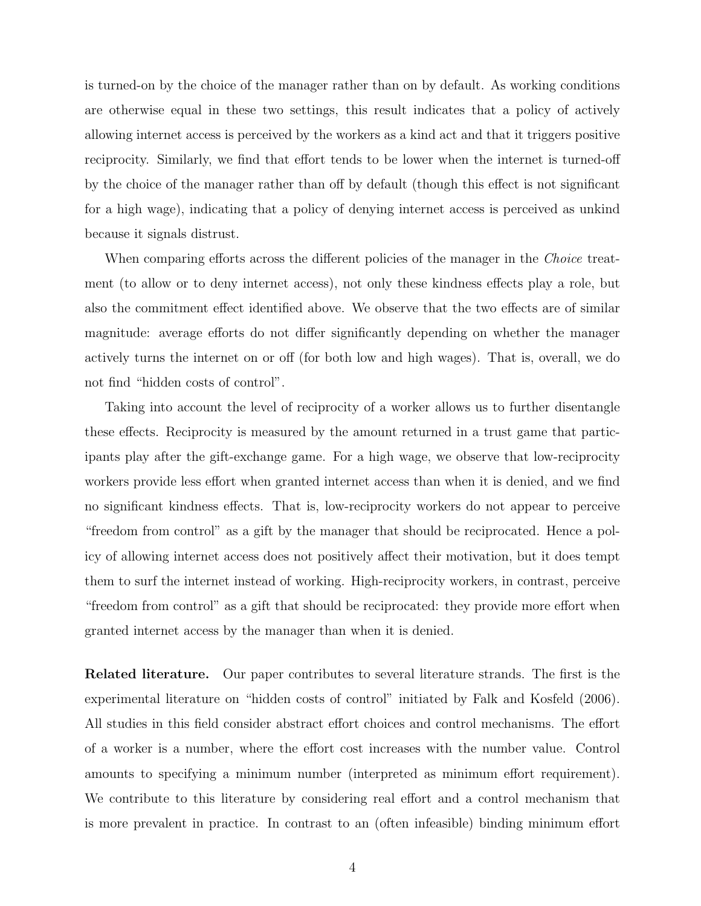is turned-on by the choice of the manager rather than on by default. As working conditions are otherwise equal in these two settings, this result indicates that a policy of actively allowing internet access is perceived by the workers as a kind act and that it triggers positive reciprocity. Similarly, we find that effort tends to be lower when the internet is turned-off by the choice of the manager rather than off by default (though this effect is not significant for a high wage), indicating that a policy of denying internet access is perceived as unkind because it signals distrust.

When comparing efforts across the different policies of the manager in the *Choice* treatment (to allow or to deny internet access), not only these kindness effects play a role, but also the commitment effect identified above. We observe that the two effects are of similar magnitude: average efforts do not differ significantly depending on whether the manager actively turns the internet on or off (for both low and high wages). That is, overall, we do not find "hidden costs of control".

Taking into account the level of reciprocity of a worker allows us to further disentangle these effects. Reciprocity is measured by the amount returned in a trust game that participants play after the gift-exchange game. For a high wage, we observe that low-reciprocity workers provide less effort when granted internet access than when it is denied, and we find no significant kindness effects. That is, low-reciprocity workers do not appear to perceive "freedom from control" as a gift by the manager that should be reciprocated. Hence a policy of allowing internet access does not positively affect their motivation, but it does tempt them to surf the internet instead of working. High-reciprocity workers, in contrast, perceive "freedom from control" as a gift that should be reciprocated: they provide more effort when granted internet access by the manager than when it is denied.

**Related literature.** Our paper contributes to several literature strands. The first is the experimental literature on "hidden costs of control" initiated by Falk and Kosfeld (2006). All studies in this field consider abstract effort choices and control mechanisms. The effort of a worker is a number, where the effort cost increases with the number value. Control amounts to specifying a minimum number (interpreted as minimum effort requirement). We contribute to this literature by considering real effort and a control mechanism that is more prevalent in practice. In contrast to an (often infeasible) binding minimum effort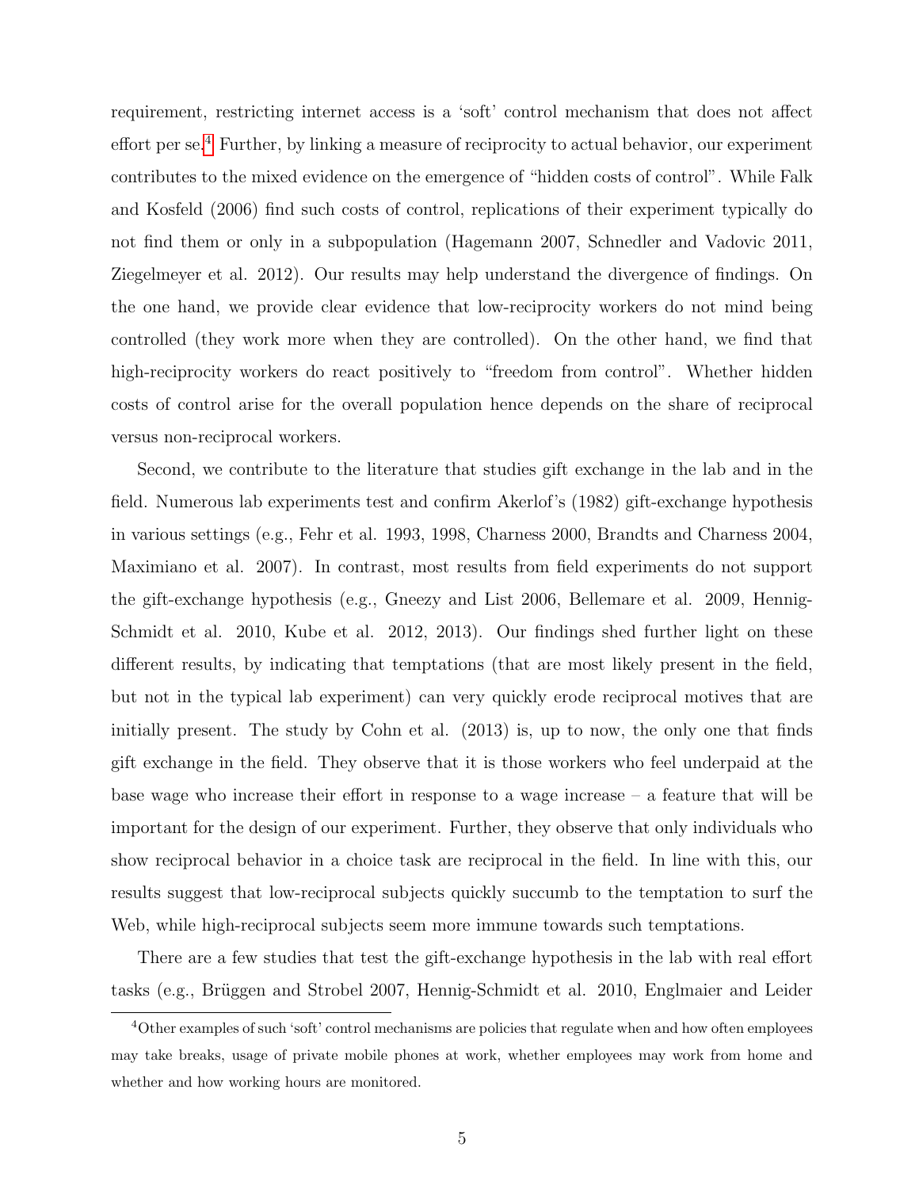requirement, restricting internet access is a 'soft' control mechanism that does not affect effort per se.[4] Further, by linking a measure of reciprocity to actual behavior, our experiment contributes to the mixed evidence on the emergence of "hidden costs of control". While Falk and Kosfeld (2006) find such costs of control, replications of their experiment typically do not find them or only in a subpopulation (Hagemann 2007, Schnedler and Vadovic 2011, Ziegelmeyer et al. 2012). Our results may help understand the divergence of findings. On the one hand, we provide clear evidence that low-reciprocity workers do not mind being controlled (they work more when they are controlled). On the other hand, we find that high-reciprocity workers do react positively to "freedom from control". Whether hidden costs of control arise for the overall population hence depends on the share of reciprocal versus non-reciprocal workers.

Second, we contribute to the literature that studies gift exchange in the lab and in the field. Numerous lab experiments test and confirm Akerlof's (1982) gift-exchange hypothesis in various settings (e.g., Fehr et al. 1993, 1998, Charness 2000, Brandts and Charness 2004, Maximiano et al. 2007). In contrast, most results from field experiments do not support the gift-exchange hypothesis (e.g., Gneezy and List 2006, Bellemare et al. 2009, Hennig-Schmidt et al. 2010, Kube et al. 2012, 2013). Our findings shed further light on these different results, by indicating that temptations (that are most likely present in the field, but not in the typical lab experiment) can very quickly erode reciprocal motives that are initially present. The study by Cohn et al. (2013) is, up to now, the only one that finds gift exchange in the field. They observe that it is those workers who feel underpaid at the base wage who increase their effort in response to a wage increase – a feature that will be important for the design of our experiment. Further, they observe that only individuals who show reciprocal behavior in a choice task are reciprocal in the field. In line with this, our results suggest that low-reciprocal subjects quickly succumb to the temptation to surf the Web, while high-reciprocal subjects seem more immune towards such temptations.

There are a few studies that test the gift-exchange hypothesis in the lab with real effort tasks (e.g., Brüggen and Strobel 2007, Hennig-Schmidt et al. 2010, Englmaier and Leider

[4] Other examples of such 'soft' control mechanisms are policies that regulate when and how often employees may take breaks, usage of private mobile phones at work, whether employees may work from home and whether and how working hours are monitored.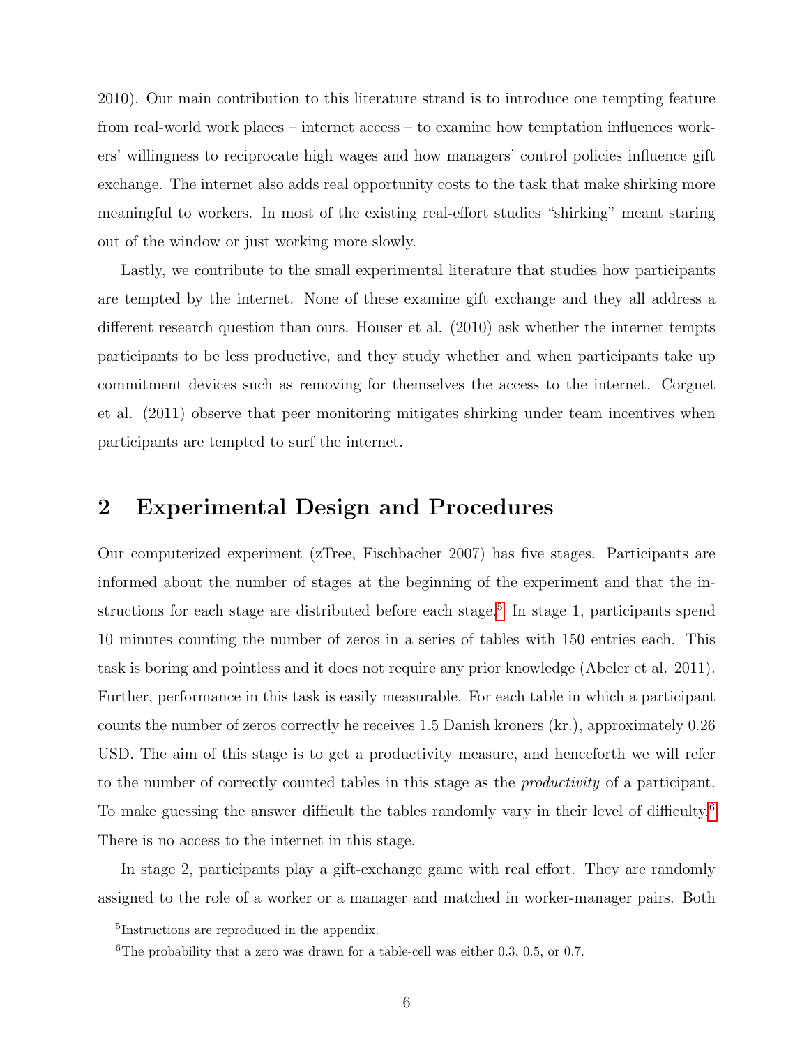2010). Our main contribution to this literature strand is to introduce one tempting feature from real-world work places – internet access – to examine how temptation influences workers' willingness to reciprocate high wages and how managers' control policies influence gift exchange. The internet also adds real opportunity costs to the task that make shirking more meaningful to workers. In most of the existing real-effort studies "shirking" meant staring out of the window or just working more slowly.

Lastly, we contribute to the small experimental literature that studies how participants are tempted by the internet. None of these examine gift exchange and they all address a different research question than ours. Houser et al. (2010) ask whether the internet tempts participants to be less productive, and they study whether and when participants take up commitment devices such as removing for themselves the access to the internet. Corgnet et al. (2011) observe that peer monitoring mitigates shirking under team incentives when participants are tempted to surf the internet.

# 2 Experimental Design and Procedures

Our computerized experiment (zTree, Fischbacher 2007) has five stages. Participants are informed about the number of stages at the beginning of the experiment and that the instructions for each stage are distributed before each stage.[5] In stage 1, participants spend 10 minutes counting the number of zeros in a series of tables with 150 entries each. This task is boring and pointless and it does not require any prior knowledge (Abeler et al. 2011). Further, performance in this task is easily measurable. For each table in which a participant counts the number of zeros correctly he receives 1.5 Danish kroners (kr.), approximately 0.26 USD. The aim of this stage is to get a productivity measure, and henceforth we will refer to the number of correctly counted tables in this stage as the *productivity* of a participant. To make guessing the answer difficult the tables randomly vary in their level of difficulty.[6] There is no access to the internet in this stage.

In stage 2, participants play a gift-exchange game with real effort. They are randomly assigned to the role of a worker or a manager and matched in worker-manager pairs. Both

[5] Instructions are reproduced in the appendix.

[6] The probability that a zero was drawn for a table-cell was either 0.3, 0.5, or 0.7.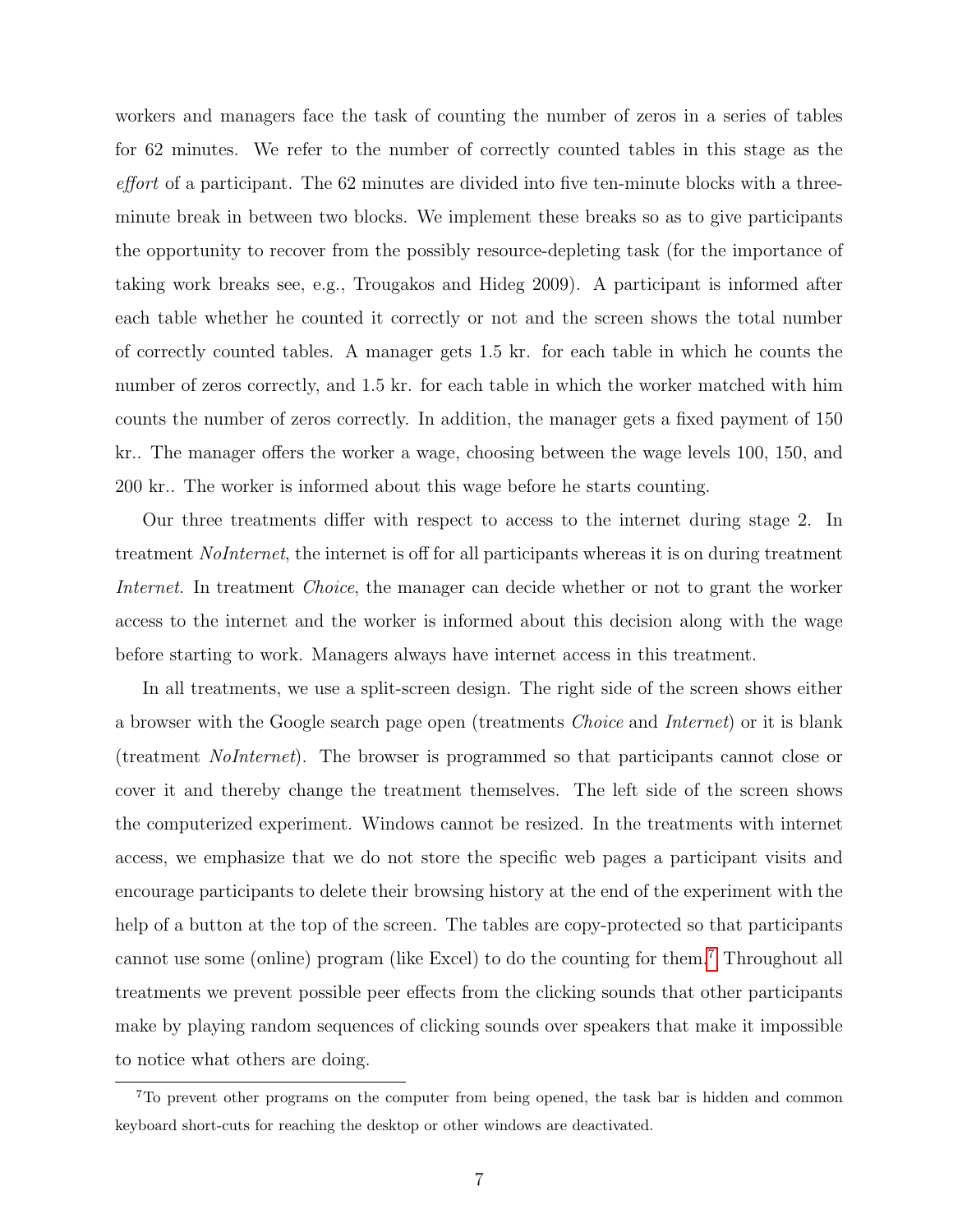workers and managers face the task of counting the number of zeros in a series of tables for 62 minutes. We refer to the number of correctly counted tables in this stage as the *effort* of a participant. The 62 minutes are divided into five ten-minute blocks with a three-minute break in between two blocks. We implement these breaks so as to give participants the opportunity to recover from the possibly resource-depleting task (for the importance of taking work breaks see, e.g., Trougakos and Hideg 2009). A participant is informed after each table whether he counted it correctly or not and the screen shows the total number of correctly counted tables. A manager gets 1.5 kr. for each table in which he counts the number of zeros correctly, and 1.5 kr. for each table in which the worker matched with him counts the number of zeros correctly. In addition, the manager gets a fixed payment of 150 kr.. The manager offers the worker a wage, choosing between the wage levels 100, 150, and 200 kr.. The worker is informed about this wage before he starts counting.

Our three treatments differ with respect to access to the internet during stage 2. In treatment *NoInternet*, the internet is off for all participants whereas it is on during treatment *Internet*. In treatment *Choice*, the manager can decide whether or not to grant the worker access to the internet and the worker is informed about this decision along with the wage before starting to work. Managers always have internet access in this treatment.

In all treatments, we use a split-screen design. The right side of the screen shows either a browser with the Google search page open (treatments *Choice* and *Internet*) or it is blank (treatment *NoInternet*). The browser is programmed so that participants cannot close or cover it and thereby change the treatment themselves. The left side of the screen shows the computerized experiment. Windows cannot be resized. In the treatments with internet access, we emphasize that we do not store the specific web pages a participant visits and encourage participants to delete their browsing history at the end of the experiment with the help of a button at the top of the screen. The tables are copy-protected so that participants cannot use some (online) program (like Excel) to do the counting for them.[7] Throughout all treatments we prevent possible peer effects from the clicking sounds that other participants make by playing random sequences of clicking sounds over speakers that make it impossible to notice what others are doing.

[7] To prevent other programs on the computer from being opened, the task bar is hidden and common keyboard short-cuts for reaching the desktop or other windows are deactivated.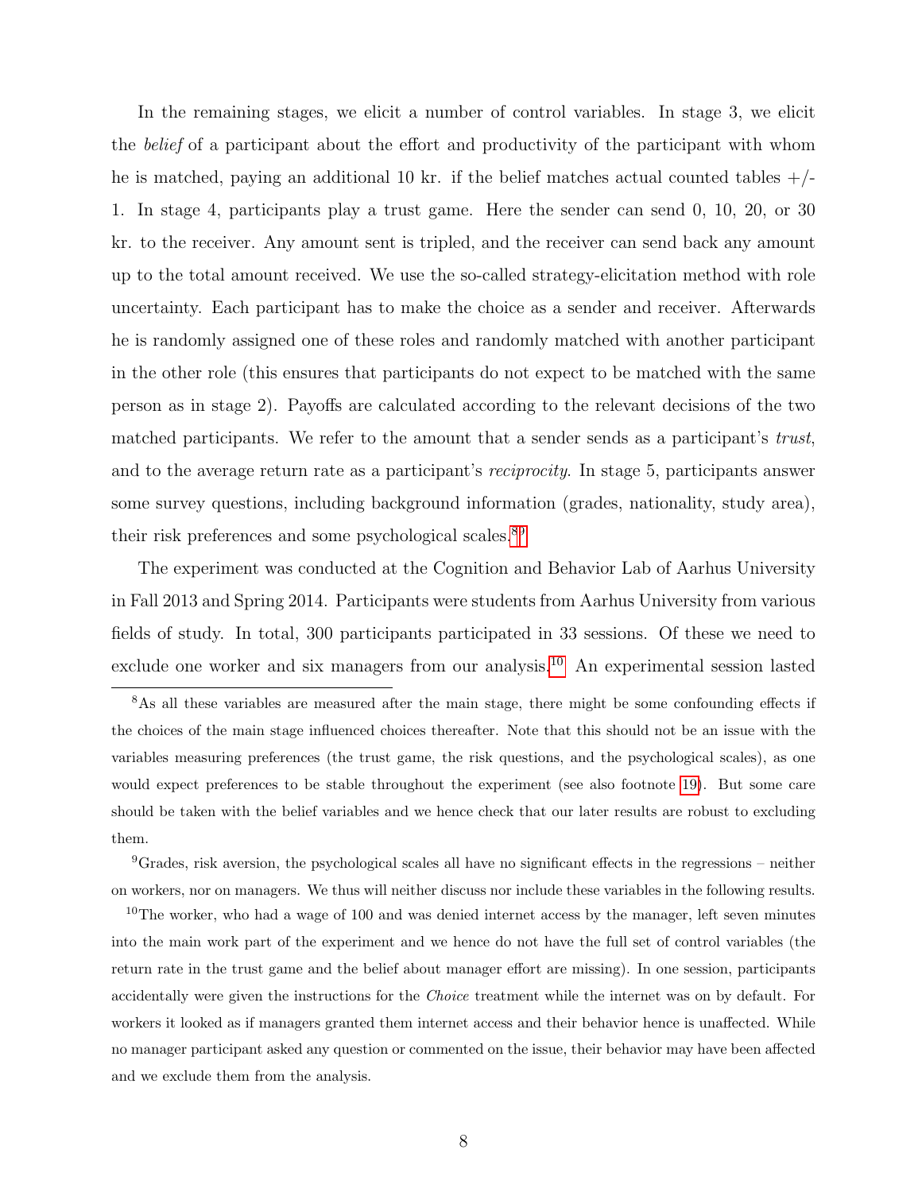In the remaining stages, we elicit a number of control variables. In stage 3, we elicit the *belief* of a participant about the effort and productivity of the participant with whom he is matched, paying an additional 10 kr. if the belief matches actual counted tables +/- 1. In stage 4, participants play a trust game. Here the sender can send 0, 10, 20, or 30 kr. to the receiver. Any amount sent is tripled, and the receiver can send back any amount up to the total amount received. We use the so-called strategy-elicitation method with role uncertainty. Each participant has to make the choice as a sender and receiver. Afterwards he is randomly assigned one of these roles and randomly matched with another participant in the other role (this ensures that participants do not expect to be matched with the same person as in stage 2). Payoffs are calculated according to the relevant decisions of the two matched participants. We refer to the amount that a sender sends as a participant's *trust*, and to the average return rate as a participant's *reciprocity*. In stage 5, participants answer some survey questions, including background information (grades, nationality, study area), their risk preferences and some psychological scales.[8,9]

The experiment was conducted at the Cognition and Behavior Lab of Aarhus University in Fall 2013 and Spring 2014. Participants were students from Aarhus University from various fields of study. In total, 300 participants participated in 33 sessions. Of these we need to exclude one worker and six managers from our analysis.[10] An experimental session lasted

---

[8] As all these variables are measured after the main stage, there might be some confounding effects if the choices of the main stage influenced choices thereafter. Note that this should not be an issue with the variables measuring preferences (the trust game, the risk questions, and the psychological scales), as one would expect preferences to be stable throughout the experiment (see also footnote 19). But some care should be taken with the belief variables and we hence check that our later results are robust to excluding them.

[9] Grades, risk aversion, the psychological scales all have no significant effects in the regressions – neither on workers, nor on managers. We thus will neither discuss nor include these variables in the following results.

[10] The worker, who had a wage of 100 and was denied internet access by the manager, left seven minutes into the main work part of the experiment and we hence do not have the full set of control variables (the return rate in the trust game and the belief about manager effort are missing). In one session, participants accidentally were given the instructions for the *Choice* treatment while the internet was on by default. For workers it looked as if managers granted them internet access and their behavior hence is unaffected. While no manager participant asked any question or commented on the issue, their behavior may have been affected and we exclude them from the analysis.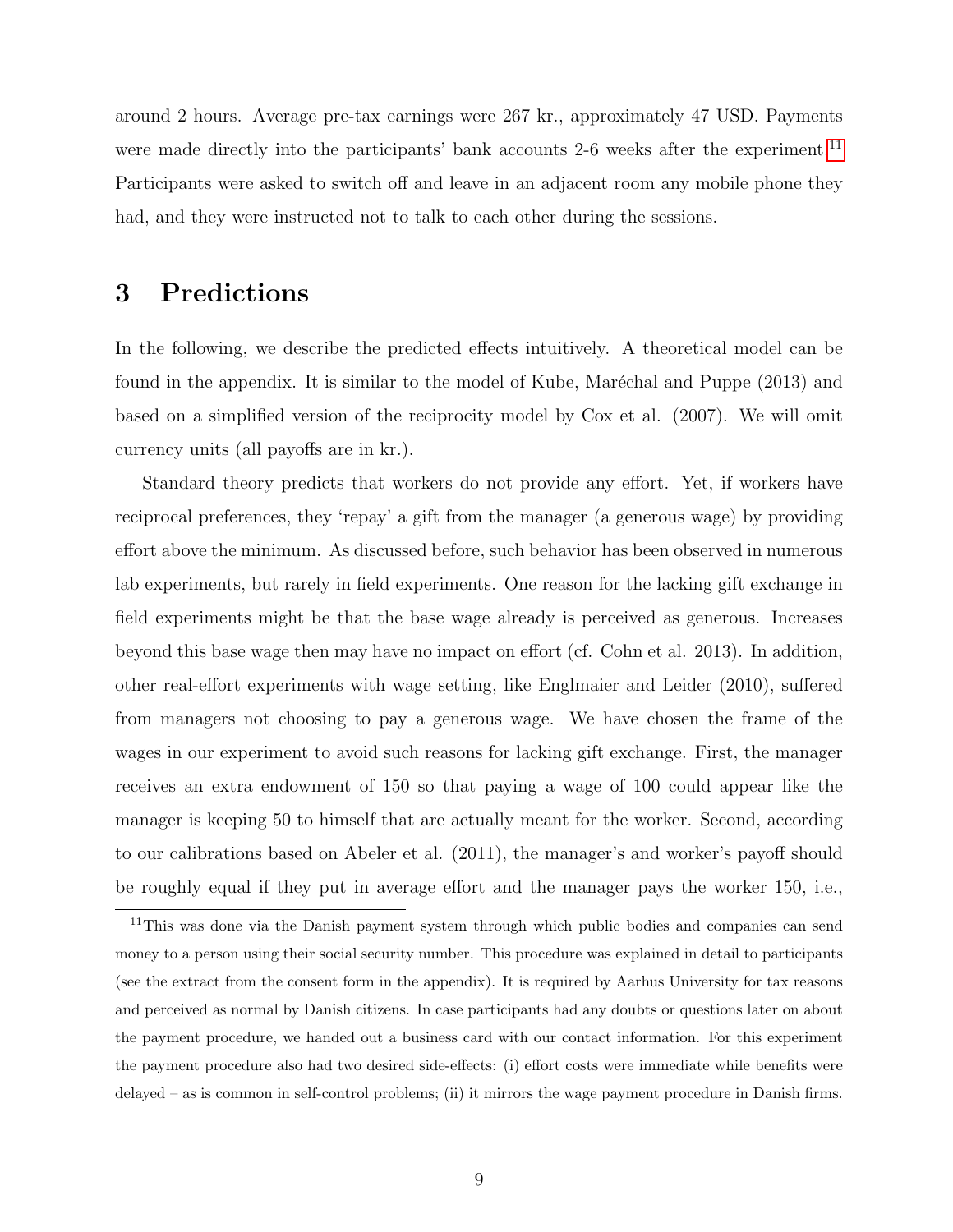around 2 hours. Average pre-tax earnings were 267 kr., approximately 47 USD. Payments were made directly into the participants' bank accounts 2-6 weeks after the experiment.[11] Participants were asked to switch off and leave in an adjacent room any mobile phone they had, and they were instructed not to talk to each other during the sessions.

# 3 Predictions

In the following, we describe the predicted effects intuitively. A theoretical model can be found in the appendix. It is similar to the model of Kube, Maréchal and Puppe (2013) and based on a simplified version of the reciprocity model by Cox et al. (2007). We will omit currency units (all payoffs are in kr.).

Standard theory predicts that workers do not provide any effort. Yet, if workers have reciprocal preferences, they 'repay' a gift from the manager (a generous wage) by providing effort above the minimum. As discussed before, such behavior has been observed in numerous lab experiments, but rarely in field experiments. One reason for the lacking gift exchange in field experiments might be that the base wage already is perceived as generous. Increases beyond this base wage then may have no impact on effort (cf. Cohn et al. 2013). In addition, other real-effort experiments with wage setting, like Englmaier and Leider (2010), suffered from managers not choosing to pay a generous wage. We have chosen the frame of the wages in our experiment to avoid such reasons for lacking gift exchange. First, the manager receives an extra endowment of 150 so that paying a wage of 100 could appear like the manager is keeping 50 to himself that are actually meant for the worker. Second, according to our calibrations based on Abeler et al. (2011), the manager's and worker's payoff should be roughly equal if they put in average effort and the manager pays the worker 150, i.e.,

[11] This was done via the Danish payment system through which public bodies and companies can send money to a person using their social security number. This procedure was explained in detail to participants (see the extract from the consent form in the appendix). It is required by Aarhus University for tax reasons and perceived as normal by Danish citizens. In case participants had any doubts or questions later on about the payment procedure, we handed out a business card with our contact information. For this experiment the payment procedure also had two desired side-effects: (i) effort costs were immediate while benefits were delayed – as is common in self-control problems; (ii) it mirrors the wage payment procedure in Danish firms.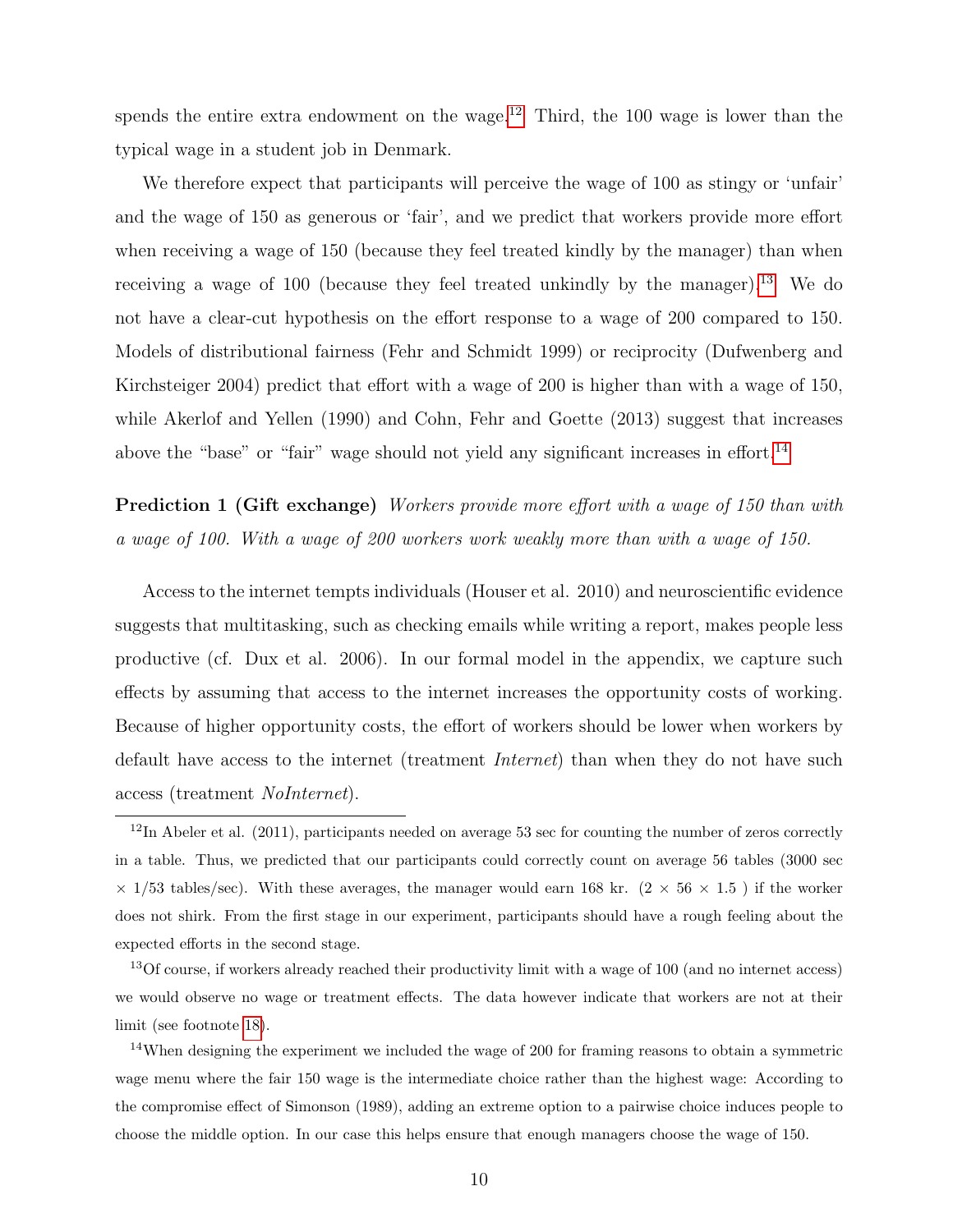spends the entire extra endowment on the wage.[12] Third, the 100 wage is lower than the typical wage in a student job in Denmark.

We therefore expect that participants will perceive the wage of 100 as stingy or 'unfair' and the wage of 150 as generous or 'fair', and we predict that workers provide more effort when receiving a wage of 150 (because they feel treated kindly by the manager) than when receiving a wage of 100 (because they feel treated unkindly by the manager).[13] We do not have a clear-cut hypothesis on the effort response to a wage of 200 compared to 150. Models of distributional fairness (Fehr and Schmidt 1999) or reciprocity (Dufwenberg and Kirchsteiger 2004) predict that effort with a wage of 200 is higher than with a wage of 150, while Akerlof and Yellen (1990) and Cohn, Fehr and Goette (2013) suggest that increases above the "base" or "fair" wage should not yield any significant increases in effort.[14]

**Prediction 1 (Gift exchange)** *Workers provide more effort with a wage of 150 than with a wage of 100. With a wage of 200 workers work weakly more than with a wage of 150.*

Access to the internet tempts individuals (Houser et al. 2010) and neuroscientific evidence suggests that multitasking, such as checking emails while writing a report, makes people less productive (cf. Dux et al. 2006). In our formal model in the appendix, we capture such effects by assuming that access to the internet increases the opportunity costs of working. Because of higher opportunity costs, the effort of workers should be lower when workers by default have access to the internet (treatment *Internet*) than when they do not have such access (treatment *NoInternet*).

---

[12] In Abeler et al. (2011), participants needed on average 53 sec for counting the number of zeros correctly in a table. Thus, we predicted that our participants could correctly count on average 56 tables (3000 sec $\times$ 1/53 tables/sec). With these averages, the manager would earn 168 kr. ($2 \times 56 \times 1.5$ ) if the worker does not shirk. From the first stage in our experiment, participants should have a rough feeling about the expected efforts in the second stage.

[13] Of course, if workers already reached their productivity limit with a wage of 100 (and no internet access) we would observe no wage or treatment effects. The data however indicate that workers are not at their limit (see footnote 18).

[14] When designing the experiment we included the wage of 200 for framing reasons to obtain a symmetric wage menu where the fair 150 wage is the intermediate choice rather than the highest wage: According to the compromise effect of Simonson (1989), adding an extreme option to a pairwise choice induces people to choose the middle option. In our case this helps ensure that enough managers choose the wage of 150.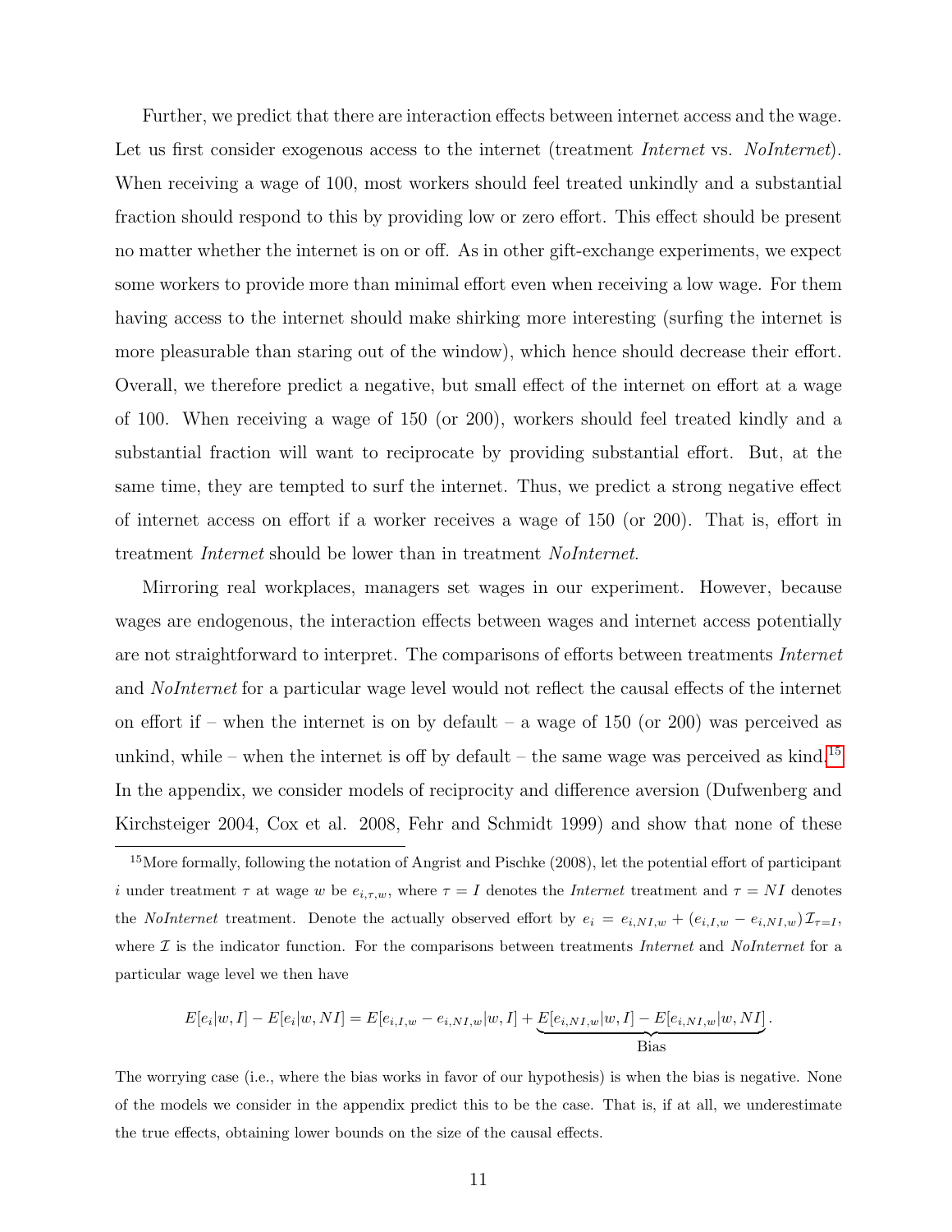Further, we predict that there are interaction effects between internet access and the wage. Let us first consider exogenous access to the internet (treatment *Internet* vs. *NoInternet*). When receiving a wage of 100, most workers should feel treated unkindly and a substantial fraction should respond to this by providing low or zero effort. This effect should be present no matter whether the internet is on or off. As in other gift-exchange experiments, we expect some workers to provide more than minimal effort even when receiving a low wage. For them having access to the internet should make shirking more interesting (surfing the internet is more pleasurable than staring out of the window), which hence should decrease their effort. Overall, we therefore predict a negative, but small effect of the internet on effort at a wage of 100. When receiving a wage of 150 (or 200), workers should feel treated kindly and a substantial fraction will want to reciprocate by providing substantial effort. But, at the same time, they are tempted to surf the internet. Thus, we predict a strong negative effect of internet access on effort if a worker receives a wage of 150 (or 200). That is, effort in treatment *Internet* should be lower than in treatment *NoInternet*.

Mirroring real workplaces, managers set wages in our experiment. However, because wages are endogenous, the interaction effects between wages and internet access potentially are not straightforward to interpret. The comparisons of efforts between treatments *Internet* and *NoInternet* for a particular wage level would not reflect the causal effects of the internet on effort if – when the internet is on by default – a wage of 150 (or 200) was perceived as unkind, while – when the internet is off by default – the same wage was perceived as kind.[15] In the appendix, we consider models of reciprocity and difference aversion (Dufwenberg and Kirchsteiger 2004, Cox et al. 2008, Fehr and Schmidt 1999) and show that none of these

[15] More formally, following the notation of Angrist and Pischke (2008), let the potential effort of participant $i$ under treatment $\tau$ at wage $w$ be $e_{i,\tau,w}$, where $\tau = I$ denotes the *Internet* treatment and $\tau = NI$ denotes the *NoInternet* treatment. Denote the actually observed effort by $e_i = e_{i,NI,w} + (e_{i,I,w} - e_{i,NI,w})\mathcal{I}_{\tau=I}$, where $\mathcal{I}$ is the indicator function. For the comparisons between treatments *Internet* and *NoInternet* for a particular wage level we then have

$$E[e_i|w,I] - E[e_i|w,NI] = E[e_{i,I,w} - e_{i,NI,w}|w,I] + \underbrace{E[e_{i,NI,w}|w,I] - E[e_{i,NI,w}|w,NI]}_{\text{Bias}}.$$

The worrying case (i.e., where the bias works in favor of our hypothesis) is when the bias is negative. None of the models we consider in the appendix predict this to be the case. That is, if at all, we underestimate the true effects, obtaining lower bounds on the size of the causal effects.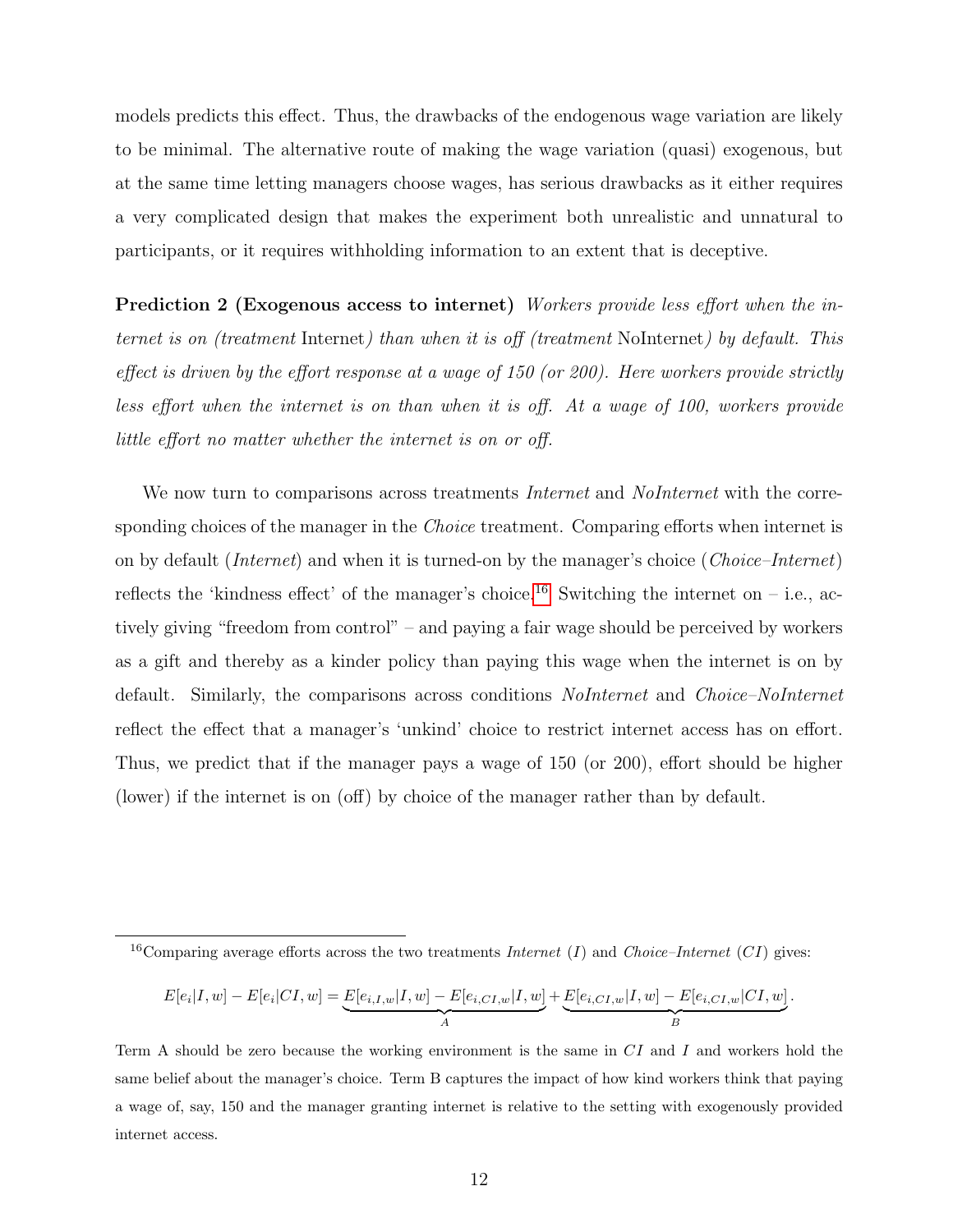models predicts this effect. Thus, the drawbacks of the endogenous wage variation are likely to be minimal. The alternative route of making the wage variation (quasi) exogenous, but at the same time letting managers choose wages, has serious drawbacks as it either requires a very complicated design that makes the experiment both unrealistic and unnatural to participants, or it requires withholding information to an extent that is deceptive.

**Prediction 2 (Exogenous access to internet)** *Workers provide less effort when the internet is on (treatment* Internet*) than when it is off (treatment* NoInternet*) by default. This effect is driven by the effort response at a wage of 150 (or 200). Here workers provide strictly less effort when the internet is on than when it is off. At a wage of 100, workers provide little effort no matter whether the internet is on or off.*

We now turn to comparisons across treatments *Internet* and *NoInternet* with the corresponding choices of the manager in the *Choice* treatment. Comparing efforts when internet is on by default (*Internet*) and when it is turned-on by the manager's choice (*Choice–Internet*) reflects the 'kindness effect' of the manager's choice.[16] Switching the internet on – i.e., actively giving "freedom from control" – and paying a fair wage should be perceived by workers as a gift and thereby as a kinder policy than paying this wage when the internet is on by default. Similarly, the comparisons across conditions *NoInternet* and *Choice–NoInternet* reflect the effect that a manager's 'unkind' choice to restrict internet access has on effort. Thus, we predict that if the manager pays a wage of 150 (or 200), effort should be higher (lower) if the internet is on (off) by choice of the manager rather than by default.

---

[16] Comparing average efforts across the two treatments *Internet* ($I$) and *Choice–Internet* ($CI$) gives:

$$E[e_i|I,w] - E[e_i|CI,w] = \underbrace{E[e_{i,I,w}|I,w] - E[e_{i,CI,w}|I,w]}_{A} + \underbrace{E[e_{i,CI,w}|I,w] - E[e_{i,CI,w}|CI,w]}_{B}.$$

Term A should be zero because the working environment is the same in $CI$ and $I$ and workers hold the same belief about the manager's choice. Term B captures the impact of how kind workers think that paying a wage of, say, 150 and the manager granting internet is relative to the setting with exogenously provided internet access.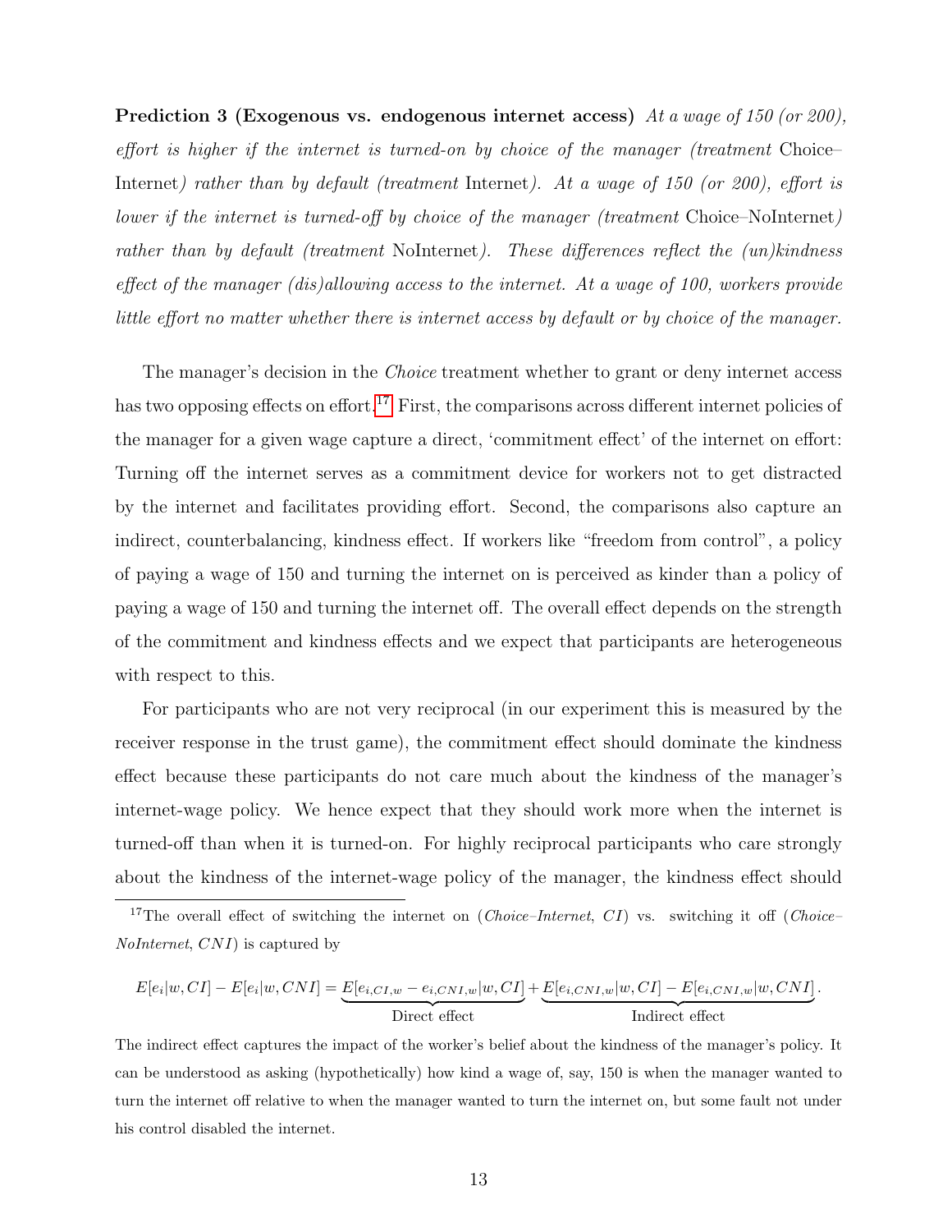**Prediction 3 (Exogenous vs. endogenous internet access)** *At a wage of 150 (or 200), effort is higher if the internet is turned-on by choice of the manager (treatment* Choice–Internet*) rather than by default (treatment* Internet*). At a wage of 150 (or 200), effort is lower if the internet is turned-off by choice of the manager (treatment* Choice–NoInternet*) rather than by default (treatment* NoInternet*). These differences reflect the (un)kindness effect of the manager (dis)allowing access to the internet. At a wage of 100, workers provide little effort no matter whether there is internet access by default or by choice of the manager.*

The manager's decision in the *Choice* treatment whether to grant or deny internet access has two opposing effects on effort.[17] First, the comparisons across different internet policies of the manager for a given wage capture a direct, 'commitment effect' of the internet on effort: Turning off the internet serves as a commitment device for workers not to get distracted by the internet and facilitates providing effort. Second, the comparisons also capture an indirect, counterbalancing, kindness effect. If workers like "freedom from control", a policy of paying a wage of 150 and turning the internet on is perceived as kinder than a policy of paying a wage of 150 and turning the internet off. The overall effect depends on the strength of the commitment and kindness effects and we expect that participants are heterogeneous with respect to this.

For participants who are not very reciprocal (in our experiment this is measured by the receiver response in the trust game), the commitment effect should dominate the kindness effect because these participants do not care much about the kindness of the manager's internet-wage policy. We hence expect that they should work more when the internet is turned-off than when it is turned-on. For highly reciprocal participants who care strongly about the kindness of the internet-wage policy of the manager, the kindness effect should

[17]The overall effect of switching the internet on (*Choice–Internet*, *CI*) vs. switching it off (*Choice–NoInternet*, *CNI*) is captured by

$$E[e_i|w, CI] - E[e_i|w, CNI] = \underbrace{E[e_{i,CI,w} - e_{i,CNI,w}|w, CI]}_{\text{Direct effect}} + \underbrace{E[e_{i,CNI,w}|w, CI] - E[e_{i,CNI,w}|w, CNI]}_{\text{Indirect effect}}.$$

The indirect effect captures the impact of the worker's belief about the kindness of the manager's policy. It can be understood as asking (hypothetically) how kind a wage of, say, 150 is when the manager wanted to turn the internet off relative to when the manager wanted to turn the internet on, but some fault not under his control disabled the internet.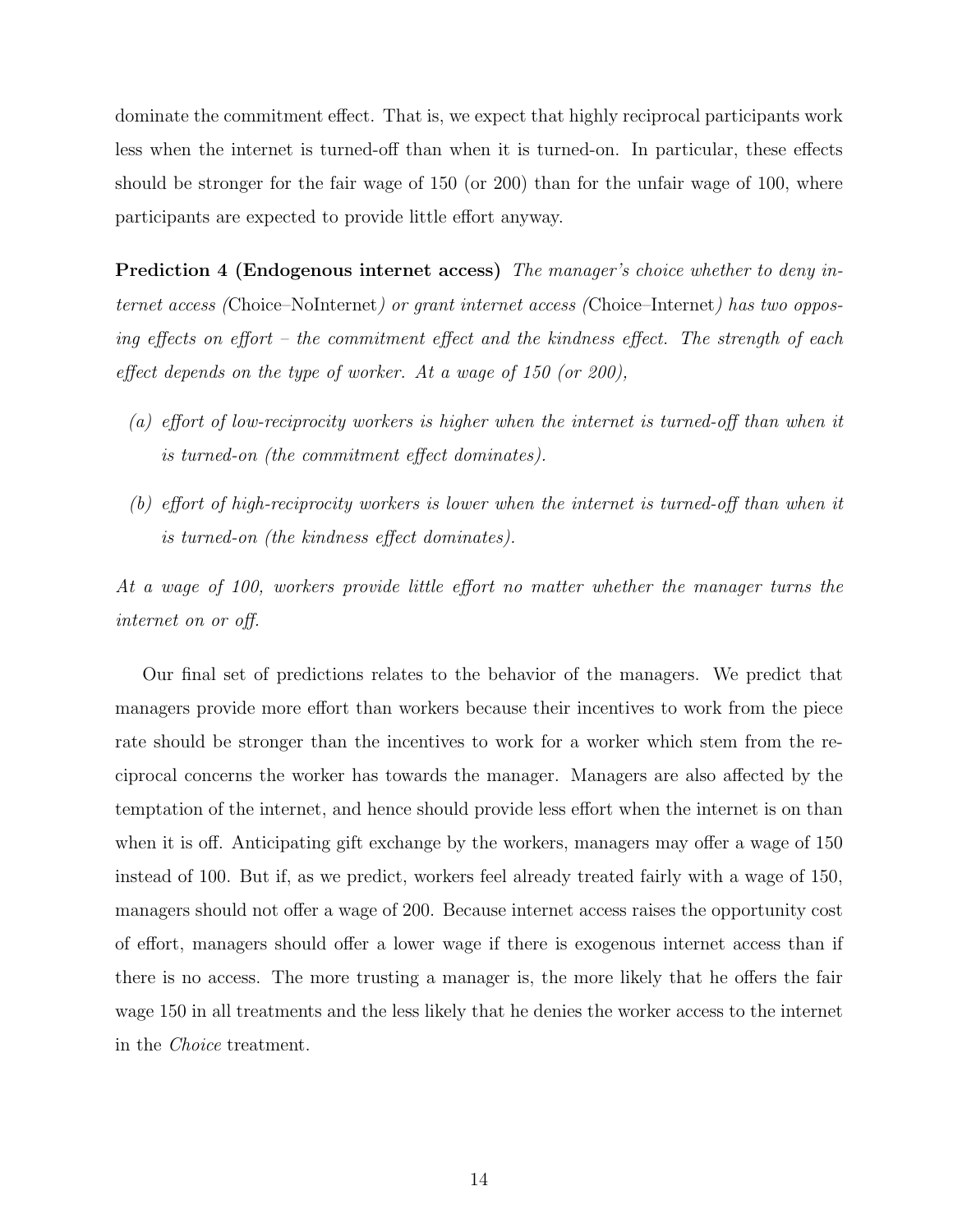dominate the commitment effect. That is, we expect that highly reciprocal participants work less when the internet is turned-off than when it is turned-on. In particular, these effects should be stronger for the fair wage of 150 (or 200) than for the unfair wage of 100, where participants are expected to provide little effort anyway.

**Prediction 4 (Endogenous internet access)** *The manager's choice whether to deny internet access (*Choice–NoInternet*) or grant internet access (*Choice–Internet*) has two opposing effects on effort – the commitment effect and the kindness effect. The strength of each effect depends on the type of worker. At a wage of 150 (or 200),*

- *(a) effort of low-reciprocity workers is higher when the internet is turned-off than when it is turned-on (the commitment effect dominates).*
- *(b) effort of high-reciprocity workers is lower when the internet is turned-off than when it is turned-on (the kindness effect dominates).*

*At a wage of 100, workers provide little effort no matter whether the manager turns the internet on or off.*

Our final set of predictions relates to the behavior of the managers. We predict that managers provide more effort than workers because their incentives to work from the piece rate should be stronger than the incentives to work for a worker which stem from the reciprocal concerns the worker has towards the manager. Managers are also affected by the temptation of the internet, and hence should provide less effort when the internet is on than when it is off. Anticipating gift exchange by the workers, managers may offer a wage of 150 instead of 100. But if, as we predict, workers feel already treated fairly with a wage of 150, managers should not offer a wage of 200. Because internet access raises the opportunity cost of effort, managers should offer a lower wage if there is exogenous internet access than if there is no access. The more trusting a manager is, the more likely that he offers the fair wage 150 in all treatments and the less likely that he denies the worker access to the internet in the *Choice* treatment.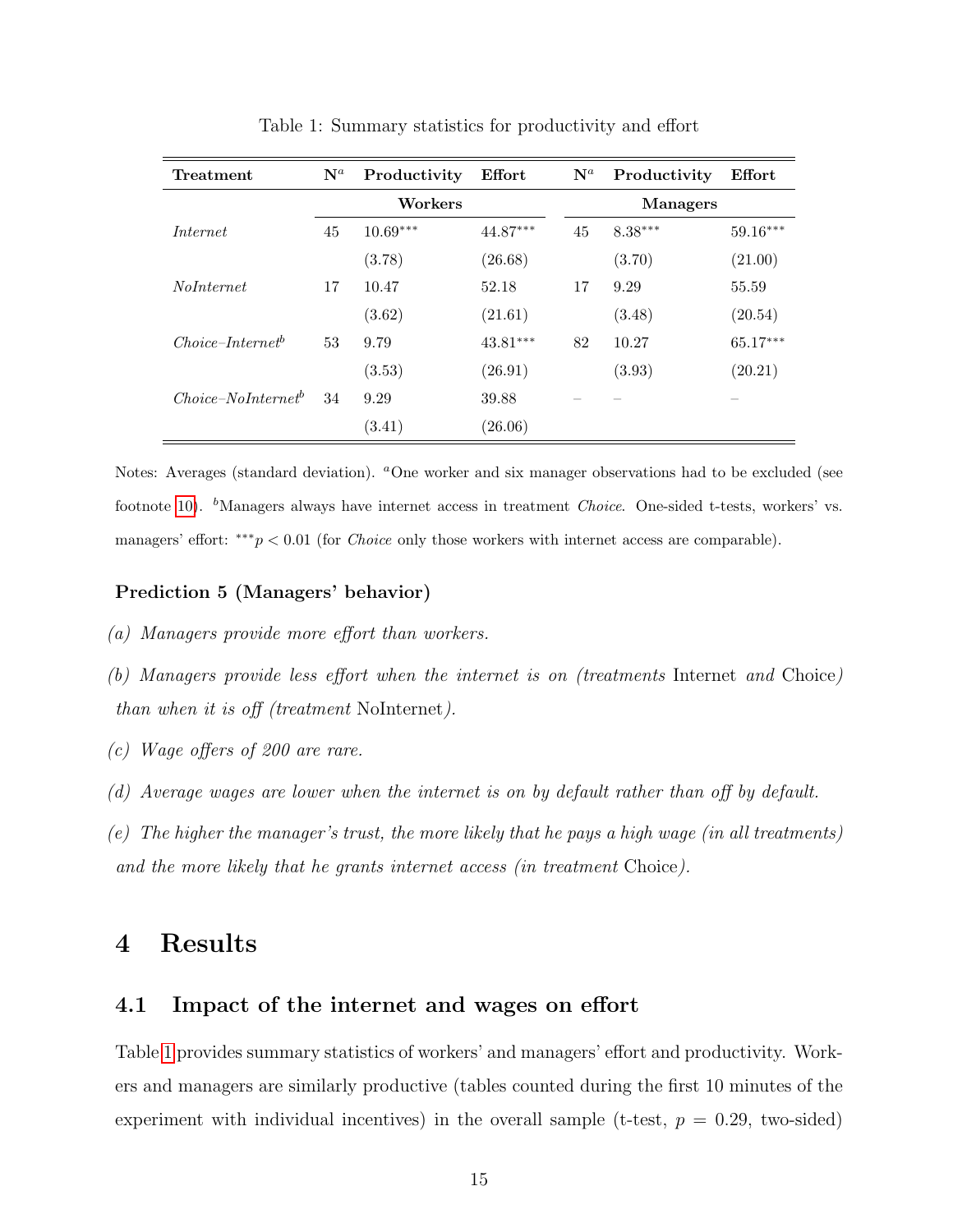Table 1: Summary statistics for productivity and effort

| Treatment | N[a] | Productivity | Effort | N[a] | Productivity | Effort |
|---|---|---|---|---|---|---|
| | Workers | | | Managers | | |
| *Internet* | 45 | 10.69$^{***}$ | 44.87$^{***}$ | 45 | 8.38$^{***}$ | 59.16$^{***}$ |
| | | (3.78) | (26.68) | | (3.70) | (21.00) |
| *NoInternet* | 17 | 10.47 | 52.18 | 17 | 9.29 | 55.59 |
| | | (3.62) | (21.61) | | (3.48) | (20.54) |
| *Choice–Internet*[b] | 53 | 9.79 | 43.81$^{***}$ | 82 | 10.27 | 65.17$^{***}$ |
| | | (3.53) | (26.91) | | (3.93) | (20.21) |
| *Choice–NoInternet*[b] | 34 | 9.29 | 39.88 | – | – | – |
| | | (3.41) | (26.06) | | | |

Notes: Averages (standard deviation). [a]One worker and six manager observations had to be excluded (see footnote 10). [b]Managers always have internet access in treatment *Choice*. One-sided t-tests, workers' vs. managers' effort: $^{***}p < 0.01$ (for *Choice* only those workers with internet access are comparable).

**Prediction 5 (Managers' behavior)**

*(a) Managers provide more effort than workers.*

*(b) Managers provide less effort when the internet is on (treatments* Internet *and* Choice*) than when it is off (treatment* NoInternet*).*

*(c) Wage offers of 200 are rare.*

*(d) Average wages are lower when the internet is on by default rather than off by default.*

*(e) The higher the manager's trust, the more likely that he pays a high wage (in all treatments) and the more likely that he grants internet access (in treatment* Choice*).*

# 4 Results

## 4.1 Impact of the internet and wages on effort

Table 1 provides summary statistics of workers' and managers' effort and productivity. Workers and managers are similarly productive (tables counted during the first 10 minutes of the experiment with individual incentives) in the overall sample (t-test, $p = 0.29$, two-sided)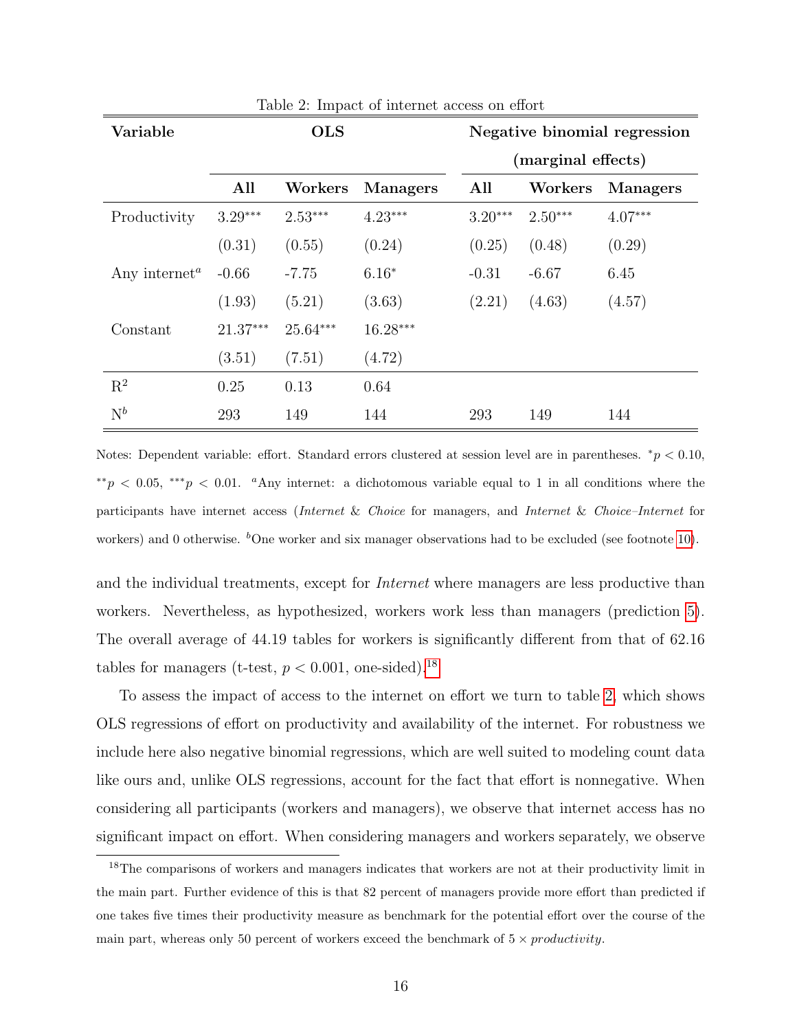Table 2: Impact of internet access on effort

| Variable | OLS | | | Negative binomial regression (marginal effects) | | |
|---|---|---|---|---|---|---|
| | All | Workers | Managers | All | Workers | Managers |
| Productivity | 3.29*** | 2.53*** | 4.23*** | 3.20*** | 2.50*** | 4.07*** |
| | (0.31) | (0.55) | (0.24) | (0.25) | (0.48) | (0.29) |
| Any internet[a] | -0.66 | -7.75 | 6.16* | -0.31 | -6.67 | 6.45 |
| | (1.93) | (5.21) | (3.63) | (2.21) | (4.63) | (4.57) |
| Constant | 21.37*** | 25.64*** | 16.28*** | | | |
| | (3.51) | (7.51) | (4.72) | | | |
| $R^2$ | 0.25 | 0.13 | 0.64 | | | |
| N[b] | 293 | 149 | 144 | 293 | 149 | 144 |

Notes: Dependent variable: effort. Standard errors clustered at session level are in parentheses. $^{*}p < 0.10$, $^{**}p < 0.05$, $^{***}p < 0.01$. [a]Any internet: a dichotomous variable equal to 1 in all conditions where the participants have internet access (*Internet* & *Choice* for managers, and *Internet* & *Choice–Internet* for workers) and 0 otherwise. [b]One worker and six manager observations had to be excluded (see footnote 10).

and the individual treatments, except for *Internet* where managers are less productive than workers. Nevertheless, as hypothesized, workers work less than managers (prediction 5). The overall average of 44.19 tables for workers is significantly different from that of 62.16 tables for managers (t-test, $p < 0.001$, one-sided).[18]

To assess the impact of access to the internet on effort we turn to table 2, which shows OLS regressions of effort on productivity and availability of the internet. For robustness we include here also negative binomial regressions, which are well suited to modeling count data like ours and, unlike OLS regressions, account for the fact that effort is nonnegative. When considering all participants (workers and managers), we observe that internet access has no significant impact on effort. When considering managers and workers separately, we observe

[18]The comparisons of workers and managers indicates that workers are not at their productivity limit in the main part. Further evidence of this is that 82 percent of managers provide more effort than predicted if one takes five times their productivity measure as benchmark for the potential effort over the course of the main part, whereas only 50 percent of workers exceed the benchmark of $5 \times$ *productivity*.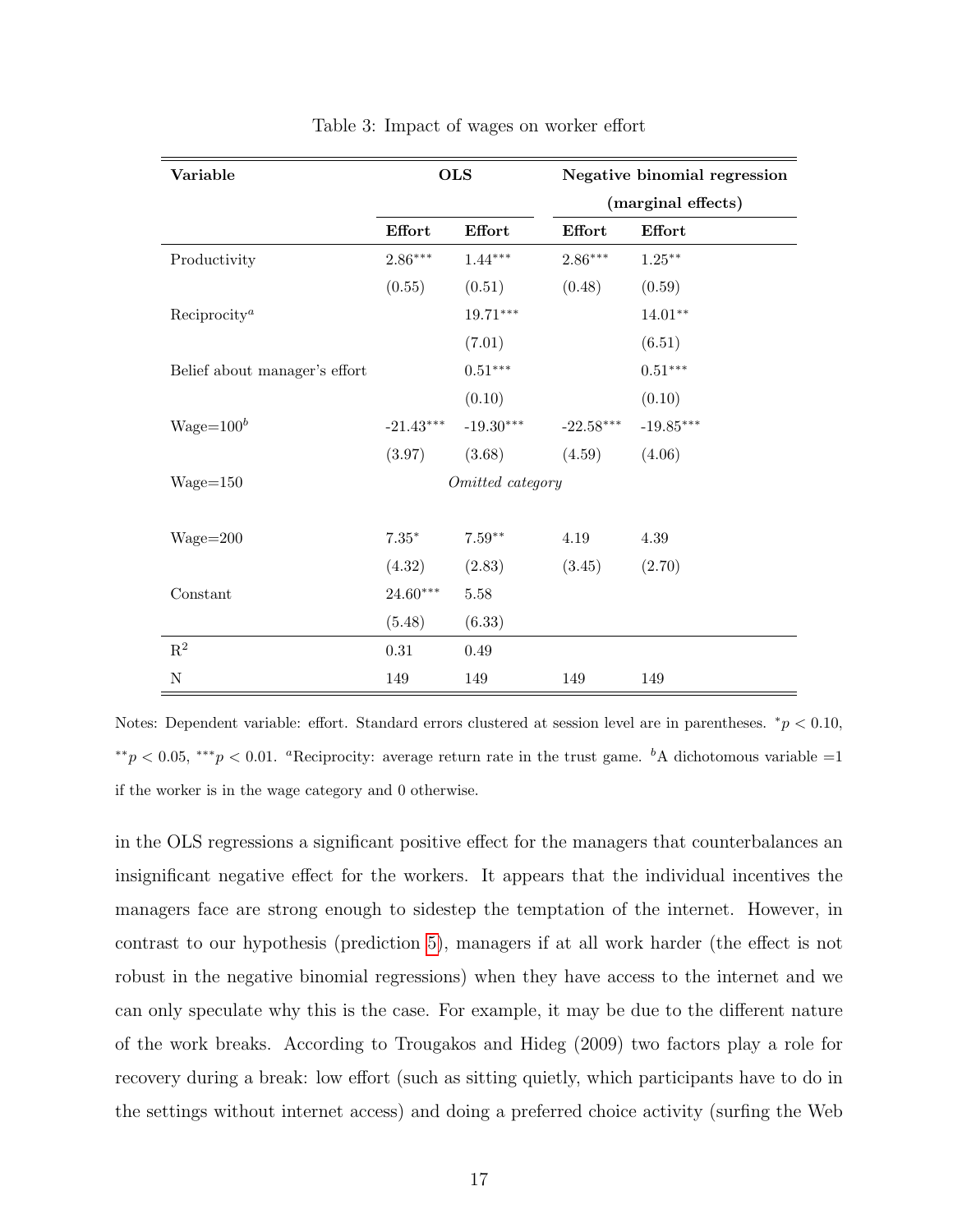Table 3: Impact of wages on worker effort

| Variable | OLS | | Negative binomial regression (marginal effects) | |
|---|---|---|---|---|
| | Effort | Effort | Effort | Effort |
| Productivity | 2.86*** | 1.44*** | 2.86*** | 1.25** |
| | (0.55) | (0.51) | (0.48) | (0.59) |
| Reciprocity[a] | | 19.71*** | | 14.01** |
| | | (7.01) | | (6.51) |
| Belief about manager's effort | | 0.51*** | | 0.51*** |
| | | (0.10) | | (0.10) |
| Wage=100[b] | -21.43*** | -19.30*** | -22.58*** | -19.85*** |
| | (3.97) | (3.68) | (4.59) | (4.06) |
| Wage=150 | *Omitted category* | | | |
| Wage=200 | 7.35* | 7.59** | 4.19 | 4.39 |
| | (4.32) | (2.83) | (3.45) | (2.70) |
| Constant | 24.60*** | 5.58 | | |
| | (5.48) | (6.33) | | |
| $R^2$ | 0.31 | 0.49 | | |
| N | 149 | 149 | 149 | 149 |

Notes: Dependent variable: effort. Standard errors clustered at session level are in parentheses. $^{*}p < 0.10$, $^{**}p < 0.05$, $^{***}p < 0.01$. [a]Reciprocity: average return rate in the trust game. [b]A dichotomous variable =1 if the worker is in the wage category and 0 otherwise.

in the OLS regressions a significant positive effect for the managers that counterbalances an insignificant negative effect for the workers. It appears that the individual incentives the managers face are strong enough to sidestep the temptation of the internet. However, in contrast to our hypothesis (prediction 5), managers if at all work harder (the effect is not robust in the negative binomial regressions) when they have access to the internet and we can only speculate why this is the case. For example, it may be due to the different nature of the work breaks. According to Trougakos and Hideg (2009) two factors play a role for recovery during a break: low effort (such as sitting quietly, which participants have to do in the settings without internet access) and doing a preferred choice activity (surfing the Web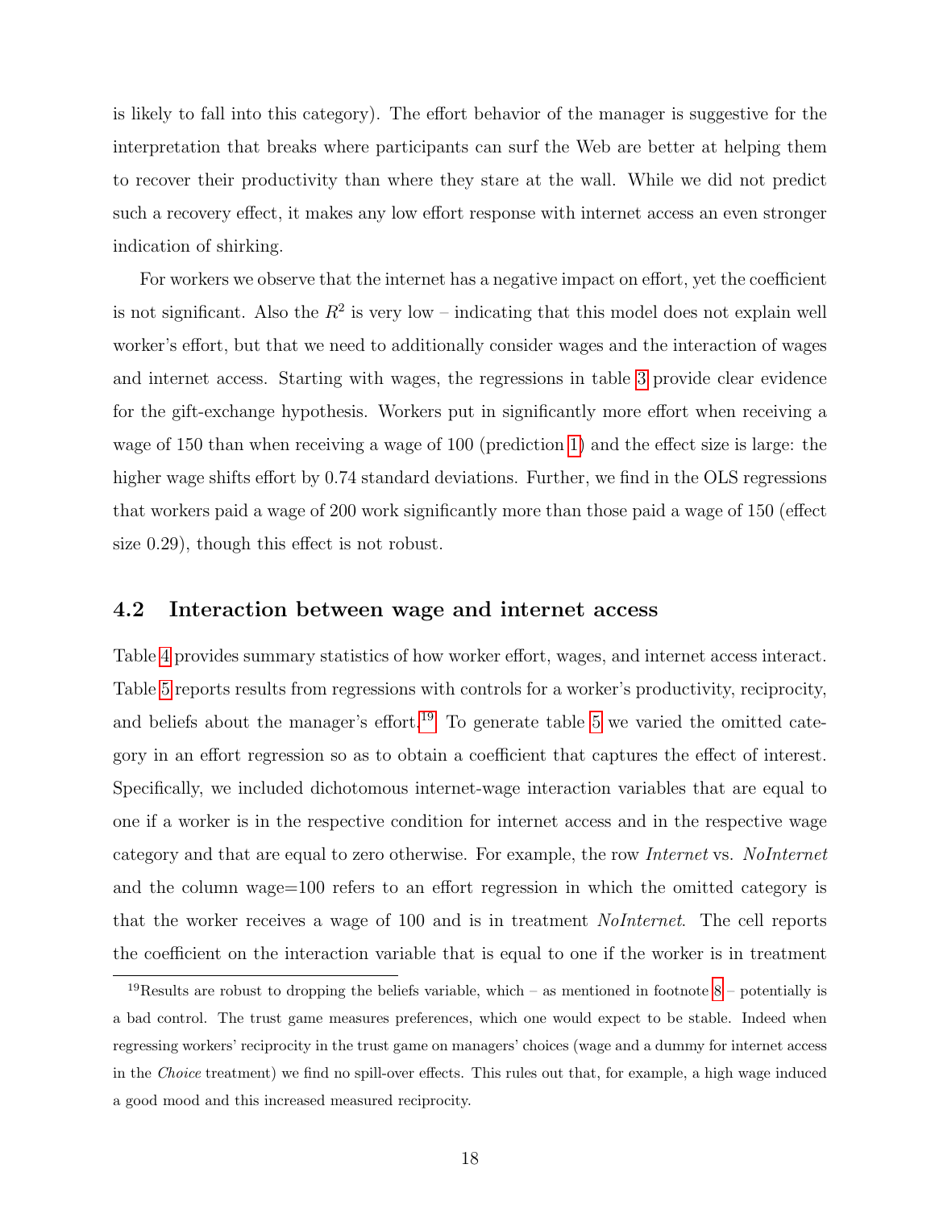is likely to fall into this category). The effort behavior of the manager is suggestive for the interpretation that breaks where participants can surf the Web are better at helping them to recover their productivity than where they stare at the wall. While we did not predict such a recovery effect, it makes any low effort response with internet access an even stronger indication of shirking.

For workers we observe that the internet has a negative impact on effort, yet the coefficient is not significant. Also the $R^2$ is very low – indicating that this model does not explain well worker's effort, but that we need to additionally consider wages and the interaction of wages and internet access. Starting with wages, the regressions in table 3 provide clear evidence for the gift-exchange hypothesis. Workers put in significantly more effort when receiving a wage of 150 than when receiving a wage of 100 (prediction 1) and the effect size is large: the higher wage shifts effort by 0.74 standard deviations. Further, we find in the OLS regressions that workers paid a wage of 200 work significantly more than those paid a wage of 150 (effect size 0.29), though this effect is not robust.

## 4.2 Interaction between wage and internet access

Table 4 provides summary statistics of how worker effort, wages, and internet access interact. Table 5 reports results from regressions with controls for a worker's productivity, reciprocity, and beliefs about the manager's effort.[19] To generate table 5 we varied the omitted category in an effort regression so as to obtain a coefficient that captures the effect of interest. Specifically, we included dichotomous internet-wage interaction variables that are equal to one if a worker is in the respective condition for internet access and in the respective wage category and that are equal to zero otherwise. For example, the row *Internet* vs. *NoInternet* and the column wage=100 refers to an effort regression in which the omitted category is that the worker receives a wage of 100 and is in treatment *NoInternet*. The cell reports the coefficient on the interaction variable that is equal to one if the worker is in treatment

[19] Results are robust to dropping the beliefs variable, which – as mentioned in footnote 8 – potentially is a bad control. The trust game measures preferences, which one would expect to be stable. Indeed when regressing workers' reciprocity in the trust game on managers' choices (wage and a dummy for internet access in the *Choice* treatment) we find no spill-over effects. This rules out that, for example, a high wage induced a good mood and this increased measured reciprocity.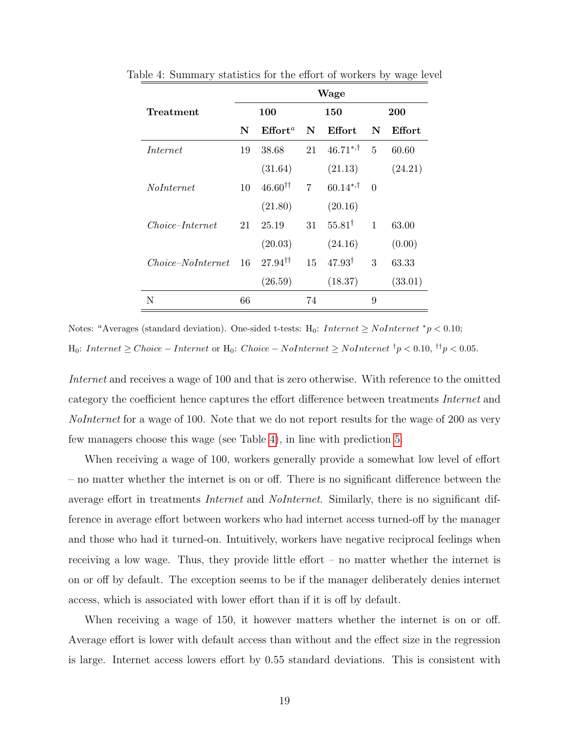Table 4: Summary statistics for the effort of workers by wage level

| Treatment | Wage | | | | | |
|---|---|---|---|---|---|---|
| | 100 | | 150 | | 200 | |
| | **N** | **Effort**[a] | **N** | **Effort** | **N** | **Effort** |
| *Internet* | 19 | 38.68 | 21 | $46.71^{*,\dagger}$ | 5 | 60.60 |
| | | (31.64) | | (21.13) | | (24.21) |
| *NoInternet* | 10 | $46.60^{\dagger\dagger}$ | 7 | $60.14^{*,\dagger}$ | 0 | |
| | | (21.80) | | (20.16) | | |
| *Choice–Internet* | 21 | 25.19 | 31 | $55.81^{\dagger}$ | 1 | 63.00 |
| | | (20.03) | | (24.16) | | (0.00) |
| *Choice–NoInternet* | 16 | $27.94^{\dagger\dagger}$ | 15 | $47.93^{\dagger}$ | 3 | 63.33 |
| | | (26.59) | | (18.37) | | (33.01) |
| N | 66 | | 74 | | 9 | |

Notes: [a]Averages (standard deviation). One-sided t-tests: $H_0$: *Internet* $\geq$ *NoInternet* $^{*}p < 0.10$; $H_0$: *Internet* $\geq$ *Choice* $-$ *Internet* or $H_0$: *Choice* $-$ *NoInternet* $\geq$ *NoInternet* $^{\dagger}p < 0.10$, $^{\dagger\dagger}p < 0.05$.

*Internet* and receives a wage of 100 and that is zero otherwise. With reference to the omitted category the coefficient hence captures the effort difference between treatments *Internet* and *NoInternet* for a wage of 100. Note that we do not report results for the wage of 200 as very few managers choose this wage (see Table 4), in line with prediction 5.

When receiving a wage of 100, workers generally provide a somewhat low level of effort – no matter whether the internet is on or off. There is no significant difference between the average effort in treatments *Internet* and *NoInternet*. Similarly, there is no significant difference in average effort between workers who had internet access turned-off by the manager and those who had it turned-on. Intuitively, workers have negative reciprocal feelings when receiving a low wage. Thus, they provide little effort – no matter whether the internet is on or off by default. The exception seems to be if the manager deliberately denies internet access, which is associated with lower effort than if it is off by default.

When receiving a wage of 150, it however matters whether the internet is on or off. Average effort is lower with default access than without and the effect size in the regression is large. Internet access lowers effort by 0.55 standard deviations. This is consistent with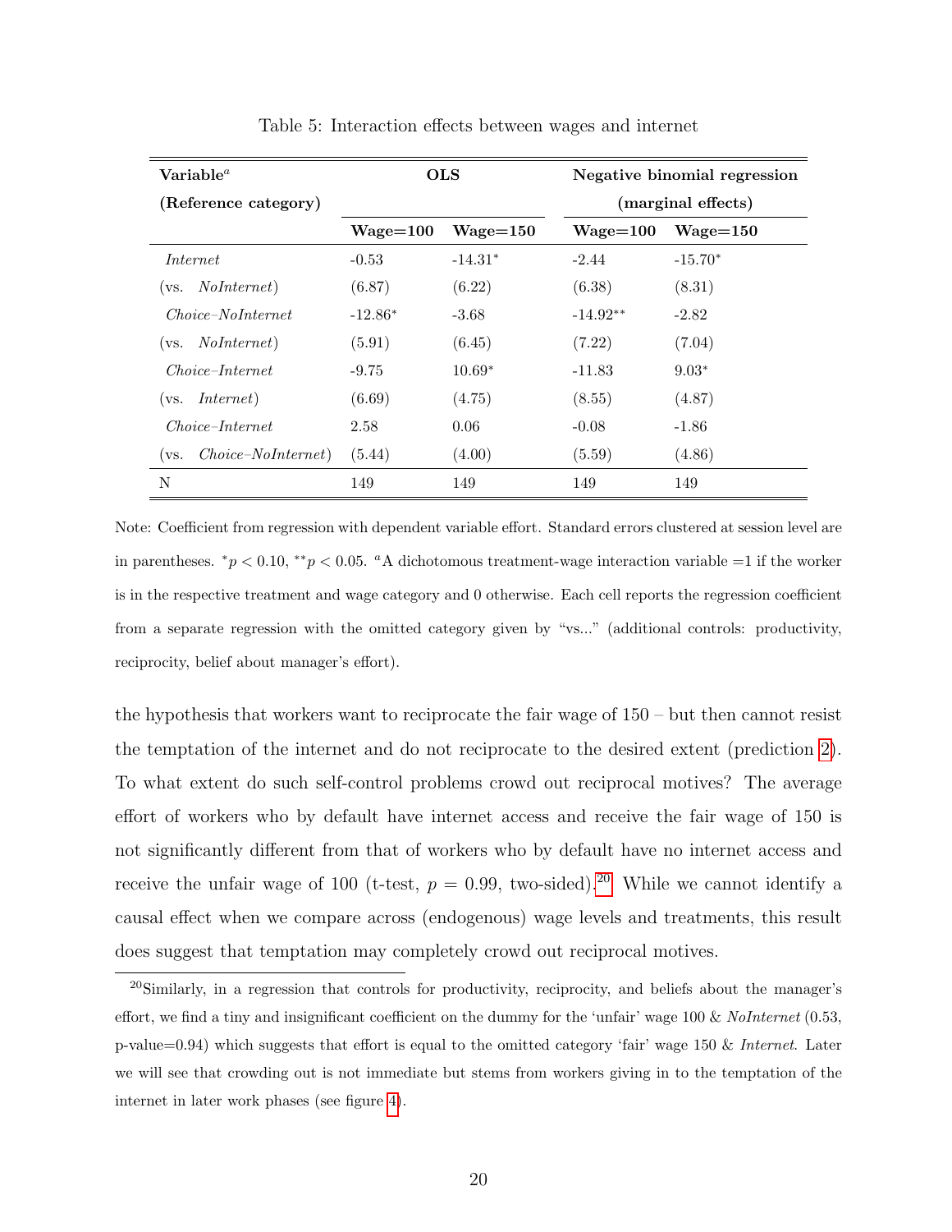Table 5: Interaction effects between wages and internet

| **Variable**[a] | **OLS** | | **Negative binomial regression** | |
|---|---|---|---|---|
| **(Reference category)** | | | **(marginal effects)** | |
| | **Wage=100** | **Wage=150** | **Wage=100** | **Wage=150** |
| *Internet* | -0.53 | -14.31* | -2.44 | -15.70* |
| (vs. *NoInternet*) | (6.87) | (6.22) | (6.38) | (8.31) |
| *Choice–NoInternet* | -12.86* | -3.68 | -14.92** | -2.82 |
| (vs. *NoInternet*) | (5.91) | (6.45) | (7.22) | (7.04) |
| *Choice–Internet* | -9.75 | 10.69* | -11.83 | 9.03* |
| (vs. *Internet*) | (6.69) | (4.75) | (8.55) | (4.87) |
| *Choice–Internet* | 2.58 | 0.06 | -0.08 | -1.86 |
| (vs. *Choice–NoInternet*) | (5.44) | (4.00) | (5.59) | (4.86) |
| N | 149 | 149 | 149 | 149 |

Note: Coefficient from regression with dependent variable effort. Standard errors clustered at session level are in parentheses. $^{*}p < 0.10$, $^{**}p < 0.05$. [a]A dichotomous treatment-wage interaction variable =1 if the worker is in the respective treatment and wage category and 0 otherwise. Each cell reports the regression coefficient from a separate regression with the omitted category given by "vs..." (additional controls: productivity, reciprocity, belief about manager's effort).

the hypothesis that workers want to reciprocate the fair wage of 150 – but then cannot resist the temptation of the internet and do not reciprocate to the desired extent (prediction 2). To what extent do such self-control problems crowd out reciprocal motives? The average effort of workers who by default have internet access and receive the fair wage of 150 is not significantly different from that of workers who by default have no internet access and receive the unfair wage of 100 (t-test, $p = 0.99$, two-sided).[20] While we cannot identify a causal effect when we compare across (endogenous) wage levels and treatments, this result does suggest that temptation may completely crowd out reciprocal motives.

[20]Similarly, in a regression that controls for productivity, reciprocity, and beliefs about the manager's effort, we find a tiny and insignificant coefficient on the dummy for the 'unfair' wage 100 & *NoInternet* (0.53, p-value=0.94) which suggests that effort is equal to the omitted category 'fair' wage 150 & *Internet*. Later we will see that crowding out is not immediate but stems from workers giving in to the temptation of the internet in later work phases (see figure 4).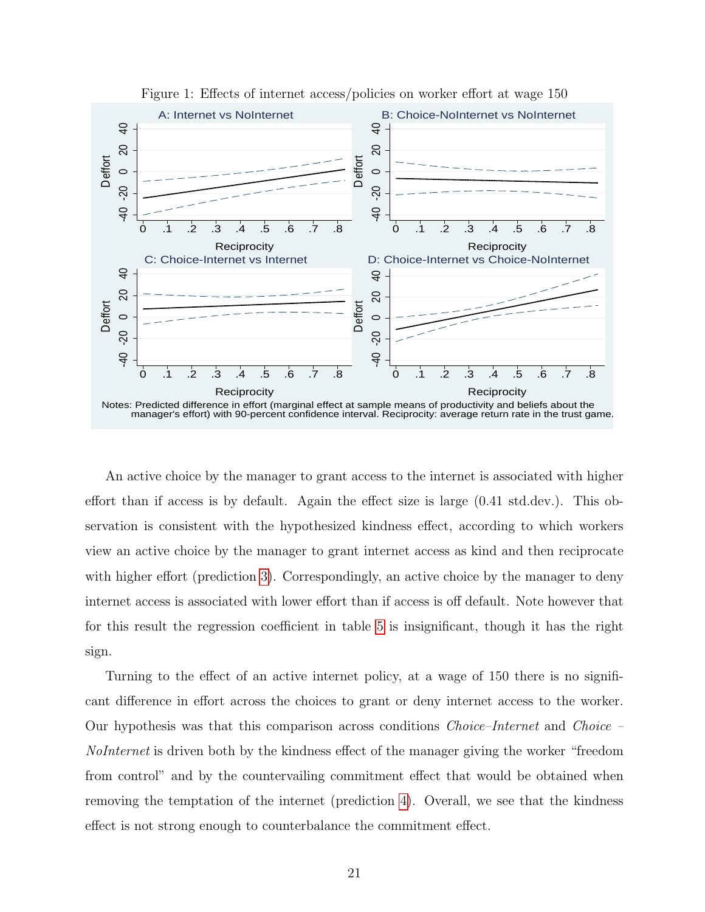Figure 1: Effects of internet access/policies on worker effort at wage 150

A: Internet vs NoInternet

B: Choice-NoInternet vs NoInternet

C: Choice-Internet vs Internet

D: Choice-Internet vs Choice-NoInternet

Notes: Predicted difference in effort (marginal effect at sample means of productivity and beliefs about the manager's effort) with 90-percent confidence interval. Reciprocity: average return rate in the trust game.

An active choice by the manager to grant access to the internet is associated with higher effort than if access is by default. Again the effect size is large (0.41 std.dev.). This observation is consistent with the hypothesized kindness effect, according to which workers view an active choice by the manager to grant internet access as kind and then reciprocate with higher effort (prediction 3). Correspondingly, an active choice by the manager to deny internet access is associated with lower effort than if access is off default. Note however that for this result the regression coefficient in table 5 is insignificant, though it has the right sign.

Turning to the effect of an active internet policy, at a wage of 150 there is no significant difference in effort across the choices to grant or deny internet access to the worker. Our hypothesis was that this comparison across conditions *Choice–Internet* and *Choice – NoInternet* is driven both by the kindness effect of the manager giving the worker "freedom from control" and by the countervailing commitment effect that would be obtained when removing the temptation of the internet (prediction 4). Overall, we see that the kindness effect is not strong enough to counterbalance the commitment effect.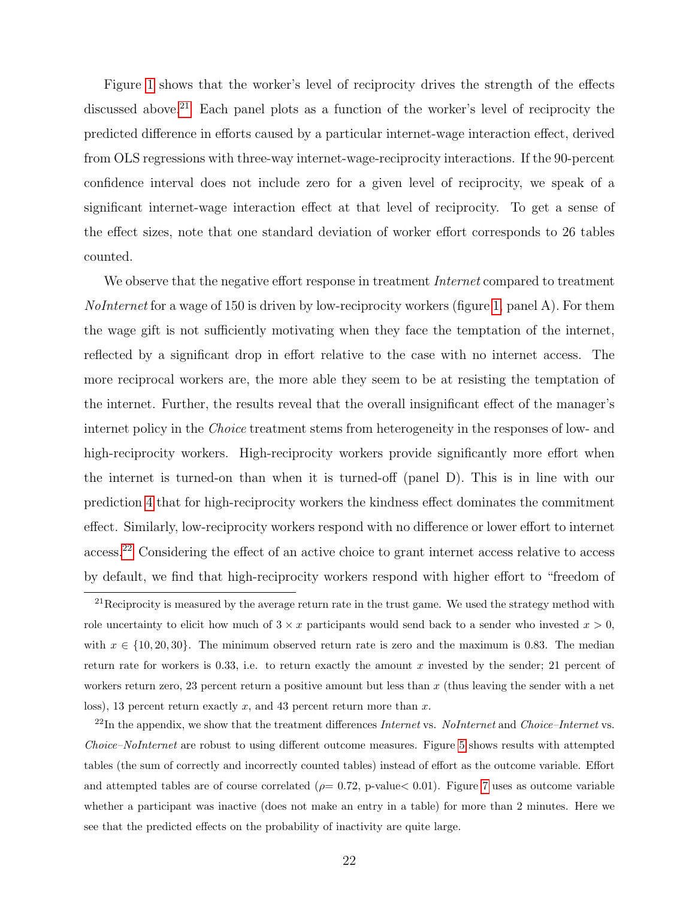Figure 1 shows that the worker's level of reciprocity drives the strength of the effects discussed above.[21] Each panel plots as a function of the worker's level of reciprocity the predicted difference in efforts caused by a particular internet-wage interaction effect, derived from OLS regressions with three-way internet-wage-reciprocity interactions. If the 90-percent confidence interval does not include zero for a given level of reciprocity, we speak of a significant internet-wage interaction effect at that level of reciprocity. To get a sense of the effect sizes, note that one standard deviation of worker effort corresponds to 26 tables counted.

We observe that the negative effort response in treatment *Internet* compared to treatment *NoInternet* for a wage of 150 is driven by low-reciprocity workers (figure 1, panel A). For them the wage gift is not sufficiently motivating when they face the temptation of the internet, reflected by a significant drop in effort relative to the case with no internet access. The more reciprocal workers are, the more able they seem to be at resisting the temptation of the internet. Further, the results reveal that the overall insignificant effect of the manager's internet policy in the *Choice* treatment stems from heterogeneity in the responses of low- and high-reciprocity workers. High-reciprocity workers provide significantly more effort when the internet is turned-on than when it is turned-off (panel D). This is in line with our prediction 4 that for high-reciprocity workers the kindness effect dominates the commitment effect. Similarly, low-reciprocity workers respond with no difference or lower effort to internet access.[22] Considering the effect of an active choice to grant internet access relative to access by default, we find that high-reciprocity workers respond with higher effort to "freedom of

[21] Reciprocity is measured by the average return rate in the trust game. We used the strategy method with role uncertainty to elicit how much of $3 \times x$ participants would send back to a sender who invested $x > 0$, with $x \in \{10, 20, 30\}$. The minimum observed return rate is zero and the maximum is 0.83. The median return rate for workers is 0.33, i.e. to return exactly the amount $x$ invested by the sender; 21 percent of workers return zero, 23 percent return a positive amount but less than $x$ (thus leaving the sender with a net loss), 13 percent return exactly $x$, and 43 percent return more than $x$.

[22] In the appendix, we show that the treatment differences *Internet* vs. *NoInternet* and *Choice–Internet* vs. *Choice–NoInternet* are robust to using different outcome measures. Figure 5 shows results with attempted tables (the sum of correctly and incorrectly counted tables) instead of effort as the outcome variable. Effort and attempted tables are of course correlated ($\rho = 0.72$, p-value$< 0.01$). Figure 7 uses as outcome variable whether a participant was inactive (does not make an entry in a table) for more than 2 minutes. Here we see that the predicted effects on the probability of inactivity are quite large.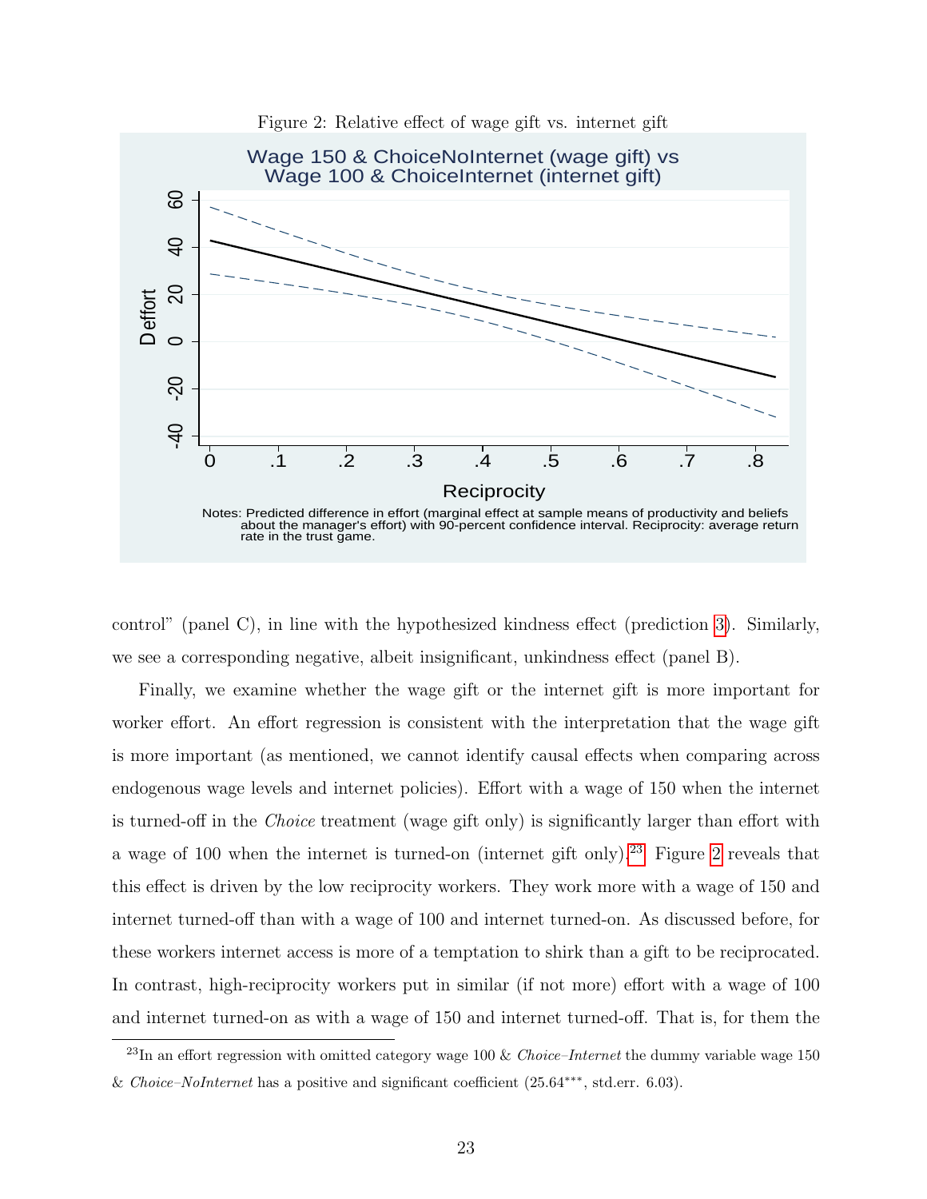Figure 2: Relative effect of wage gift vs. internet gift

Notes: Predicted difference in effort (marginal effect at sample means of productivity and beliefs about the manager's effort) with 90-percent confidence interval. Reciprocity: average return rate in the trust game.

control" (panel C), in line with the hypothesized kindness effect (prediction 3). Similarly, we see a corresponding negative, albeit insignificant, unkindness effect (panel B).

Finally, we examine whether the wage gift or the internet gift is more important for worker effort. An effort regression is consistent with the interpretation that the wage gift is more important (as mentioned, we cannot identify causal effects when comparing across endogenous wage levels and internet policies). Effort with a wage of 150 when the internet is turned-off in the *Choice* treatment (wage gift only) is significantly larger than effort with a wage of 100 when the internet is turned-on (internet gift only).[23] Figure 2 reveals that this effect is driven by the low reciprocity workers. They work more with a wage of 150 and internet turned-off than with a wage of 100 and internet turned-on. As discussed before, for these workers internet access is more of a temptation to shirk than a gift to be reciprocated. In contrast, high-reciprocity workers put in similar (if not more) effort with a wage of 100 and internet turned-on as with a wage of 150 and internet turned-off. That is, for them the

[23] In an effort regression with omitted category wage 100 & *Choice–Internet* the dummy variable wage 150 & *Choice–NoInternet* has a positive and significant coefficient (25.64***, std.err. 6.03).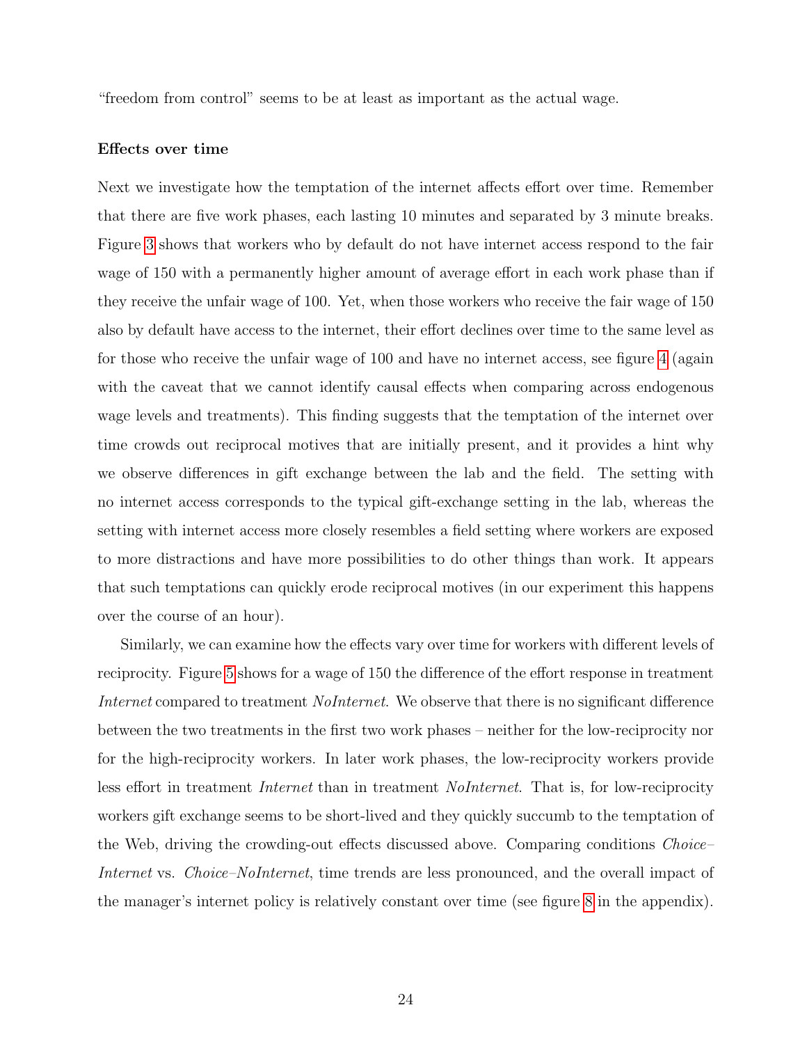"freedom from control" seems to be at least as important as the actual wage.

**Effects over time**

Next we investigate how the temptation of the internet affects effort over time. Remember that there are five work phases, each lasting 10 minutes and separated by 3 minute breaks. Figure 3 shows that workers who by default do not have internet access respond to the fair wage of 150 with a permanently higher amount of average effort in each work phase than if they receive the unfair wage of 100. Yet, when those workers who receive the fair wage of 150 also by default have access to the internet, their effort declines over time to the same level as for those who receive the unfair wage of 100 and have no internet access, see figure 4 (again with the caveat that we cannot identify causal effects when comparing across endogenous wage levels and treatments). This finding suggests that the temptation of the internet over time crowds out reciprocal motives that are initially present, and it provides a hint why we observe differences in gift exchange between the lab and the field. The setting with no internet access corresponds to the typical gift-exchange setting in the lab, whereas the setting with internet access more closely resembles a field setting where workers are exposed to more distractions and have more possibilities to do other things than work. It appears that such temptations can quickly erode reciprocal motives (in our experiment this happens over the course of an hour).

Similarly, we can examine how the effects vary over time for workers with different levels of reciprocity. Figure 5 shows for a wage of 150 the difference of the effort response in treatment *Internet* compared to treatment *NoInternet*. We observe that there is no significant difference between the two treatments in the first two work phases – neither for the low-reciprocity nor for the high-reciprocity workers. In later work phases, the low-reciprocity workers provide less effort in treatment *Internet* than in treatment *NoInternet*. That is, for low-reciprocity workers gift exchange seems to be short-lived and they quickly succumb to the temptation of the Web, driving the crowding-out effects discussed above. Comparing conditions *Choice–Internet* vs. *Choice–NoInternet*, time trends are less pronounced, and the overall impact of the manager's internet policy is relatively constant over time (see figure 8 in the appendix).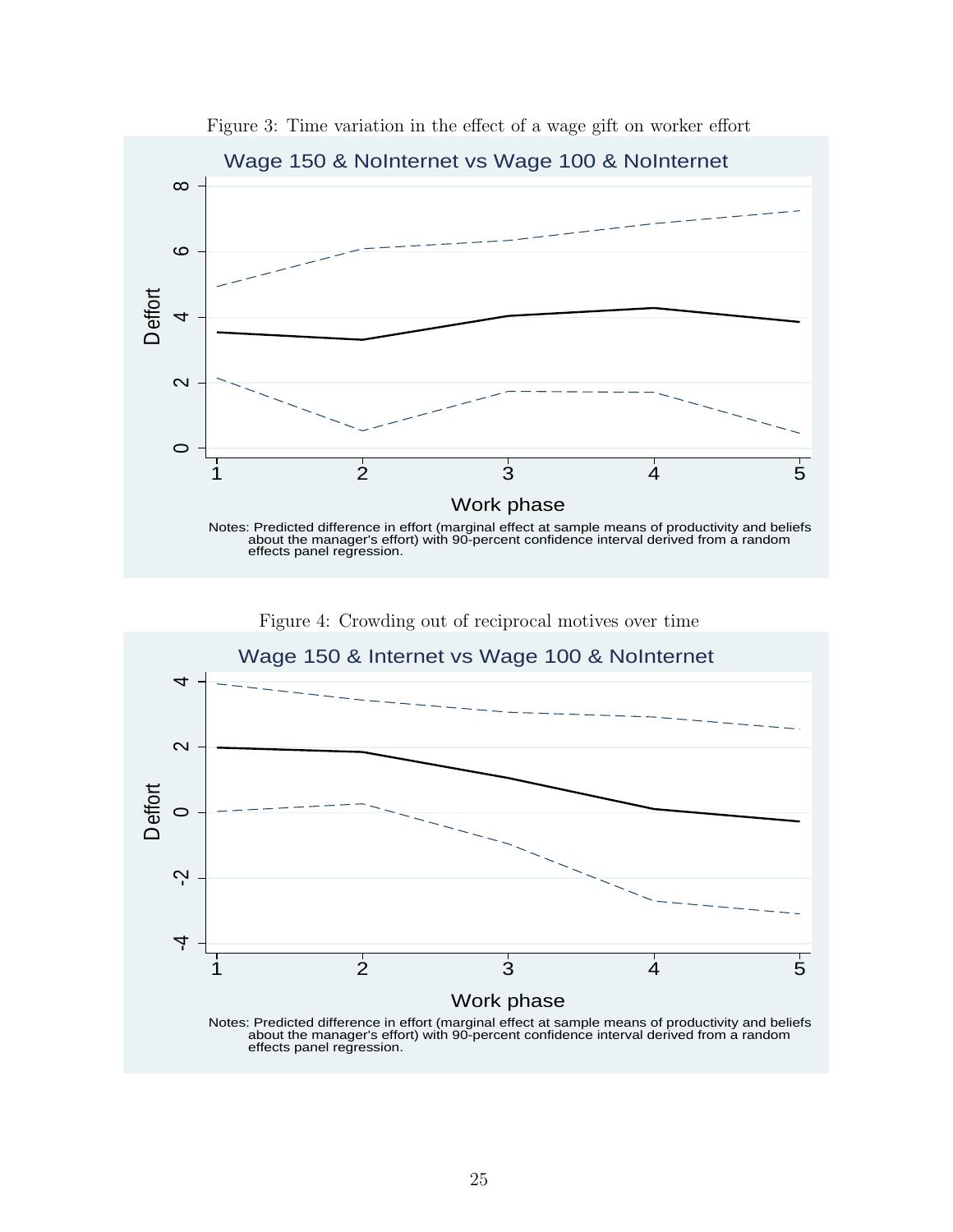Figure 3: Time variation in the effect of a wage gift on worker effort

Notes: Predicted difference in effort (marginal effect at sample means of productivity and beliefs about the manager's effort) with 90-percent confidence interval derived from a random effects panel regression.

Figure 4: Crowding out of reciprocal motives over time

Notes: Predicted difference in effort (marginal effect at sample means of productivity and beliefs about the manager's effort) with 90-percent confidence interval derived from a random effects panel regression.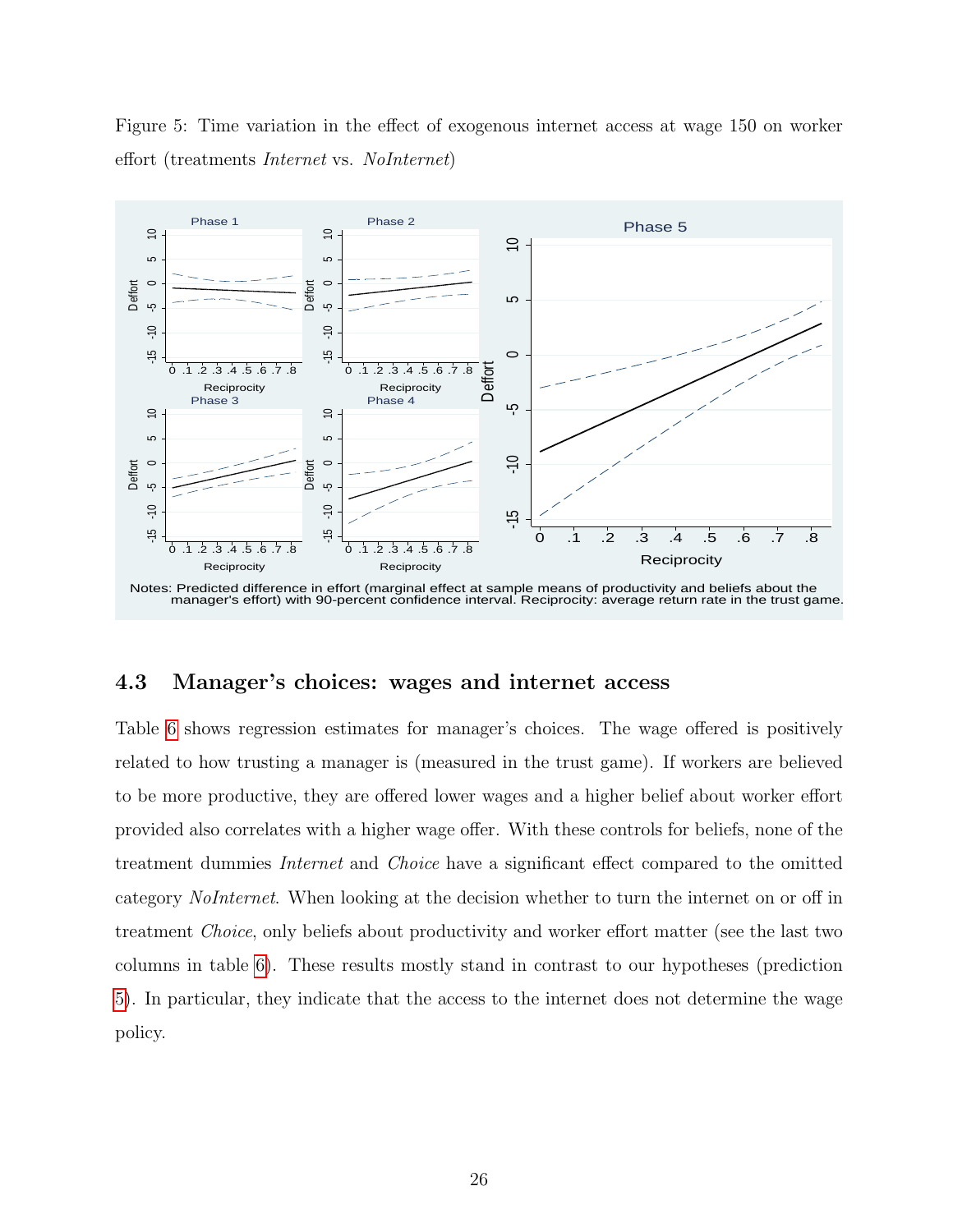Figure 5: Time variation in the effect of exogenous internet access at wage 150 on worker effort (treatments *Internet* vs. *NoInternet*)

Notes: Predicted difference in effort (marginal effect at sample means of productivity and beliefs about the manager's effort) with 90-percent confidence interval. Reciprocity: average return rate in the trust game.

## 4.3 Manager's choices: wages and internet access

Table 6 shows regression estimates for manager's choices. The wage offered is positively related to how trusting a manager is (measured in the trust game). If workers are believed to be more productive, they are offered lower wages and a higher belief about worker effort provided also correlates with a higher wage offer. With these controls for beliefs, none of the treatment dummies *Internet* and *Choice* have a significant effect compared to the omitted category *NoInternet*. When looking at the decision whether to turn the internet on or off in treatment *Choice*, only beliefs about productivity and worker effort matter (see the last two columns in table 6). These results mostly stand in contrast to our hypotheses (prediction 5). In particular, they indicate that the access to the internet does not determine the wage policy.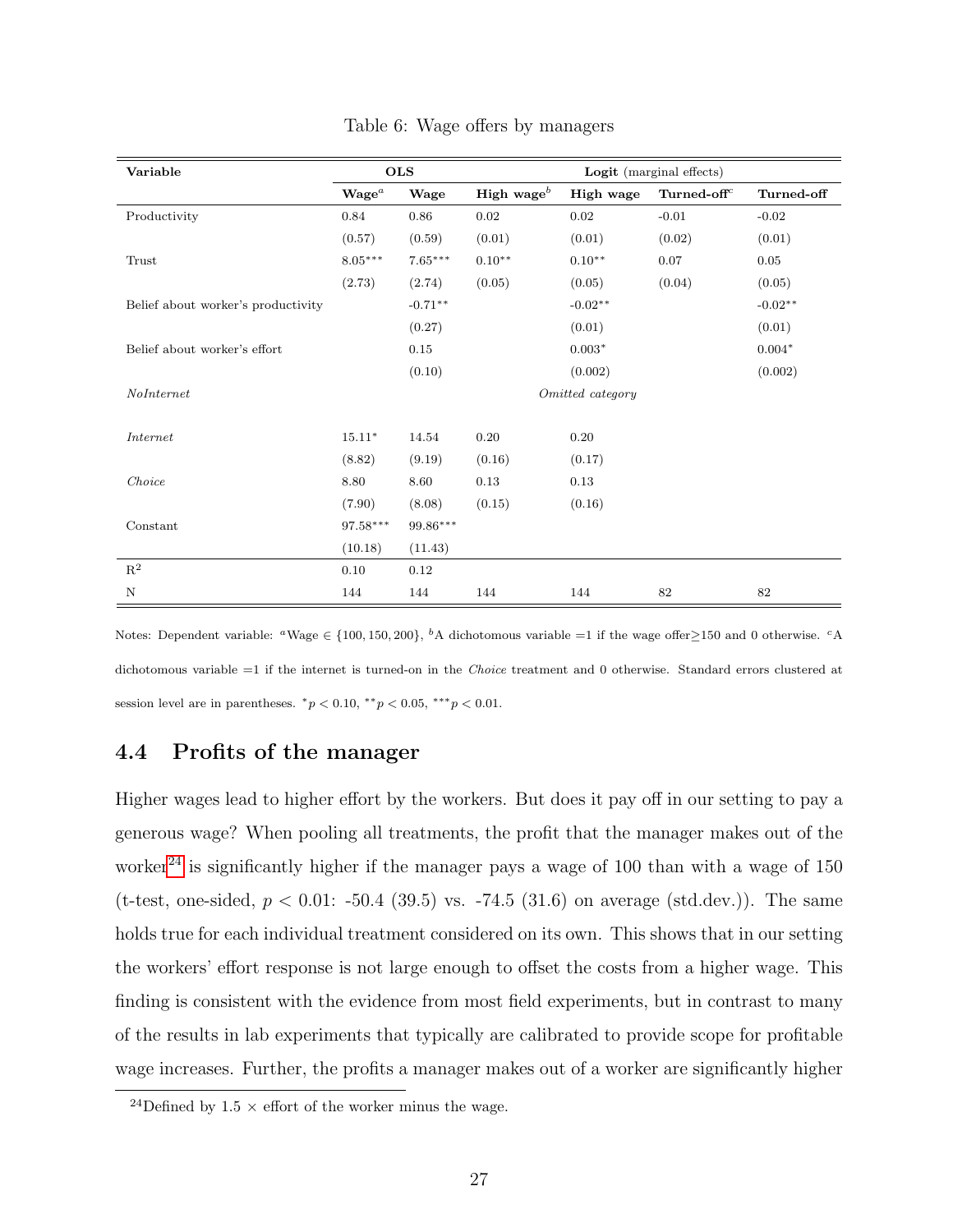Table 6: Wage offers by managers

| **Variable** | **OLS** | | **Logit** (marginal effects) | | | |
|---|---|---|---|---|---|---|
| | **Wage**[a] | **Wage** | **High wage**[b] | **High wage** | **Turned-off**[c] | **Turned-off** |
| Productivity | 0.84 | 0.86 | 0.02 | 0.02 | -0.01 | -0.02 |
| | (0.57) | (0.59) | (0.01) | (0.01) | (0.02) | (0.01) |
| Trust | 8.05*** | 7.65*** | 0.10** | 0.10** | 0.07 | 0.05 |
| | (2.73) | (2.74) | (0.05) | (0.05) | (0.04) | (0.05) |
| Belief about worker's productivity | | -0.71** | | -0.02** | | -0.02** |
| | | (0.27) | | (0.01) | | (0.01) |
| Belief about worker's effort | | 0.15 | | 0.003* | | 0.004* |
| | | (0.10) | | (0.002) | | (0.002) |
| *NoInternet* | | | | *Omitted category* | | |
| *Internet* | 15.11* | 14.54 | 0.20 | 0.20 | | |
| | (8.82) | (9.19) | (0.16) | (0.17) | | |
| *Choice* | 8.80 | 8.60 | 0.13 | 0.13 | | |
| | (7.90) | (8.08) | (0.15) | (0.16) | | |
| Constant | 97.58*** | 99.86*** | | | | |
| | (10.18) | (11.43) | | | | |
| $R^2$ | 0.10 | 0.12 | | | | |
| N | 144 | 144 | 144 | 144 | 82 | 82 |

Notes: Dependent variable: [a]Wage $\in \{100, 150, 200\}$, [b]A dichotomous variable =1 if the wage offer≥150 and 0 otherwise. [c]A dichotomous variable =1 if the internet is turned-on in the *Choice* treatment and 0 otherwise. Standard errors clustered at session level are in parentheses. $^{*}p < 0.10$, $^{**}p < 0.05$, $^{***}p < 0.01$.

## 4.4 Profits of the manager

Higher wages lead to higher effort by the workers. But does it pay off in our setting to pay a generous wage? When pooling all treatments, the profit that the manager makes out of the worker[24] is significantly higher if the manager pays a wage of 100 than with a wage of 150 (t-test, one-sided, $p < 0.01$: -50.4 (39.5) vs. -74.5 (31.6) on average (std.dev.)). The same holds true for each individual treatment considered on its own. This shows that in our setting the workers' effort response is not large enough to offset the costs from a higher wage. This finding is consistent with the evidence from most field experiments, but in contrast to many of the results in lab experiments that typically are calibrated to provide scope for profitable wage increases. Further, the profits a manager makes out of a worker are significantly higher

[24]Defined by 1.5 × effort of the worker minus the wage.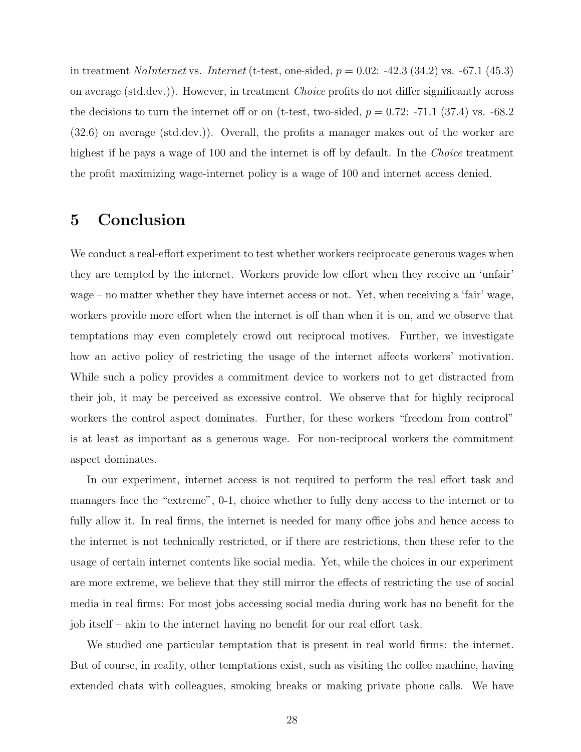in treatment *NoInternet* vs. *Internet* (t-test, one-sided, $p = 0.02$: -42.3 (34.2) vs. -67.1 (45.3) on average (std.dev.)). However, in treatment *Choice* profits do not differ significantly across the decisions to turn the internet off or on (t-test, two-sided, $p = 0.72$: -71.1 (37.4) vs. -68.2 (32.6) on average (std.dev.)). Overall, the profits a manager makes out of the worker are highest if he pays a wage of 100 and the internet is off by default. In the *Choice* treatment the profit maximizing wage-internet policy is a wage of 100 and internet access denied.

# 5 Conclusion

We conduct a real-effort experiment to test whether workers reciprocate generous wages when they are tempted by the internet. Workers provide low effort when they receive an 'unfair' wage – no matter whether they have internet access or not. Yet, when receiving a 'fair' wage, workers provide more effort when the internet is off than when it is on, and we observe that temptations may even completely crowd out reciprocal motives. Further, we investigate how an active policy of restricting the usage of the internet affects workers' motivation. While such a policy provides a commitment device to workers not to get distracted from their job, it may be perceived as excessive control. We observe that for highly reciprocal workers the control aspect dominates. Further, for these workers "freedom from control" is at least as important as a generous wage. For non-reciprocal workers the commitment aspect dominates.

In our experiment, internet access is not required to perform the real effort task and managers face the "extreme", 0-1, choice whether to fully deny access to the internet or to fully allow it. In real firms, the internet is needed for many office jobs and hence access to the internet is not technically restricted, or if there are restrictions, then these refer to the usage of certain internet contents like social media. Yet, while the choices in our experiment are more extreme, we believe that they still mirror the effects of restricting the use of social media in real firms: For most jobs accessing social media during work has no benefit for the job itself – akin to the internet having no benefit for our real effort task.

We studied one particular temptation that is present in real world firms: the internet. But of course, in reality, other temptations exist, such as visiting the coffee machine, having extended chats with colleagues, smoking breaks or making private phone calls. We have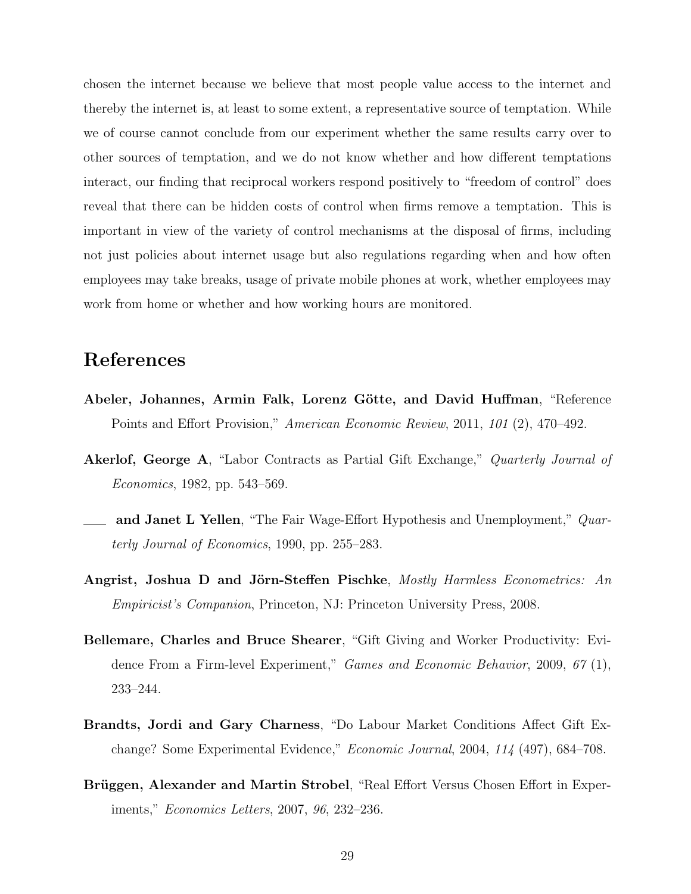chosen the internet because we believe that most people value access to the internet and thereby the internet is, at least to some extent, a representative source of temptation. While we of course cannot conclude from our experiment whether the same results carry over to other sources of temptation, and we do not know whether and how different temptations interact, our finding that reciprocal workers respond positively to "freedom of control" does reveal that there can be hidden costs of control when firms remove a temptation. This is important in view of the variety of control mechanisms at the disposal of firms, including not just policies about internet usage but also regulations regarding when and how often employees may take breaks, usage of private mobile phones at work, whether employees may work from home or whether and how working hours are monitored.

# References

**Abeler, Johannes, Armin Falk, Lorenz Götte, and David Huffman**, "Reference Points and Effort Provision," *American Economic Review*, 2011, *101* (2), 470–492.

**Akerlof, George A**, "Labor Contracts as Partial Gift Exchange," *Quarterly Journal of Economics*, 1982, pp. 543–569.

\_\_\_\_ **and Janet L Yellen**, "The Fair Wage-Effort Hypothesis and Unemployment," *Quarterly Journal of Economics*, 1990, pp. 255–283.

**Angrist, Joshua D and Jörn-Steffen Pischke**, *Mostly Harmless Econometrics: An Empiricist's Companion*, Princeton, NJ: Princeton University Press, 2008.

**Bellemare, Charles and Bruce Shearer**, "Gift Giving and Worker Productivity: Evidence From a Firm-level Experiment," *Games and Economic Behavior*, 2009, *67* (1), 233–244.

**Brandts, Jordi and Gary Charness**, "Do Labour Market Conditions Affect Gift Exchange? Some Experimental Evidence," *Economic Journal*, 2004, *114* (497), 684–708.

**Brüggen, Alexander and Martin Strobel**, "Real Effort Versus Chosen Effort in Experiments," *Economics Letters*, 2007, *96*, 232–236.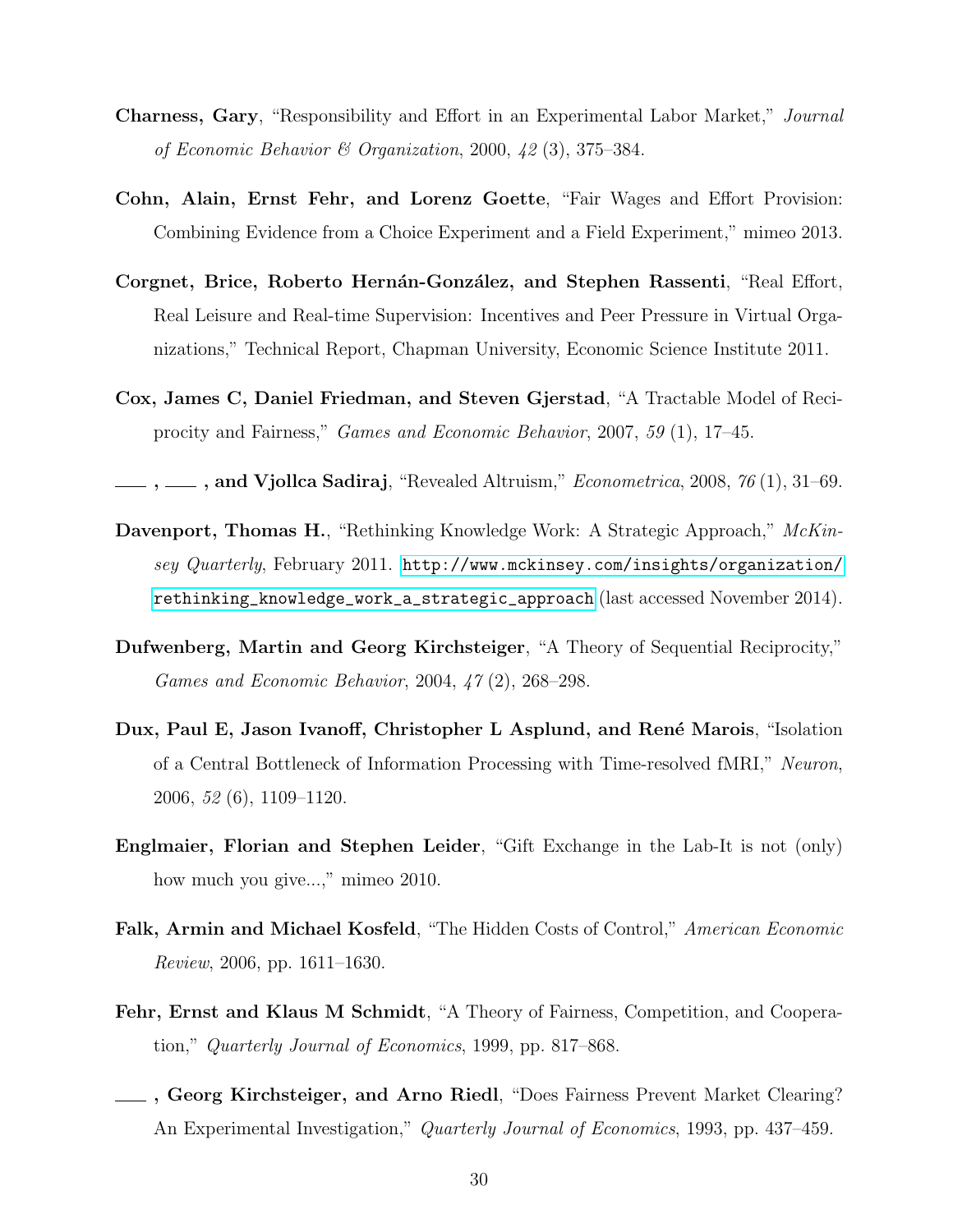**Charness, Gary**, "Responsibility and Effort in an Experimental Labor Market," *Journal of Economic Behavior & Organization*, 2000, *42* (3), 375–384.

**Cohn, Alain, Ernst Fehr, and Lorenz Goette**, "Fair Wages and Effort Provision: Combining Evidence from a Choice Experiment and a Field Experiment," mimeo 2013.

**Corgnet, Brice, Roberto Hernán-González, and Stephen Rassenti**, "Real Effort, Real Leisure and Real-time Supervision: Incentives and Peer Pressure in Virtual Organizations," Technical Report, Chapman University, Economic Science Institute 2011.

**Cox, James C, Daniel Friedman, and Steven Gjerstad**, "A Tractable Model of Reciprocity and Fairness," *Games and Economic Behavior*, 2007, *59* (1), 17–45.

**\_\_\_ , \_\_\_ , and Vjollca Sadiraj**, "Revealed Altruism," *Econometrica*, 2008, *76* (1), 31–69.

**Davenport, Thomas H.**, "Rethinking Knowledge Work: A Strategic Approach," *McKinsey Quarterly*, February 2011. http://www.mckinsey.com/insights/organization/rethinking_knowledge_work_a_strategic_approach (last accessed November 2014).

**Dufwenberg, Martin and Georg Kirchsteiger**, "A Theory of Sequential Reciprocity," *Games and Economic Behavior*, 2004, *47* (2), 268–298.

**Dux, Paul E, Jason Ivanoff, Christopher L Asplund, and René Marois**, "Isolation of a Central Bottleneck of Information Processing with Time-resolved fMRI," *Neuron*, 2006, *52* (6), 1109–1120.

**Englmaier, Florian and Stephen Leider**, "Gift Exchange in the Lab-It is not (only) how much you give...," mimeo 2010.

**Falk, Armin and Michael Kosfeld**, "The Hidden Costs of Control," *American Economic Review*, 2006, pp. 1611–1630.

**Fehr, Ernst and Klaus M Schmidt**, "A Theory of Fairness, Competition, and Cooperation," *Quarterly Journal of Economics*, 1999, pp. 817–868.

**\_\_\_ , Georg Kirchsteiger, and Arno Riedl**, "Does Fairness Prevent Market Clearing? An Experimental Investigation," *Quarterly Journal of Economics*, 1993, pp. 437–459.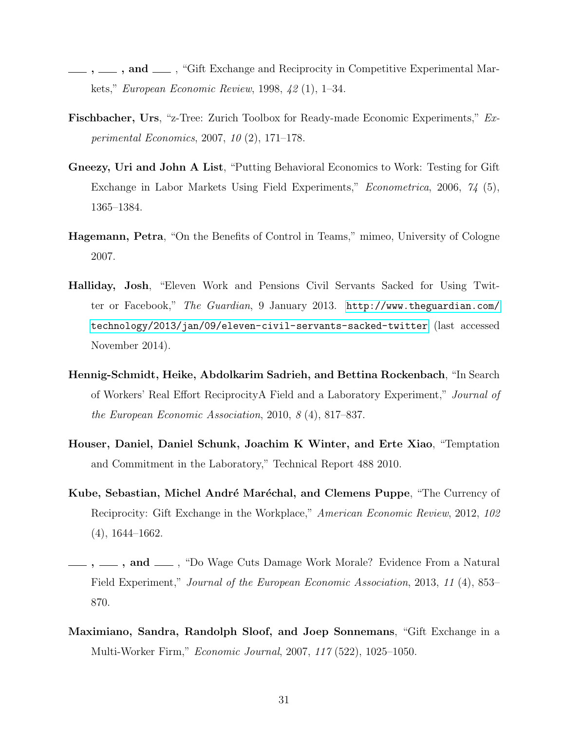——, ——, and ——, "Gift Exchange and Reciprocity in Competitive Experimental Markets," *European Economic Review*, 1998, *42* (1), 1–34.

**Fischbacher, Urs**, "z-Tree: Zurich Toolbox for Ready-made Economic Experiments," *Experimental Economics*, 2007, *10* (2), 171–178.

**Gneezy, Uri and John A List**, "Putting Behavioral Economics to Work: Testing for Gift Exchange in Labor Markets Using Field Experiments," *Econometrica*, 2006, *74* (5), 1365–1384.

**Hagemann, Petra**, "On the Benefits of Control in Teams," mimeo, University of Cologne 2007.

**Halliday, Josh**, "Eleven Work and Pensions Civil Servants Sacked for Using Twitter or Facebook," *The Guardian*, 9 January 2013. http://www.theguardian.com/technology/2013/jan/09/eleven-civil-servants-sacked-twitter (last accessed November 2014).

**Hennig-Schmidt, Heike, Abdolkarim Sadrieh, and Bettina Rockenbach**, "In Search of Workers' Real Effort ReciprocityA Field and a Laboratory Experiment," *Journal of the European Economic Association*, 2010, *8* (4), 817–837.

**Houser, Daniel, Daniel Schunk, Joachim K Winter, and Erte Xiao**, "Temptation and Commitment in the Laboratory," Technical Report 488 2010.

**Kube, Sebastian, Michel André Maréchal, and Clemens Puppe**, "The Currency of Reciprocity: Gift Exchange in the Workplace," *American Economic Review*, 2012, *102* (4), 1644–1662.

——, ——, and ——, "Do Wage Cuts Damage Work Morale? Evidence From a Natural Field Experiment," *Journal of the European Economic Association*, 2013, *11* (4), 853–870.

**Maximiano, Sandra, Randolph Sloof, and Joep Sonnemans**, "Gift Exchange in a Multi-Worker Firm," *Economic Journal*, 2007, *117* (522), 1025–1050.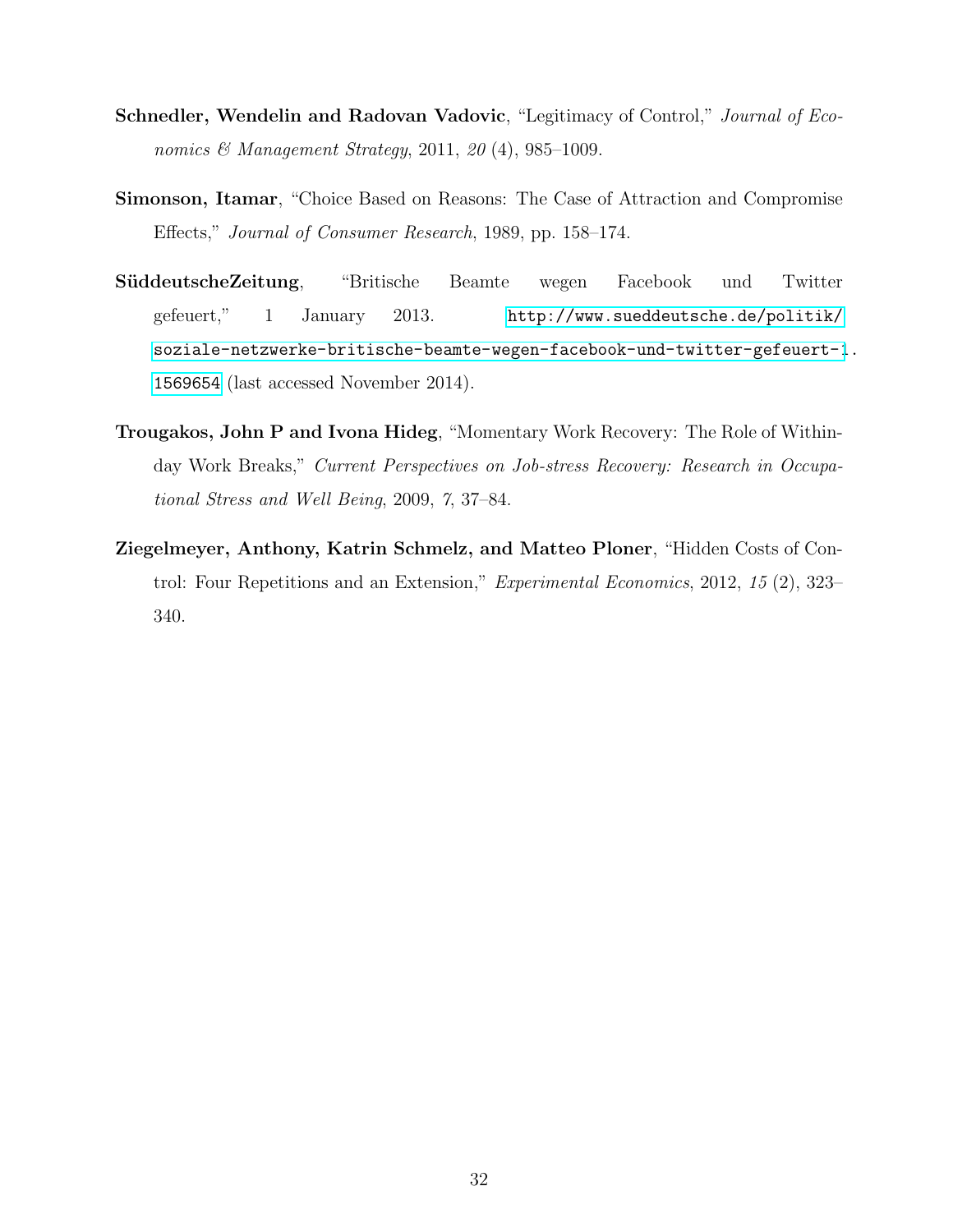**Schnedler, Wendelin and Radovan Vadovic**, "Legitimacy of Control," *Journal of Economics & Management Strategy*, 2011, *20* (4), 985–1009.

**Simonson, Itamar**, "Choice Based on Reasons: The Case of Attraction and Compromise Effects," *Journal of Consumer Research*, 1989, pp. 158–174.

**SüddeutscheZeitung**, "Britische Beamte wegen Facebook und Twitter gefeuert," 1 January 2013. http://www.sueddeutsche.de/politik/soziale-netzwerke-britische-beamte-wegen-facebook-und-twitter-gefeuert-1.1569654 (last accessed November 2014).

**Trougakos, John P and Ivona Hideg**, "Momentary Work Recovery: The Role of Within-day Work Breaks," *Current Perspectives on Job-stress Recovery: Research in Occupational Stress and Well Being*, 2009, *7*, 37–84.

**Ziegelmeyer, Anthony, Katrin Schmelz, and Matteo Ploner**, "Hidden Costs of Control: Four Repetitions and an Extension," *Experimental Economics*, 2012, *15* (2), 323–340.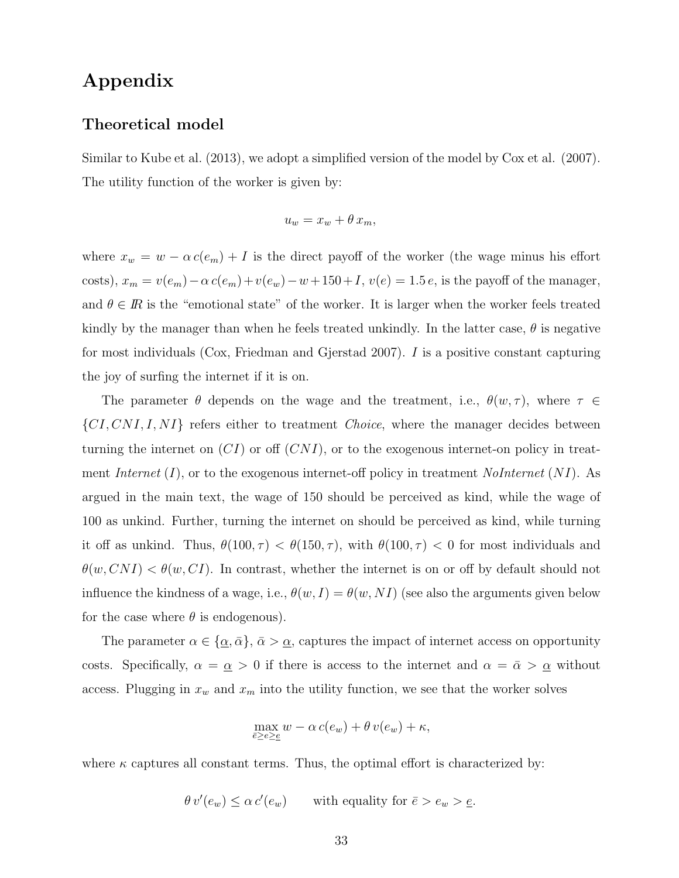# Appendix

## Theoretical model

Similar to Kube et al. (2013), we adopt a simplified version of the model by Cox et al. (2007). The utility function of the worker is given by:

$$u_w = x_w + \theta\, x_m,$$

where $x_w = w - \alpha\, c(e_m) + I$ is the direct payoff of the worker (the wage minus his effort costs), $x_m = v(e_m) - \alpha\, c(e_m) + v(e_w) - w + 150 + I$, $v(e) = 1.5\, e$, is the payoff of the manager, and $\theta \in I\!R$ is the "emotional state" of the worker. It is larger when the worker feels treated kindly by the manager than when he feels treated unkindly. In the latter case, $\theta$ is negative for most individuals (Cox, Friedman and Gjerstad 2007). $I$ is a positive constant capturing the joy of surfing the internet if it is on.

The parameter $\theta$ depends on the wage and the treatment, i.e., $\theta(w, \tau)$, where $\tau \in \{CI, CNI, I, NI\}$ refers either to treatment *Choice*, where the manager decides between turning the internet on ($CI$) or off ($CNI$), or to the exogenous internet-on policy in treatment *Internet* ($I$), or to the exogenous internet-off policy in treatment *NoInternet* ($NI$). As argued in the main text, the wage of 150 should be perceived as kind, while the wage of 100 as unkind. Further, turning the internet on should be perceived as kind, while turning it off as unkind. Thus, $\theta(100, \tau) < \theta(150, \tau)$, with $\theta(100, \tau) < 0$ for most individuals and $\theta(w, CNI) < \theta(w, CI)$. In contrast, whether the internet is on or off by default should not influence the kindness of a wage, i.e., $\theta(w, I) = \theta(w, NI)$ (see also the arguments given below for the case where $\theta$ is endogenous).

The parameter $\alpha \in \{\underline{\alpha}, \bar{\alpha}\}$, $\bar{\alpha} > \underline{\alpha}$, captures the impact of internet access on opportunity costs. Specifically, $\alpha = \underline{\alpha} > 0$ if there is access to the internet and $\alpha = \bar{\alpha} > \underline{\alpha}$ without access. Plugging in $x_w$ and $x_m$ into the utility function, we see that the worker solves

$$\max_{\bar{e} \geq e \geq \underline{e}} w - \alpha\, c(e_w) + \theta\, v(e_w) + \kappa,$$

where $\kappa$ captures all constant terms. Thus, the optimal effort is characterized by:

$$\theta\, v'(e_w) \leq \alpha\, c'(e_w) \qquad \text{with equality for } \bar{e} > e_w > \underline{e}.$$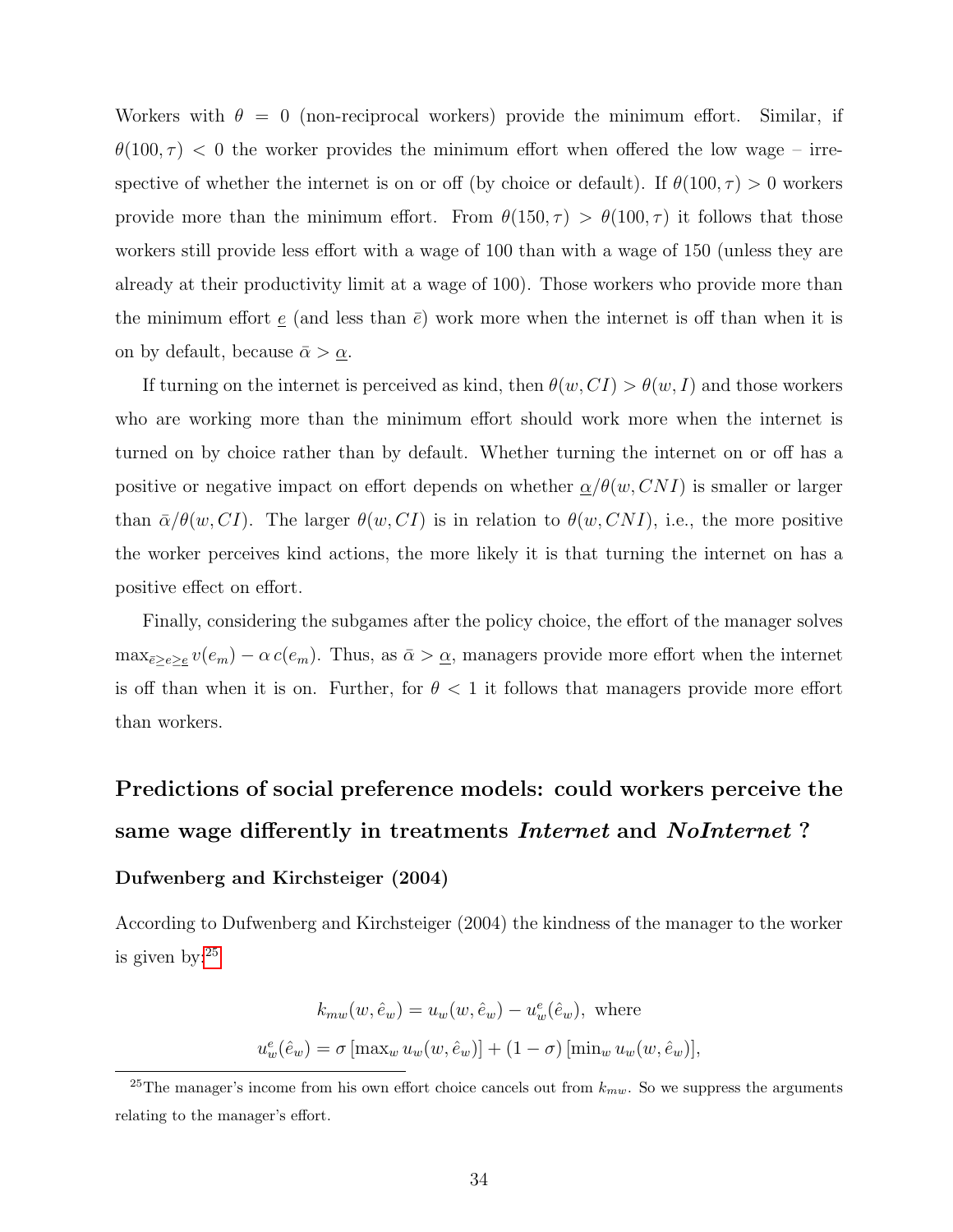Workers with $\theta = 0$ (non-reciprocal workers) provide the minimum effort. Similar, if $\theta(100, \tau) < 0$ the worker provides the minimum effort when offered the low wage – irrespective of whether the internet is on or off (by choice or default). If $\theta(100, \tau) > 0$ workers provide more than the minimum effort. From $\theta(150, \tau) > \theta(100, \tau)$ it follows that those workers still provide less effort with a wage of 100 than with a wage of 150 (unless they are already at their productivity limit at a wage of 100). Those workers who provide more than the minimum effort $\underline{e}$ (and less than $\bar{e}$) work more when the internet is off than when it is on by default, because $\bar{\alpha} > \underline{\alpha}$.

If turning on the internet is perceived as kind, then $\theta(w, CI) > \theta(w, I)$ and those workers who are working more than the minimum effort should work more when the internet is turned on by choice rather than by default. Whether turning the internet on or off has a positive or negative impact on effort depends on whether $\underline{\alpha}/\theta(w, CNI)$ is smaller or larger than $\bar{\alpha}/\theta(w, CI)$. The larger $\theta(w, CI)$ is in relation to $\theta(w, CNI)$, i.e., the more positive the worker perceives kind actions, the more likely it is that turning the internet on has a positive effect on effort.

Finally, considering the subgames after the policy choice, the effort of the manager solves $\max_{\bar{e} \geq e \geq \underline{e}} v(e_m) - \alpha\, c(e_m)$. Thus, as $\bar{\alpha} > \underline{\alpha}$, managers provide more effort when the internet is off than when it is on. Further, for $\theta < 1$ it follows that managers provide more effort than workers.

## Predictions of social preference models: could workers perceive the same wage differently in treatments *Internet* and *NoInternet* ?

### Dufwenberg and Kirchsteiger (2004)

According to Dufwenberg and Kirchsteiger (2004) the kindness of the manager to the worker is given by:[25]

$$k_{mw}(w, \hat{e}_w) = u_w(w, \hat{e}_w) - u_w^e(\hat{e}_w), \text{ where}$$

$$u_w^e(\hat{e}_w) = \sigma\,[\max_w u_w(w, \hat{e}_w)] + (1 - \sigma)\,[\min_w u_w(w, \hat{e}_w)],$$

[25] The manager's income from his own effort choice cancels out from $k_{mw}$. So we suppress the arguments relating to the manager's effort.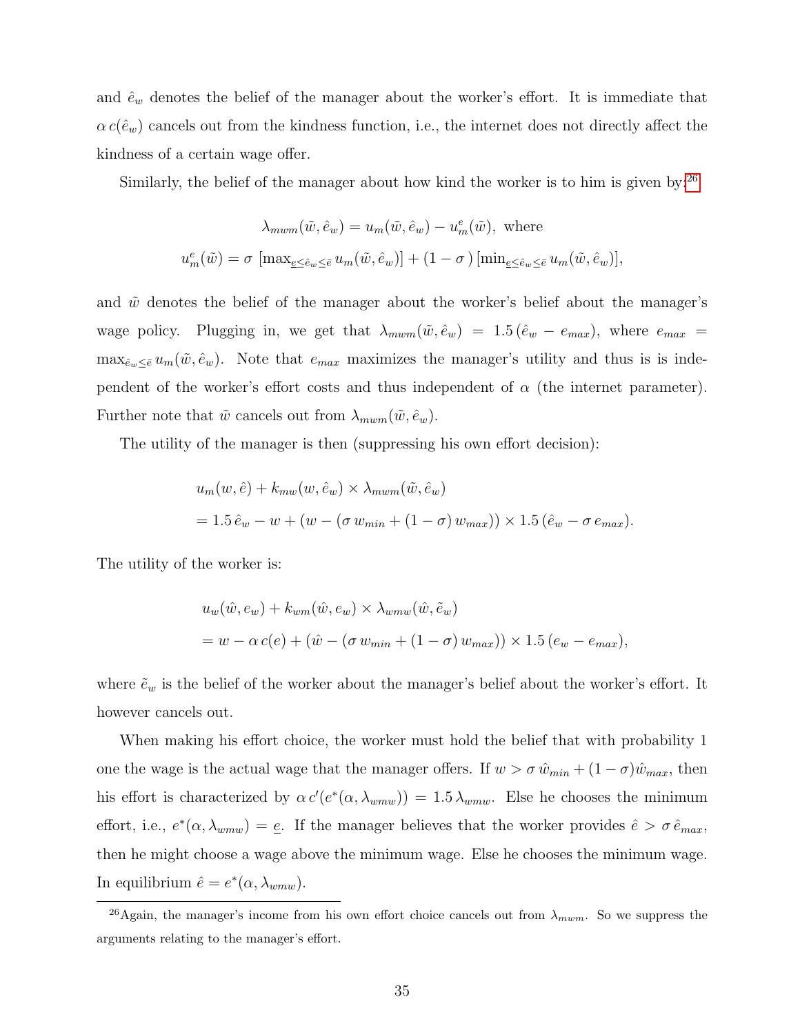and $\hat{e}_w$ denotes the belief of the manager about the worker's effort. It is immediate that $\alpha\, c(\hat{e}_w)$ cancels out from the kindness function, i.e., the internet does not directly affect the kindness of a certain wage offer.

Similarly, the belief of the manager about how kind the worker is to him is given by:[26]

$$\lambda_{mwm}(\tilde{w}, \hat{e}_w) = u_m(\tilde{w}, \hat{e}_w) - u_m^e(\tilde{w}), \text{ where}$$
$$u_m^e(\tilde{w}) = \sigma\, [\max_{\underline{e} \leq \hat{e}_w \leq \bar{e}} u_m(\tilde{w}, \hat{e}_w)] + (1 - \sigma\,)\, [\min_{\underline{e} \leq \hat{e}_w \leq \bar{e}} u_m(\tilde{w}, \hat{e}_w)],$$

and $\tilde{w}$ denotes the belief of the manager about the worker's belief about the manager's wage policy. Plugging in, we get that $\lambda_{mwm}(\tilde{w}, \hat{e}_w) = 1.5\,(\hat{e}_w - e_{max})$, where $e_{max} = \max_{\hat{e}_w \leq \bar{e}} u_m(\tilde{w}, \hat{e}_w)$. Note that $e_{max}$ maximizes the manager's utility and thus is is independent of the worker's effort costs and thus independent of $\alpha$ (the internet parameter). Further note that $\tilde{w}$ cancels out from $\lambda_{mwm}(\tilde{w}, \hat{e}_w)$.

The utility of the manager is then (suppressing his own effort decision):

$$u_m(w, \hat{e}) + k_{mw}(w, \hat{e}_w) \times \lambda_{mwm}(\tilde{w}, \hat{e}_w)$$
$$= 1.5\, \hat{e}_w - w + (w - (\sigma\, w_{min} + (1 - \sigma)\, w_{max})) \times 1.5\,(\hat{e}_w - \sigma\, e_{max}).$$

The utility of the worker is:

$$u_w(\hat{w}, e_w) + k_{wm}(\hat{w}, e_w) \times \lambda_{wmw}(\hat{w}, \tilde{e}_w)$$
$$= w - \alpha\, c(e) + (\hat{w} - (\sigma\, w_{min} + (1 - \sigma)\, w_{max})) \times 1.5\,(e_w - e_{max}),$$

where $\tilde{e}_w$ is the belief of the worker about the manager's belief about the worker's effort. It however cancels out.

When making his effort choice, the worker must hold the belief that with probability 1 one the wage is the actual wage that the manager offers. If $w > \sigma\, \hat{w}_{min} + (1 - \sigma)\hat{w}_{max}$, then his effort is characterized by $\alpha\, c'(e^*(\alpha, \lambda_{wmw})) = 1.5\, \lambda_{wmw}$. Else he chooses the minimum effort, i.e., $e^*(\alpha, \lambda_{wmw}) = \underline{e}$. If the manager believes that the worker provides $\hat{e} > \sigma\, \hat{e}_{max}$, then he might choose a wage above the minimum wage. Else he chooses the minimum wage. In equilibrium $\hat{e} = e^*(\alpha, \lambda_{wmw})$.

[26] Again, the manager's income from his own effort choice cancels out from $\lambda_{mwm}$. So we suppress the arguments relating to the manager's effort.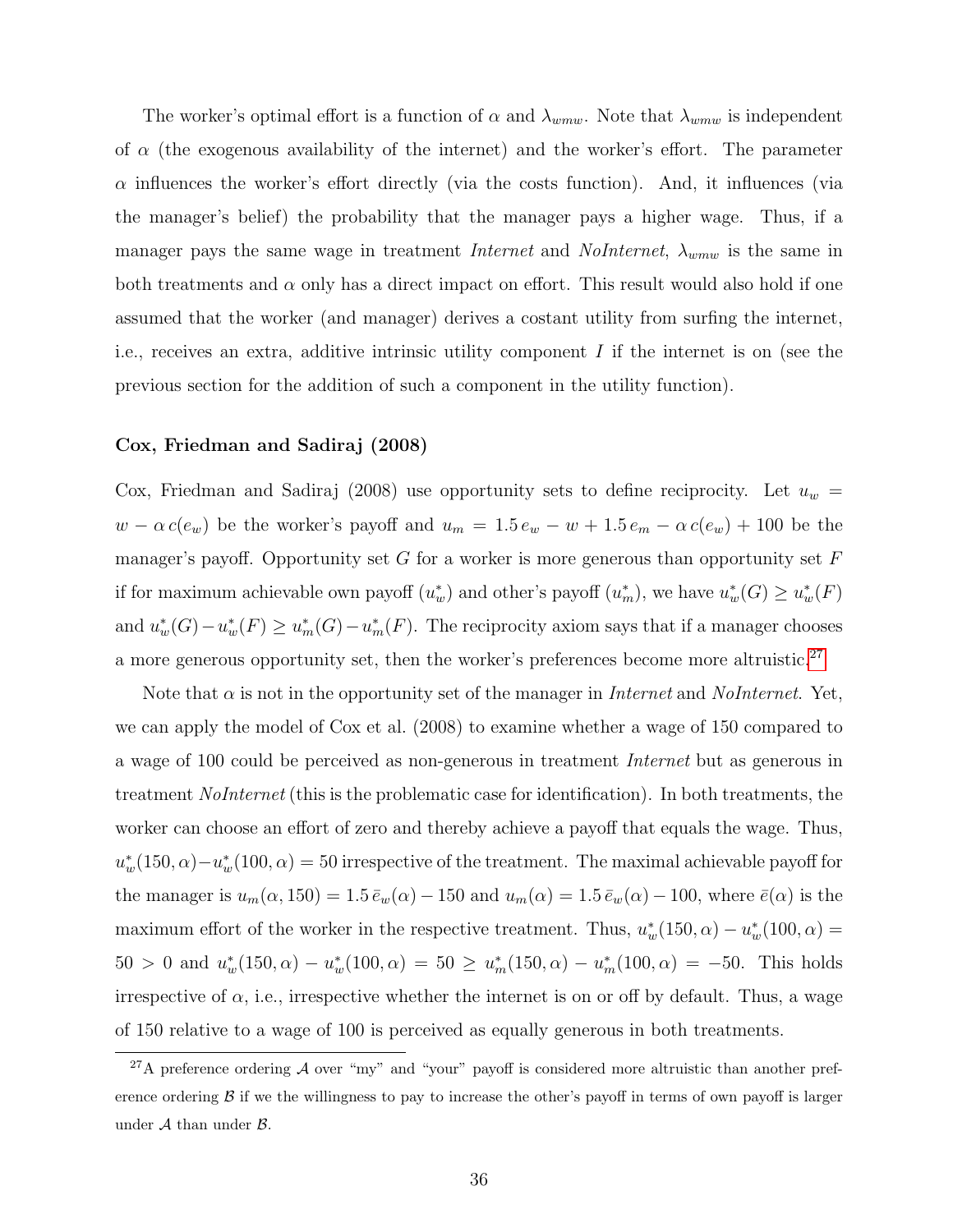The worker's optimal effort is a function of $\alpha$ and $\lambda_{wmw}$. Note that $\lambda_{wmw}$ is independent of $\alpha$ (the exogenous availability of the internet) and the worker's effort. The parameter $\alpha$ influences the worker's effort directly (via the costs function). And, it influences (via the manager's belief) the probability that the manager pays a higher wage. Thus, if a manager pays the same wage in treatment *Internet* and *NoInternet*, $\lambda_{wmw}$ is the same in both treatments and $\alpha$ only has a direct impact on effort. This result would also hold if one assumed that the worker (and manager) derives a costant utility from surfing the internet, i.e., receives an extra, additive intrinsic utility component $I$ if the internet is on (see the previous section for the addition of such a component in the utility function).

**Cox, Friedman and Sadiraj (2008)**

Cox, Friedman and Sadiraj (2008) use opportunity sets to define reciprocity. Let $u_w = w - \alpha\, c(e_w)$ be the worker's payoff and $u_m = 1.5\, e_w - w + 1.5\, e_m - \alpha\, c(e_w) + 100$ be the manager's payoff. Opportunity set $G$ for a worker is more generous than opportunity set $F$ if for maximum achievable own payoff ($u_w^*$) and other's payoff ($u_m^*$), we have $u_w^*(G) \geq u_w^*(F)$ and $u_w^*(G) - u_w^*(F) \geq u_m^*(G) - u_m^*(F)$. The reciprocity axiom says that if a manager chooses a more generous opportunity set, then the worker's preferences become more altruistic.[27]

Note that $\alpha$ is not in the opportunity set of the manager in *Internet* and *NoInternet*. Yet, we can apply the model of Cox et al. (2008) to examine whether a wage of 150 compared to a wage of 100 could be perceived as non-generous in treatment *Internet* but as generous in treatment *NoInternet* (this is the problematic case for identification). In both treatments, the worker can choose an effort of zero and thereby achieve a payoff that equals the wage. Thus, $u_w^*(150, \alpha) - u_w^*(100, \alpha) = 50$ irrespective of the treatment. The maximal achievable payoff for the manager is $u_m(\alpha, 150) = 1.5\, \bar{e}_w(\alpha) - 150$ and $u_m(\alpha) = 1.5\, \bar{e}_w(\alpha) - 100$, where $\bar{e}(\alpha)$ is the maximum effort of the worker in the respective treatment. Thus, $u_w^*(150, \alpha) - u_w^*(100, \alpha) = 50 > 0$ and $u_w^*(150, \alpha) - u_w^*(100, \alpha) = 50 \geq u_m^*(150, \alpha) - u_m^*(100, \alpha) = -50$. This holds irrespective of $\alpha$, i.e., irrespective whether the internet is on or off by default. Thus, a wage of 150 relative to a wage of 100 is perceived as equally generous in both treatments.

---

[27] A preference ordering $\mathcal{A}$ over "my" and "your" payoff is considered more altruistic than another preference ordering $\mathcal{B}$ if we the willingness to pay to increase the other's payoff in terms of own payoff is larger under $\mathcal{A}$ than under $\mathcal{B}$.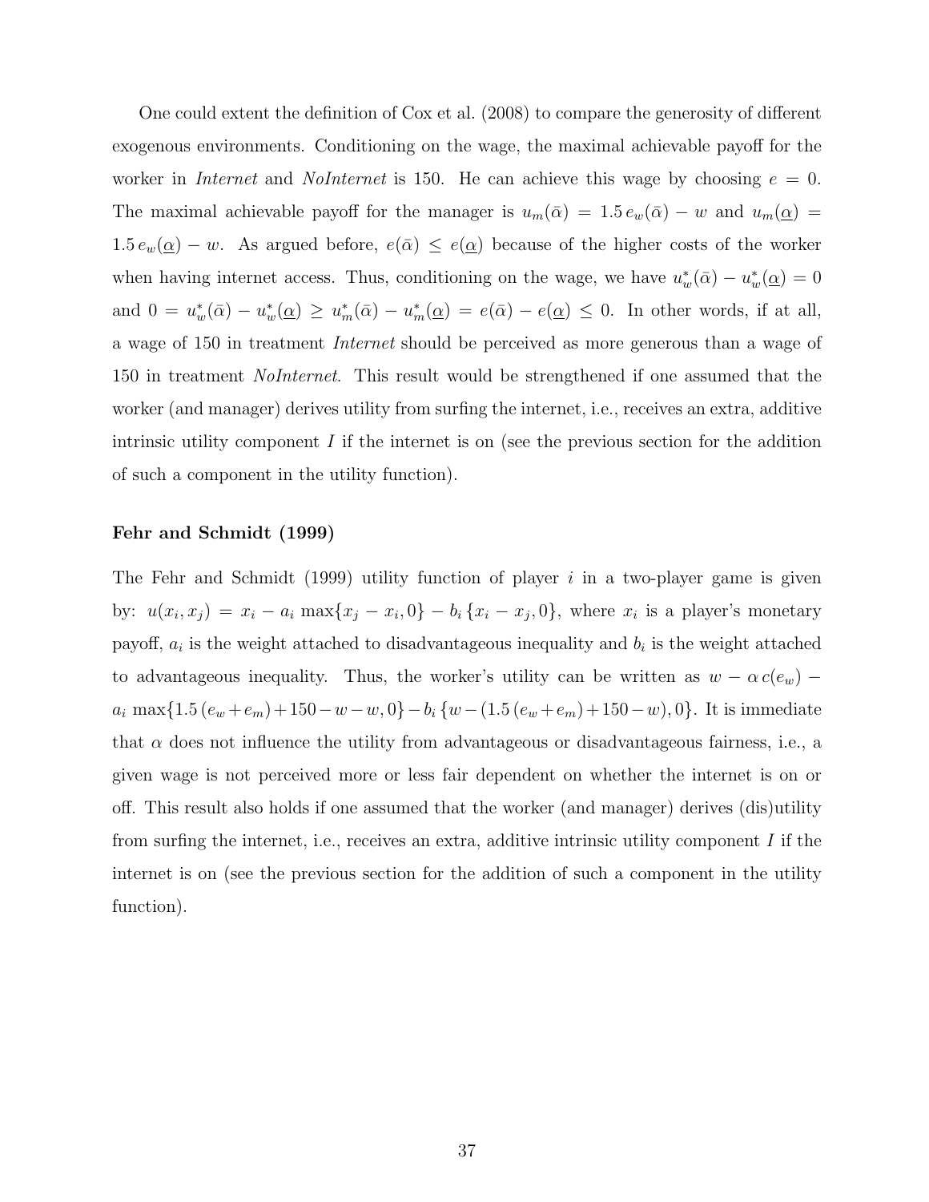One could extent the definition of Cox et al. (2008) to compare the generosity of different exogenous environments. Conditioning on the wage, the maximal achievable payoff for the worker in *Internet* and *NoInternet* is 150. He can achieve this wage by choosing $e = 0$. The maximal achievable payoff for the manager is $u_m(\bar{\alpha}) = 1.5\, e_w(\bar{\alpha}) - w$ and $u_m(\underline{\alpha}) = 1.5\, e_w(\underline{\alpha}) - w$. As argued before, $e(\bar{\alpha}) \leq e(\underline{\alpha})$ because of the higher costs of the worker when having internet access. Thus, conditioning on the wage, we have $u^*_w(\bar{\alpha}) - u^*_w(\underline{\alpha}) = 0$ and $0 = u^*_w(\bar{\alpha}) - u^*_w(\underline{\alpha}) \geq u^*_m(\bar{\alpha}) - u^*_m(\underline{\alpha}) = e(\bar{\alpha}) - e(\underline{\alpha}) \leq 0$. In other words, if at all, a wage of 150 in treatment *Internet* should be perceived as more generous than a wage of 150 in treatment *NoInternet*. This result would be strengthened if one assumed that the worker (and manager) derives utility from surfing the internet, i.e., receives an extra, additive intrinsic utility component $I$ if the internet is on (see the previous section for the addition of such a component in the utility function).

**Fehr and Schmidt (1999)**

The Fehr and Schmidt (1999) utility function of player $i$ in a two-player game is given by: $u(x_i, x_j) = x_i - a_i \max\{x_j - x_i, 0\} - b_i \{x_i - x_j, 0\}$, where $x_i$ is a player's monetary payoff, $a_i$ is the weight attached to disadvantageous inequality and $b_i$ is the weight attached to advantageous inequality. Thus, the worker's utility can be written as $w - \alpha\, c(e_w) - a_i \max\{1.5\,(e_w + e_m) + 150 - w - w, 0\} - b_i \{w - (1.5\,(e_w + e_m) + 150 - w), 0\}$. It is immediate that $\alpha$ does not influence the utility from advantageous or disadvantageous fairness, i.e., a given wage is not perceived more or less fair dependent on whether the internet is on or off. This result also holds if one assumed that the worker (and manager) derives (dis)utility from surfing the internet, i.e., receives an extra, additive intrinsic utility component $I$ if the internet is on (see the previous section for the addition of such a component in the utility function).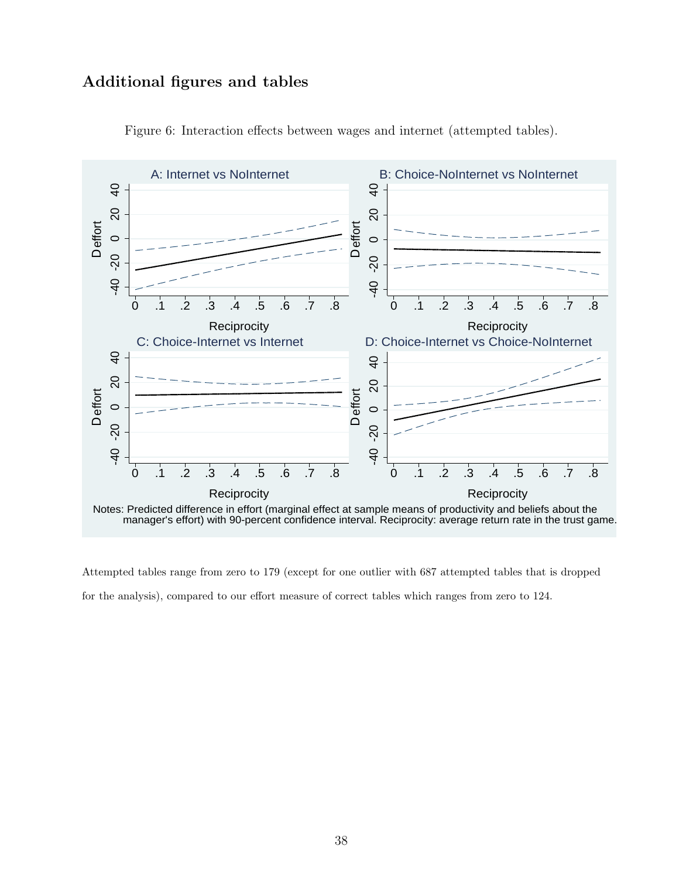## Additional figures and tables

Figure 6: Interaction effects between wages and internet (attempted tables).

Notes: Predicted difference in effort (marginal effect at sample means of productivity and beliefs about the manager's effort) with 90-percent confidence interval. Reciprocity: average return rate in the trust game.

Attempted tables range from zero to 179 (except for one outlier with 687 attempted tables that is dropped for the analysis), compared to our effort measure of correct tables which ranges from zero to 124.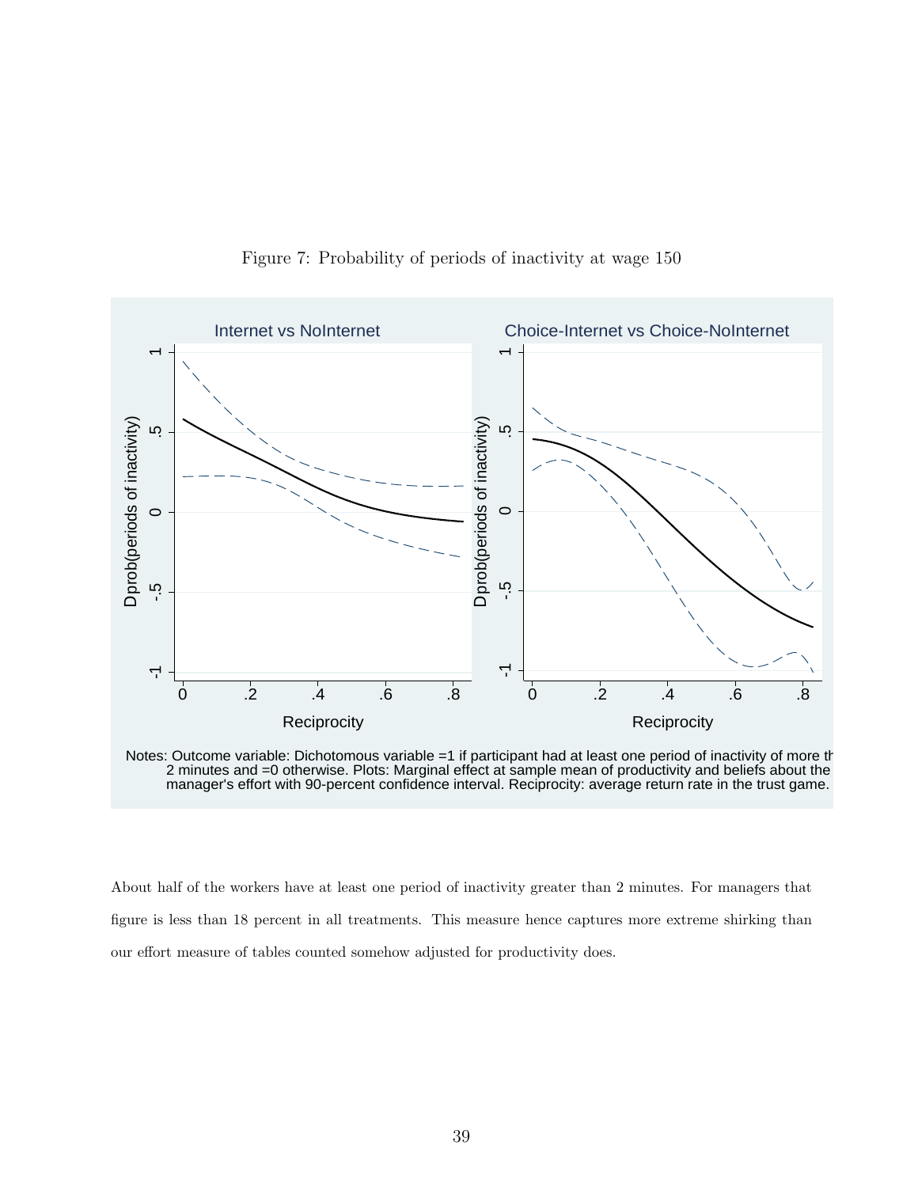Figure 7: Probability of periods of inactivity at wage 150

Internet vs NoInternet

Choice-Internet vs Choice-NoInternet

Notes: Outcome variable: Dichotomous variable =1 if participant had at least one period of inactivity of more th 2 minutes and =0 otherwise. Plots: Marginal effect at sample mean of productivity and beliefs about the manager's effort with 90-percent confidence interval. Reciprocity: average return rate in the trust game.

About half of the workers have at least one period of inactivity greater than 2 minutes. For managers that figure is less than 18 percent in all treatments. This measure hence captures more extreme shirking than our effort measure of tables counted somehow adjusted for productivity does.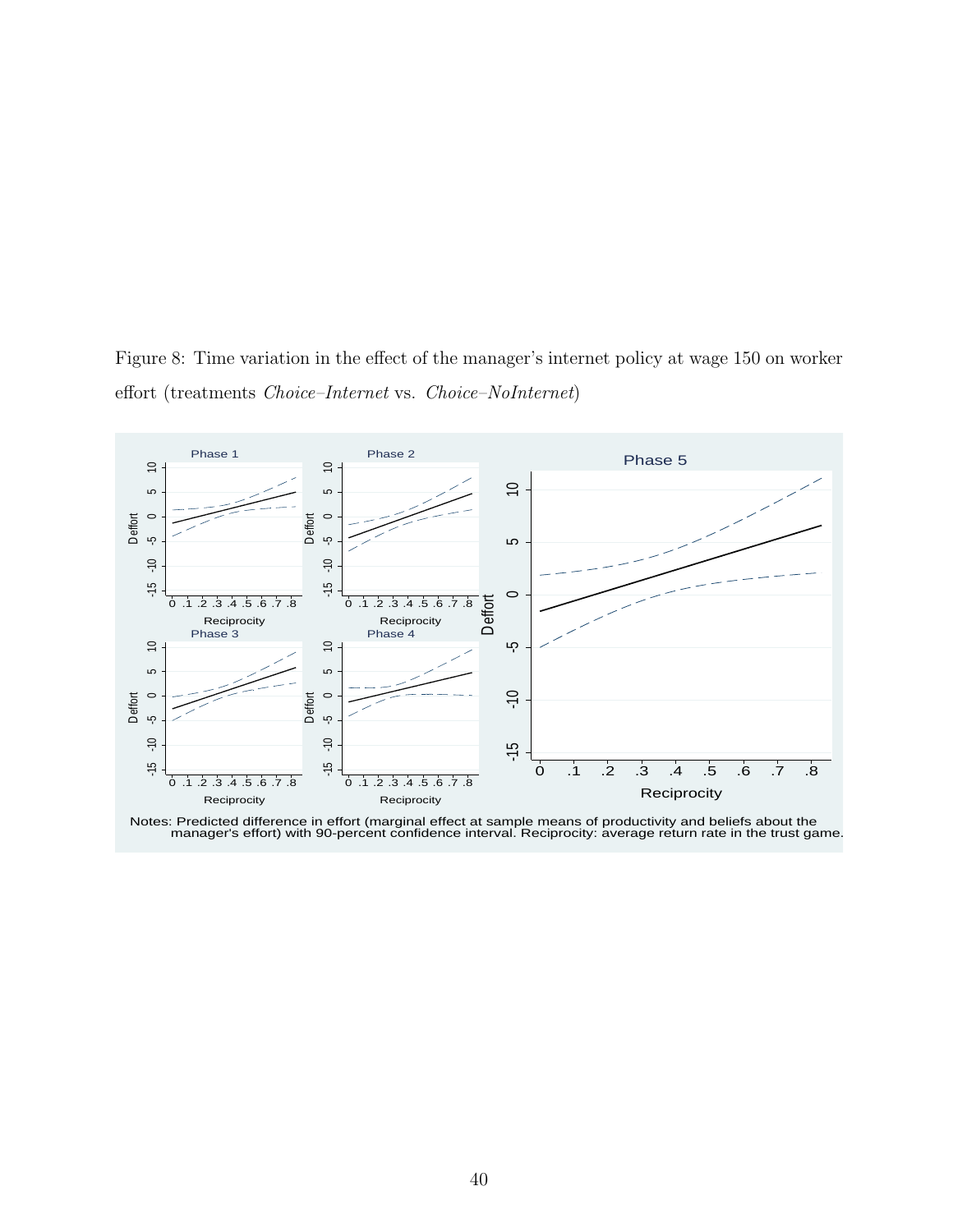Figure 8: Time variation in the effect of the manager's internet policy at wage 150 on worker effort (treatments *Choice–Internet* vs. *Choice–NoInternet*)

Notes: Predicted difference in effort (marginal effect at sample means of productivity and beliefs about the manager's effort) with 90-percent confidence interval. Reciprocity: average return rate in the trust game.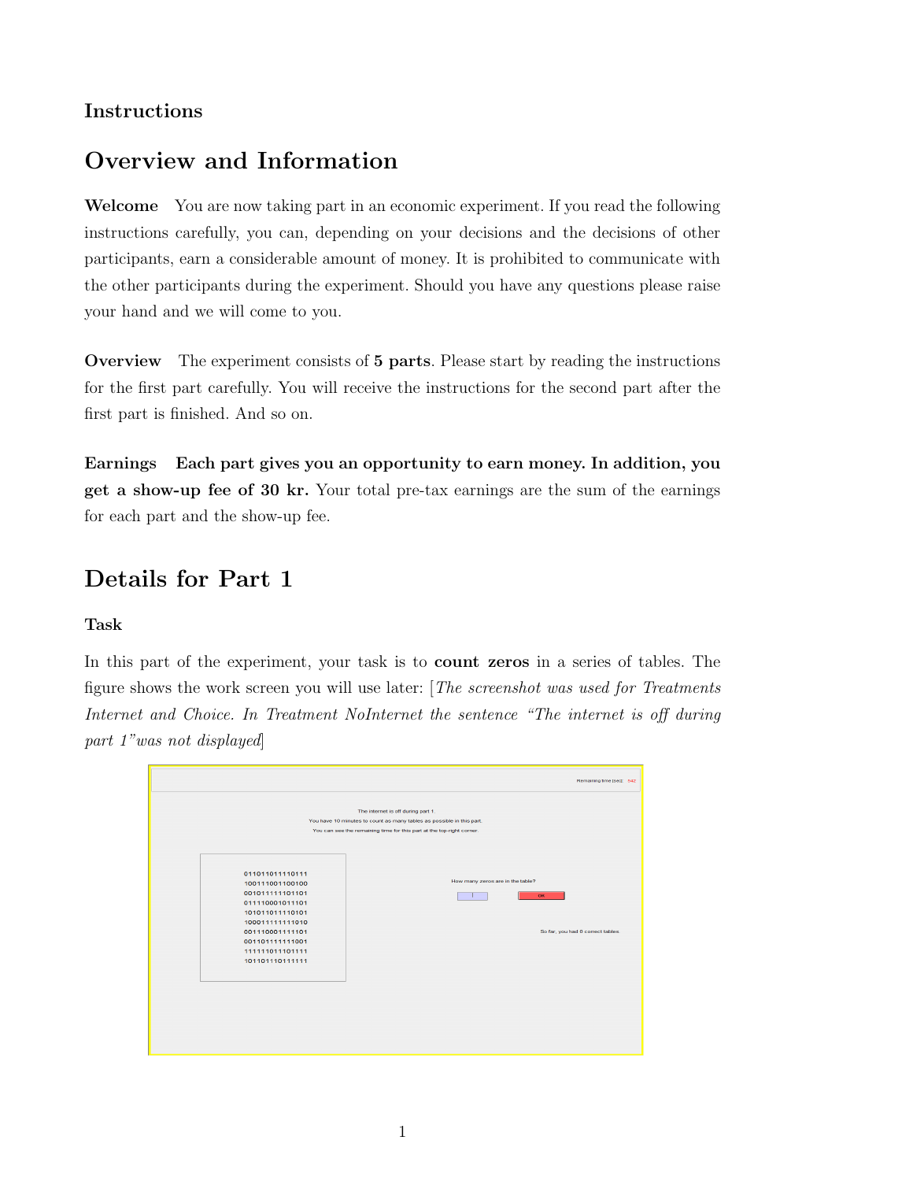### Instructions

## Overview and Information

**Welcome** You are now taking part in an economic experiment. If you read the following instructions carefully, you can, depending on your decisions and the decisions of other participants, earn a considerable amount of money. It is prohibited to communicate with the other participants during the experiment. Should you have any questions please raise your hand and we will come to you.

**Overview** The experiment consists of **5 parts**. Please start by reading the instructions for the first part carefully. You will receive the instructions for the second part after the first part is finished. And so on.

**Earnings** **Each part gives you an opportunity to earn money. In addition, you get a show-up fee of 30 kr.** Your total pre-tax earnings are the sum of the earnings for each part and the show-up fee.

## Details for Part 1

### Task

In this part of the experiment, your task is to **count zeros** in a series of tables. The figure shows the work screen you will use later: [*The screenshot was used for Treatments Internet and Choice. In Treatment NoInternet the sentence "The internet is off during part 1"was not displayed*]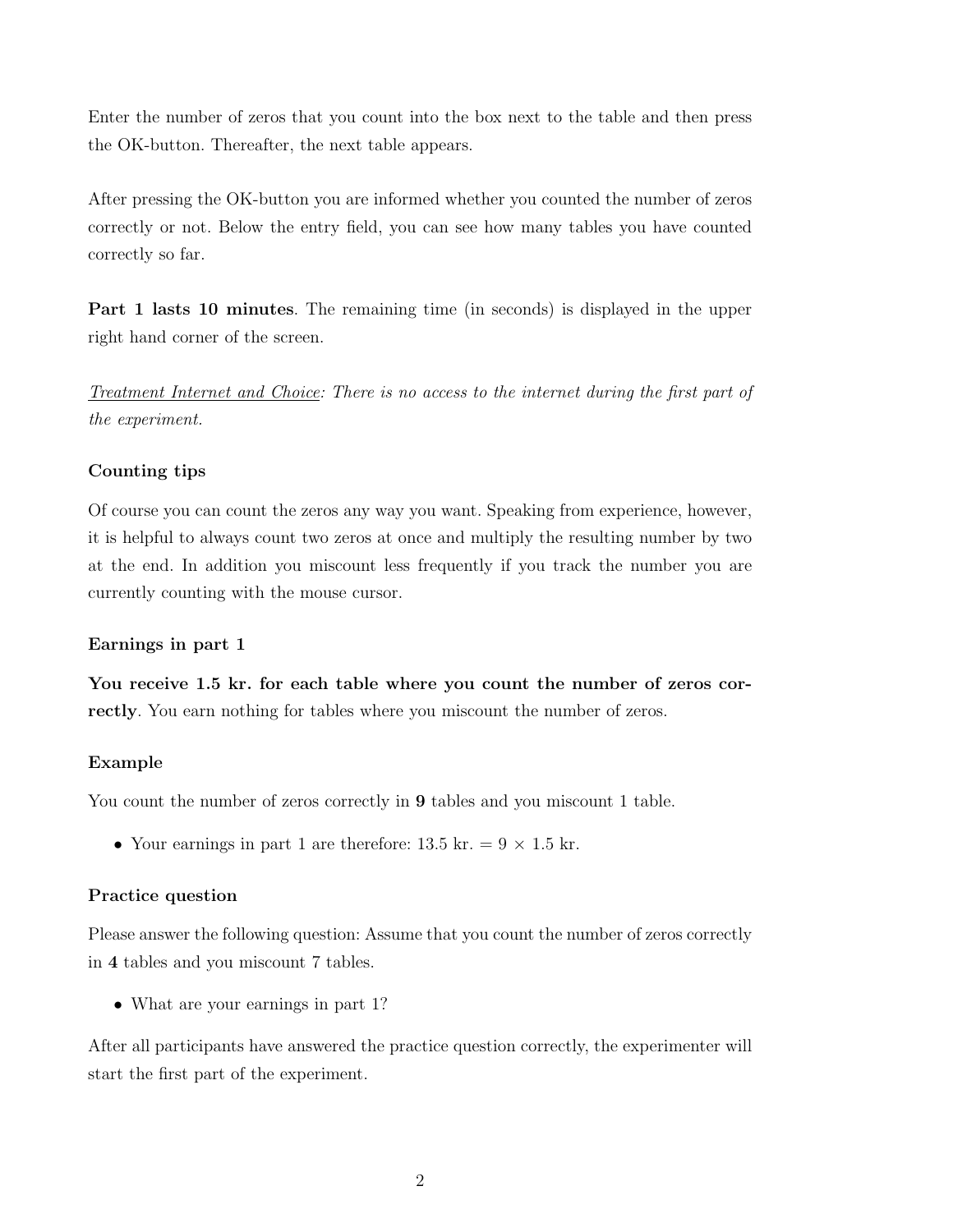Enter the number of zeros that you count into the box next to the table and then press the OK-button. Thereafter, the next table appears.

After pressing the OK-button you are informed whether you counted the number of zeros correctly or not. Below the entry field, you can see how many tables you have counted correctly so far.

**Part 1 lasts 10 minutes**. The remaining time (in seconds) is displayed in the upper right hand corner of the screen.

*<u>Treatment Internet and Choice</u>: There is no access to the internet during the first part of the experiment.*

### Counting tips

Of course you can count the zeros any way you want. Speaking from experience, however, it is helpful to always count two zeros at once and multiply the resulting number by two at the end. In addition you miscount less frequently if you track the number you are currently counting with the mouse cursor.

### Earnings in part 1

**You receive 1.5 kr. for each table where you count the number of zeros correctly**. You earn nothing for tables where you miscount the number of zeros.

### Example

You count the number of zeros correctly in **9** tables and you miscount 1 table.

- Your earnings in part 1 are therefore: 13.5 kr. $= 9 \times 1.5$ kr.

### Practice question

Please answer the following question: Assume that you count the number of zeros correctly in **4** tables and you miscount 7 tables.

- What are your earnings in part 1?

After all participants have answered the practice question correctly, the experimenter will start the first part of the experiment.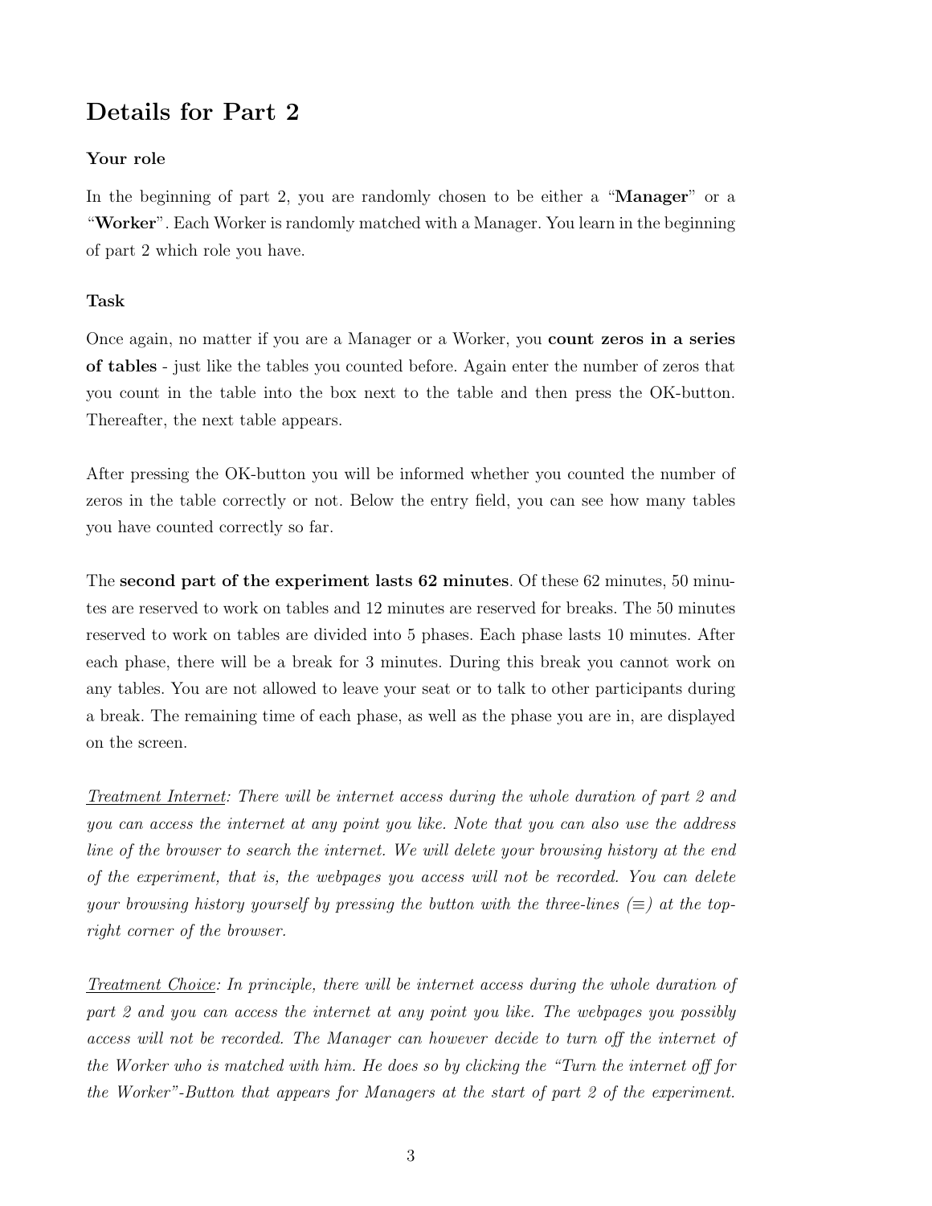## Details for Part 2

### Your role

In the beginning of part 2, you are randomly chosen to be either a "**Manager**" or a "**Worker**". Each Worker is randomly matched with a Manager. You learn in the beginning of part 2 which role you have.

### Task

Once again, no matter if you are a Manager or a Worker, you **count zeros in a series of tables** - just like the tables you counted before. Again enter the number of zeros that you count in the table into the box next to the table and then press the OK-button. Thereafter, the next table appears.

After pressing the OK-button you will be informed whether you counted the number of zeros in the table correctly or not. Below the entry field, you can see how many tables you have counted correctly so far.

The **second part of the experiment lasts 62 minutes**. Of these 62 minutes, 50 minutes are reserved to work on tables and 12 minutes are reserved for breaks. The 50 minutes reserved to work on tables are divided into 5 phases. Each phase lasts 10 minutes. After each phase, there will be a break for 3 minutes. During this break you cannot work on any tables. You are not allowed to leave your seat or to talk to other participants during a break. The remaining time of each phase, as well as the phase you are in, are displayed on the screen.

*<u>Treatment Internet</u>: There will be internet access during the whole duration of part 2 and you can access the internet at any point you like. Note that you can also use the address line of the browser to search the internet. We will delete your browsing history at the end of the experiment, that is, the webpages you access will not be recorded. You can delete your browsing history yourself by pressing the button with the three-lines (≡) at the top-right corner of the browser.*

*<u>Treatment Choice</u>: In principle, there will be internet access during the whole duration of part 2 and you can access the internet at any point you like. The webpages you possibly access will not be recorded. The Manager can however decide to turn off the internet of the Worker who is matched with him. He does so by clicking the "Turn the internet off for the Worker"-Button that appears for Managers at the start of part 2 of the experiment.*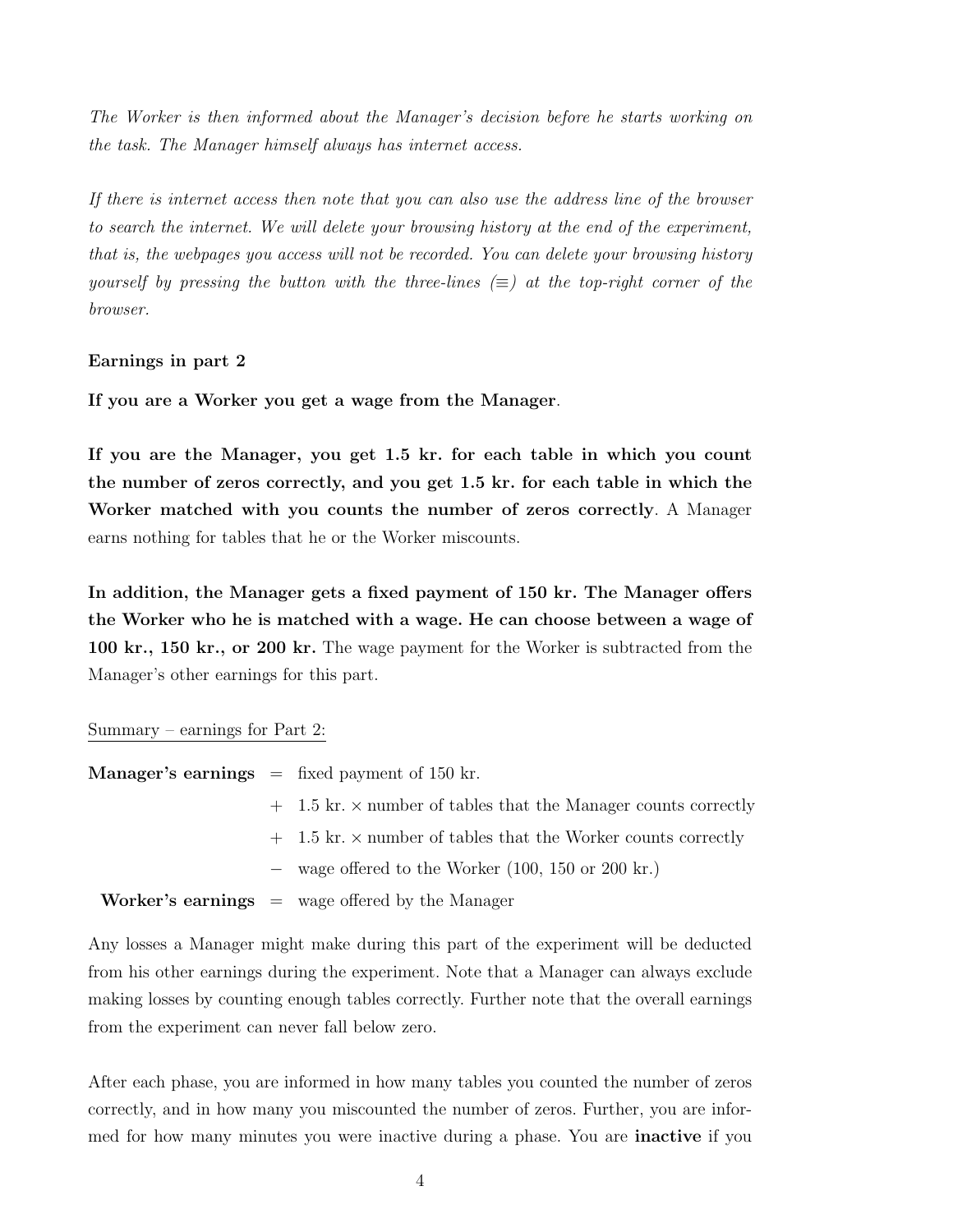*The Worker is then informed about the Manager's decision before he starts working on the task. The Manager himself always has internet access.*

*If there is internet access then note that you can also use the address line of the browser to search the internet. We will delete your browsing history at the end of the experiment, that is, the webpages you access will not be recorded. You can delete your browsing history yourself by pressing the button with the three-lines (≡) at the top-right corner of the browser.*

**Earnings in part 2**

**If you are a Worker you get a wage from the Manager**.

**If you are the Manager, you get 1.5 kr. for each table in which you count the number of zeros correctly, and you get 1.5 kr. for each table in which the Worker matched with you counts the number of zeros correctly**. A Manager earns nothing for tables that he or the Worker miscounts.

**In addition, the Manager gets a fixed payment of 150 kr. The Manager offers the Worker who he is matched with a wage. He can choose between a wage of 100 kr., 150 kr., or 200 kr.** The wage payment for the Worker is subtracted from the Manager's other earnings for this part.

Summary – earnings for Part 2:

| | | |
|---|---|---|
| **Manager's earnings** | = | fixed payment of 150 kr. |
| | + | 1.5 kr. × number of tables that the Manager counts correctly |
| | + | 1.5 kr. × number of tables that the Worker counts correctly |
| | − | wage offered to the Worker (100, 150 or 200 kr.) |
| **Worker's earnings** | = | wage offered by the Manager |

Any losses a Manager might make during this part of the experiment will be deducted from his other earnings during the experiment. Note that a Manager can always exclude making losses by counting enough tables correctly. Further note that the overall earnings from the experiment can never fall below zero.

After each phase, you are informed in how many tables you counted the number of zeros correctly, and in how many you miscounted the number of zeros. Further, you are informed for how many minutes you were inactive during a phase. You are **inactive** if you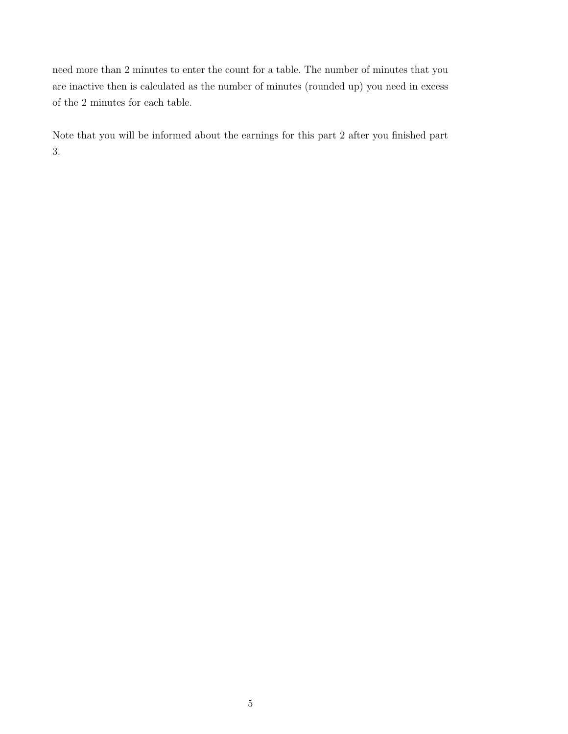need more than 2 minutes to enter the count for a table. The number of minutes that you are inactive then is calculated as the number of minutes (rounded up) you need in excess of the 2 minutes for each table.

Note that you will be informed about the earnings for this part 2 after you finished part 3.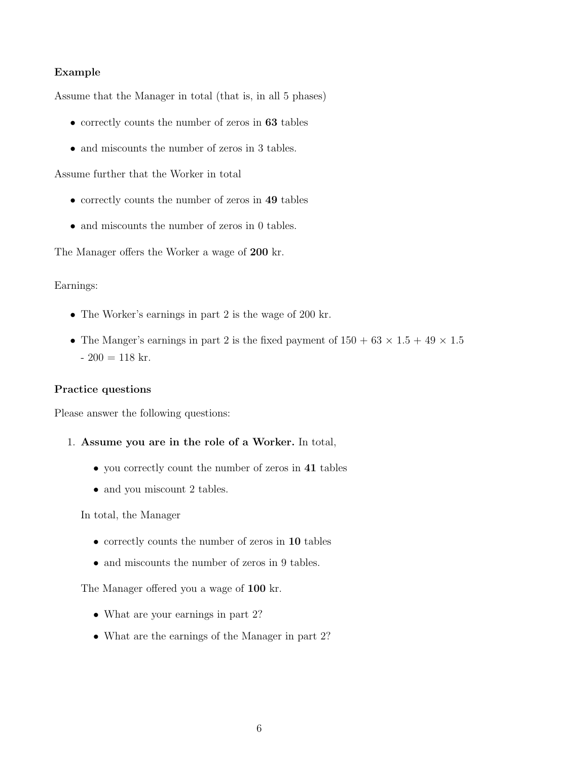**Example**

Assume that the Manager in total (that is, in all 5 phases)

- correctly counts the number of zeros in **63** tables
- and miscounts the number of zeros in 3 tables.

Assume further that the Worker in total

- correctly counts the number of zeros in **49** tables
- and miscounts the number of zeros in 0 tables.

The Manager offers the Worker a wage of **200** kr.

Earnings:

- The Worker's earnings in part 2 is the wage of 200 kr.
- The Manger's earnings in part 2 is the fixed payment of $150 + 63 \times 1.5 + 49 \times 1.5 - 200 = 118$ kr.

**Practice questions**

Please answer the following questions:

1. **Assume you are in the role of a Worker.** In total,

   - you correctly count the number of zeros in **41** tables
   - and you miscount 2 tables.

   In total, the Manager

   - correctly counts the number of zeros in **10** tables
   - and miscounts the number of zeros in 9 tables.

   The Manager offered you a wage of **100** kr.

   - What are your earnings in part 2?
   - What are the earnings of the Manager in part 2?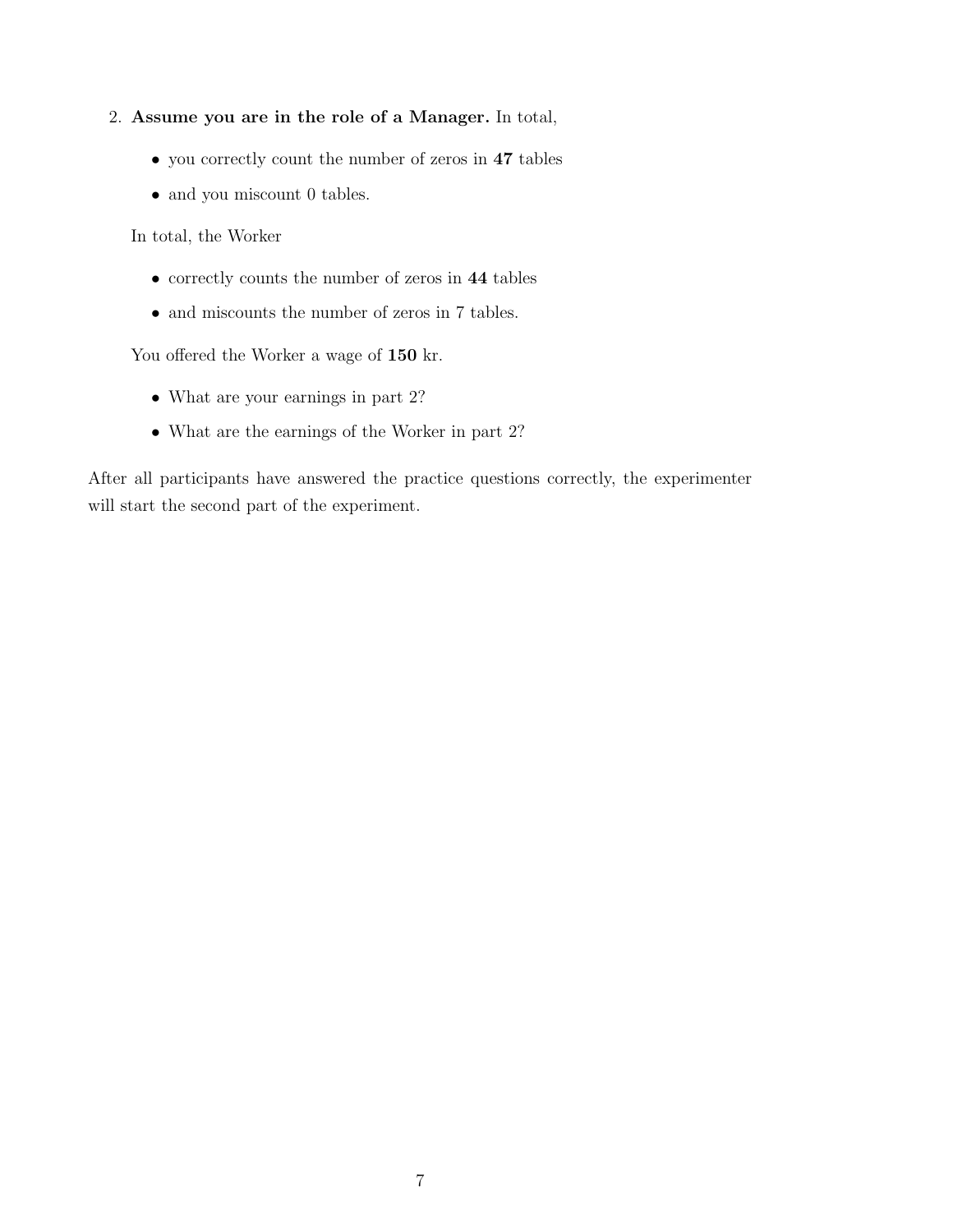2. **Assume you are in the role of a Manager.** In total,

   - you correctly count the number of zeros in **47** tables
   - and you miscount 0 tables.

   In total, the Worker

   - correctly counts the number of zeros in **44** tables
   - and miscounts the number of zeros in 7 tables.

   You offered the Worker a wage of **150** kr.

   - What are your earnings in part 2?
   - What are the earnings of the Worker in part 2?

After all participants have answered the practice questions correctly, the experimenter will start the second part of the experiment.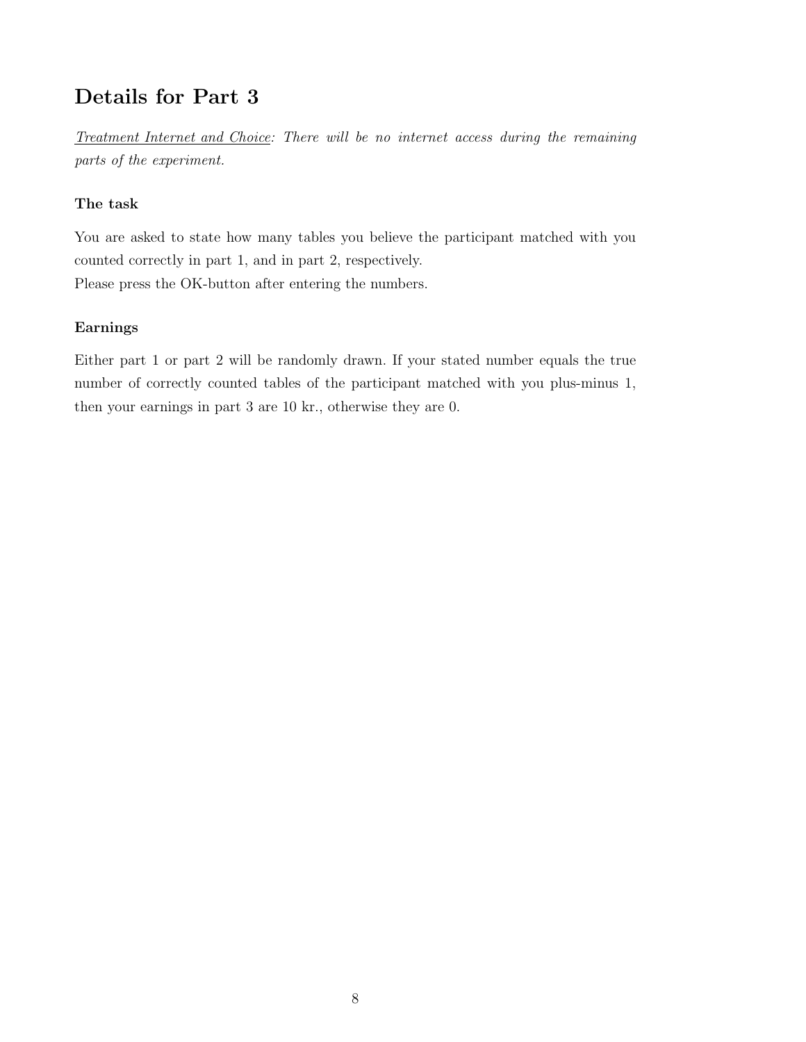## Details for Part 3

*<u>Treatment Internet and Choice</u>: There will be no internet access during the remaining parts of the experiment.*

### The task

You are asked to state how many tables you believe the participant matched with you counted correctly in part 1, and in part 2, respectively.
Please press the OK-button after entering the numbers.

### Earnings

Either part 1 or part 2 will be randomly drawn. If your stated number equals the true number of correctly counted tables of the participant matched with you plus-minus 1, then your earnings in part 3 are 10 kr., otherwise they are 0.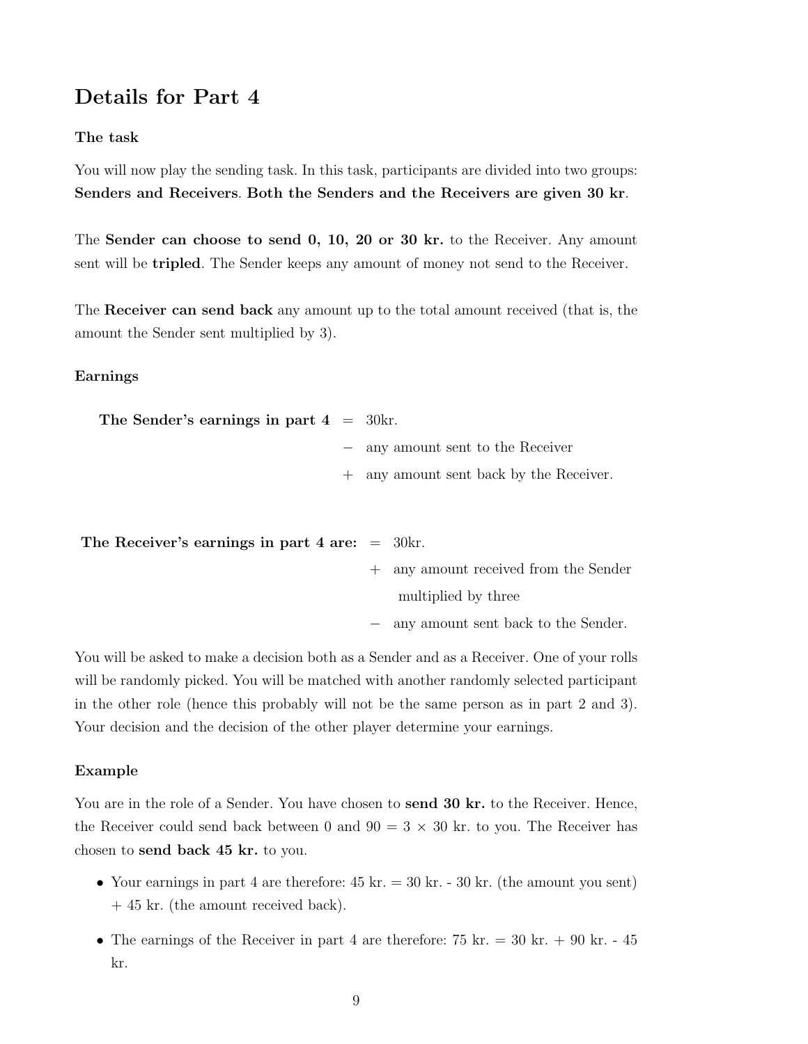## Details for Part 4

**The task**

You will now play the sending task. In this task, participants are divided into two groups: **Senders and Receivers**. **Both the Senders and the Receivers are given 30 kr**.

The **Sender can choose to send 0, 10, 20 or 30 kr.** to the Receiver. Any amount sent will be **tripled**. The Sender keeps any amount of money not send to the Receiver.

The **Receiver can send back** any amount up to the total amount received (that is, the amount the Sender sent multiplied by 3).

**Earnings**

| | | |
|---|---|---|
| **The Sender's earnings in part 4** | = | 30kr. |
| | − | any amount sent to the Receiver |
| | + | any amount sent back by the Receiver. |

| | | |
|---|---|---|
| **The Receiver's earnings in part 4 are:** | = | 30kr. |
| | + | any amount received from the Sender multiplied by three |
| | − | any amount sent back to the Sender. |

You will be asked to make a decision both as a Sender and as a Receiver. One of your rolls will be randomly picked. You will be matched with another randomly selected participant in the other role (hence this probably will not be the same person as in part 2 and 3). Your decision and the decision of the other player determine your earnings.

**Example**

You are in the role of a Sender. You have chosen to **send 30 kr.** to the Receiver. Hence, the Receiver could send back between 0 and 90 = 3 × 30 kr. to you. The Receiver has chosen to **send back 45 kr.** to you.

- Your earnings in part 4 are therefore: 45 kr. = 30 kr. - 30 kr. (the amount you sent) + 45 kr. (the amount received back).
- The earnings of the Receiver in part 4 are therefore: 75 kr. = 30 kr. + 90 kr. - 45 kr.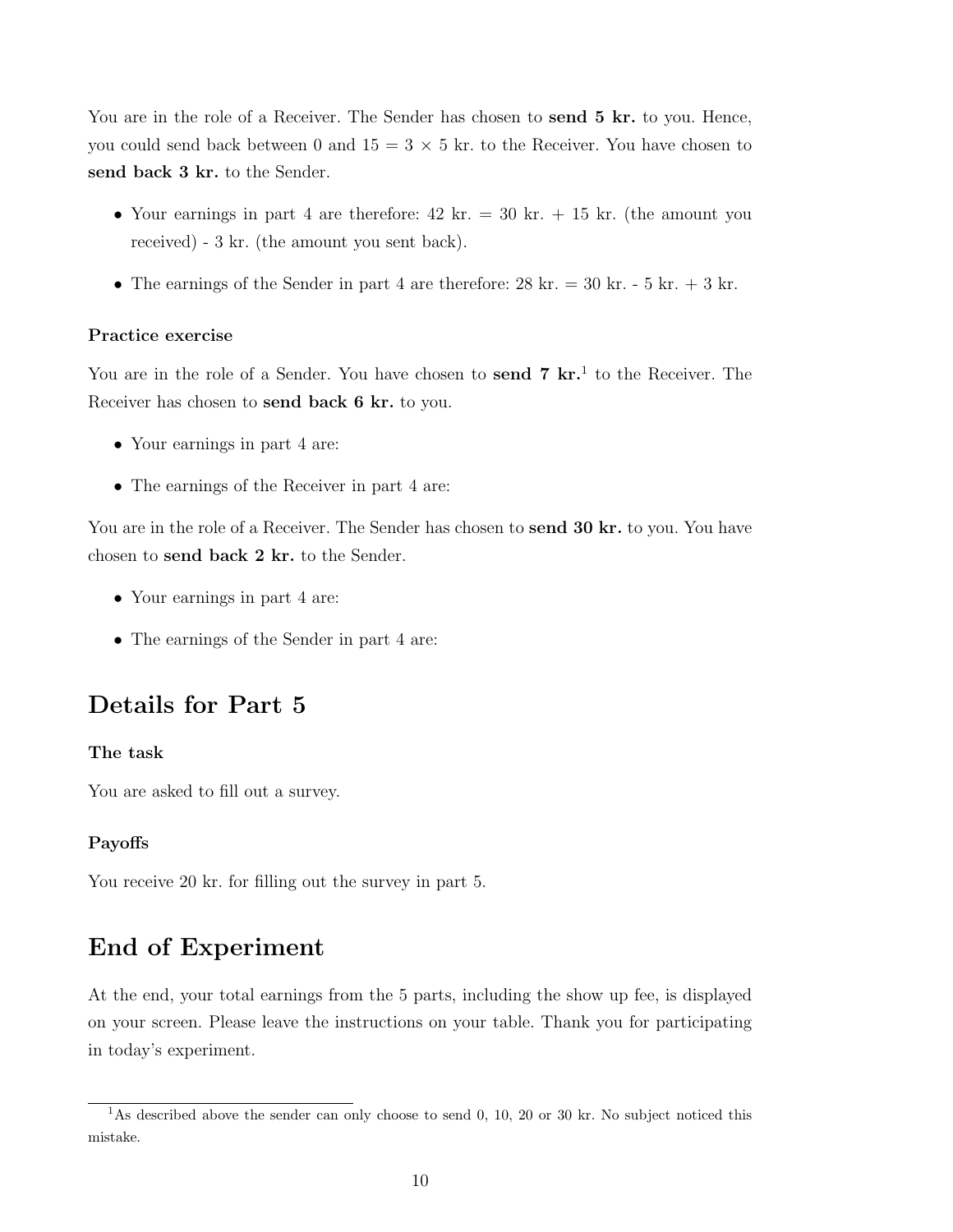You are in the role of a Receiver. The Sender has chosen to **send 5 kr.** to you. Hence, you could send back between 0 and $15 = 3 \times 5$ kr. to the Receiver. You have chosen to **send back 3 kr.** to the Sender.

- Your earnings in part 4 are therefore: 42 kr. = 30 kr. + 15 kr. (the amount you received) - 3 kr. (the amount you sent back).
- The earnings of the Sender in part 4 are therefore: 28 kr. = 30 kr. - 5 kr. + 3 kr.

#### Practice exercise

You are in the role of a Sender. You have chosen to **send 7 kr.**[1] to the Receiver. The Receiver has chosen to **send back 6 kr.** to you.

- Your earnings in part 4 are:
- The earnings of the Receiver in part 4 are:

You are in the role of a Receiver. The Sender has chosen to **send 30 kr.** to you. You have chosen to **send back 2 kr.** to the Sender.

- Your earnings in part 4 are:
- The earnings of the Sender in part 4 are:

## Details for Part 5

#### The task

You are asked to fill out a survey.

#### Payoffs

You receive 20 kr. for filling out the survey in part 5.

## End of Experiment

At the end, your total earnings from the 5 parts, including the show up fee, is displayed on your screen. Please leave the instructions on your table. Thank you for participating in today's experiment.

---

[1] As described above the sender can only choose to send 0, 10, 20 or 30 kr. No subject noticed this mistake.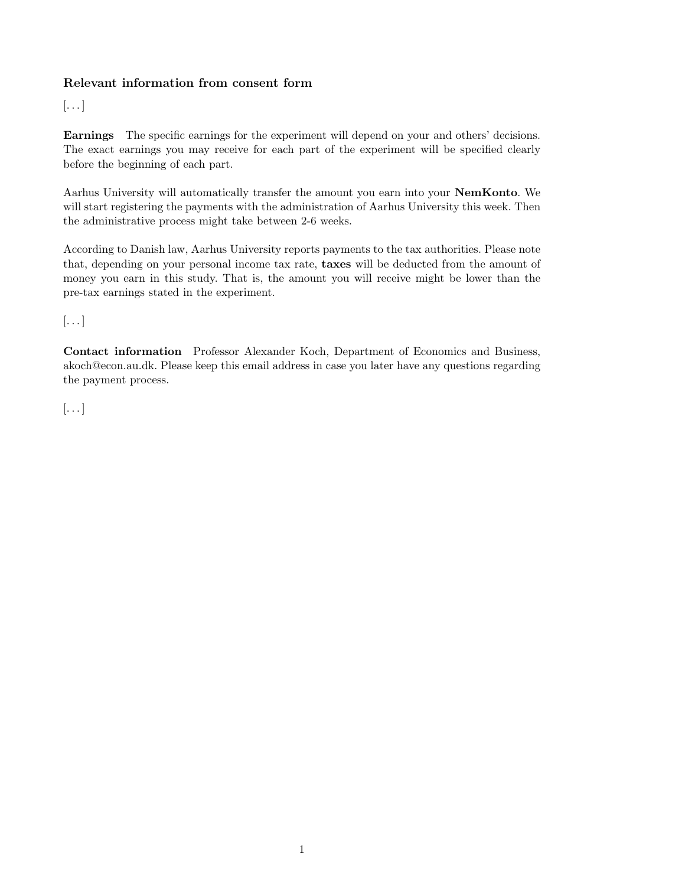### Relevant information from consent form

[...]

**Earnings** The specific earnings for the experiment will depend on your and others' decisions. The exact earnings you may receive for each part of the experiment will be specified clearly before the beginning of each part.

Aarhus University will automatically transfer the amount you earn into your **NemKonto**. We will start registering the payments with the administration of Aarhus University this week. Then the administrative process might take between 2-6 weeks.

According to Danish law, Aarhus University reports payments to the tax authorities. Please note that, depending on your personal income tax rate, **taxes** will be deducted from the amount of money you earn in this study. That is, the amount you will receive might be lower than the pre-tax earnings stated in the experiment.

[...]

**Contact information** Professor Alexander Koch, Department of Economics and Business, akoch@econ.au.dk. Please keep this email address in case you later have any questions regarding the payment process.

[...]